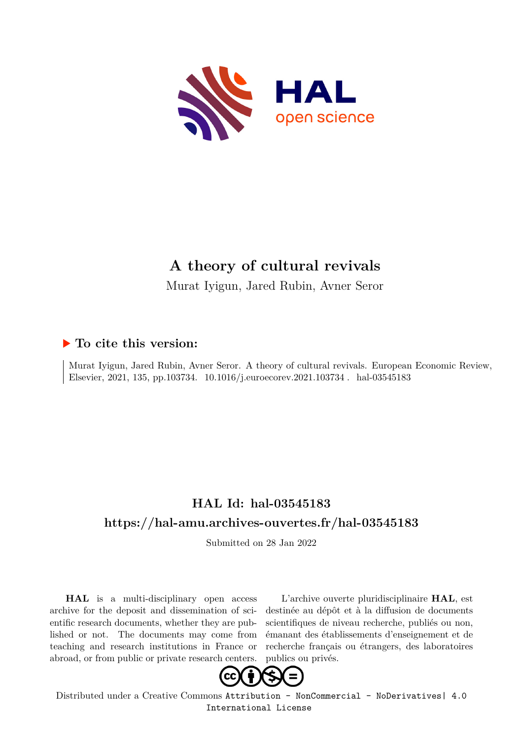# A theory of cultural revivals

Murat Iyigun, Jared Rubin, Avner Seror

## ▶ To cite this version:

Murat Iyigun, Jared Rubin, Avner Seror. A theory of cultural revivals. European Economic Review, Elsevier, 2021, 135, pp.103734. 10.1016/j.euroecorev.2021.103734 . hal-03545183

## HAL Id: hal-03545183

## https://hal-amu.archives-ouvertes.fr/hal-03545183

Submitted on 28 Jan 2022

**HAL** is a multi-disciplinary open access archive for the deposit and dissemination of scientific research documents, whether they are published or not. The documents may come from teaching and research institutions in France or abroad, or from public or private research centers.

L'archive ouverte pluridisciplinaire **HAL**, est destinée au dépôt et à la diffusion de documents scientifiques de niveau recherche, publiés ou non, émanant des établissements d'enseignement et de recherche français ou étrangers, des laboratoires publics ou privés.

Distributed under a Creative Commons Attribution - NonCommercial - NoDerivatives| 4.0 International License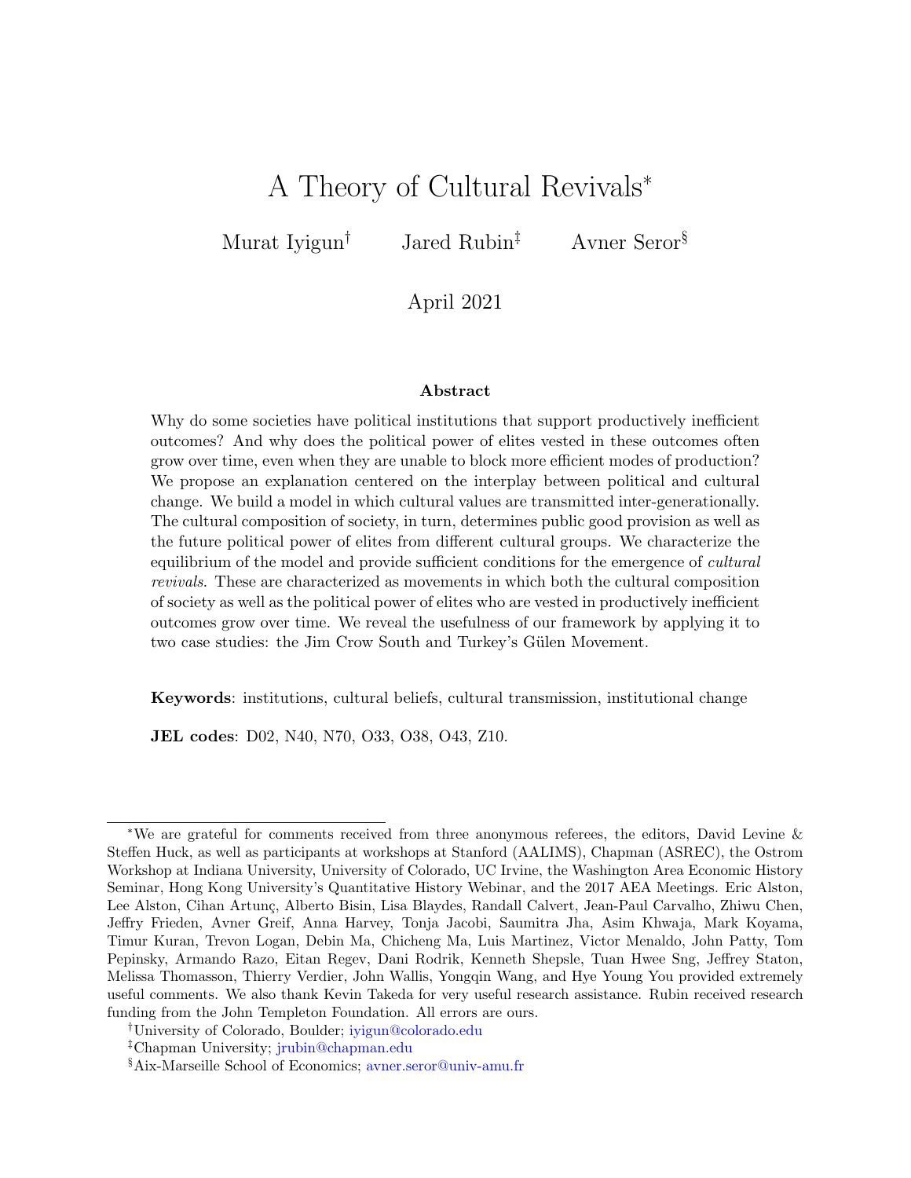# A Theory of Cultural Revivals*

Murat Iyigun[†] Jared Rubin[‡] Avner Seror[§]

April 2021

## Abstract

Why do some societies have political institutions that support productively inefficient outcomes? And why does the political power of elites vested in these outcomes often grow over time, even when they are unable to block more efficient modes of production? We propose an explanation centered on the interplay between political and cultural change. We build a model in which cultural values are transmitted inter-generationally. The cultural composition of society, in turn, determines public good provision as well as the future political power of elites from different cultural groups. We characterize the equilibrium of the model and provide sufficient conditions for the emergence of *cultural revivals*. These are characterized as movements in which both the cultural composition of society as well as the political power of elites who are vested in productively inefficient outcomes grow over time. We reveal the usefulness of our framework by applying it to two case studies: the Jim Crow South and Turkey's Gülen Movement.

**Keywords**: institutions, cultural beliefs, cultural transmission, institutional change

**JEL codes**: D02, N40, N70, O33, O38, O43, Z10.

---

*We are grateful for comments received from three anonymous referees, the editors, David Levine & Steffen Huck, as well as participants at workshops at Stanford (AALIMS), Chapman (ASREC), the Ostrom Workshop at Indiana University, University of Colorado, UC Irvine, the Washington Area Economic History Seminar, Hong Kong University's Quantitative History Webinar, and the 2017 AEA Meetings. Eric Alston, Lee Alston, Cihan Artunç, Alberto Bisin, Lisa Blaydes, Randall Calvert, Jean-Paul Carvalho, Zhiwu Chen, Jeffry Frieden, Avner Greif, Anna Harvey, Tonja Jacobi, Saumitra Jha, Asim Khwaja, Mark Koyama, Timur Kuran, Trevon Logan, Debin Ma, Chicheng Ma, Luis Martinez, Victor Menaldo, John Patty, Tom Pepinsky, Armando Razo, Eitan Regev, Dani Rodrik, Kenneth Shepsle, Tuan Hwee Sng, Jeffrey Staton, Melissa Thomasson, Thierry Verdier, John Wallis, Yongqin Wang, and Hye Young You provided extremely useful comments. We also thank Kevin Takeda for very useful research assistance. Rubin received research funding from the John Templeton Foundation. All errors are ours.

[†]University of Colorado, Boulder; iyigun@colorado.edu

[‡]Chapman University; jrubin@chapman.edu

[§]Aix-Marseille School of Economics; avner.seror@univ-amu.fr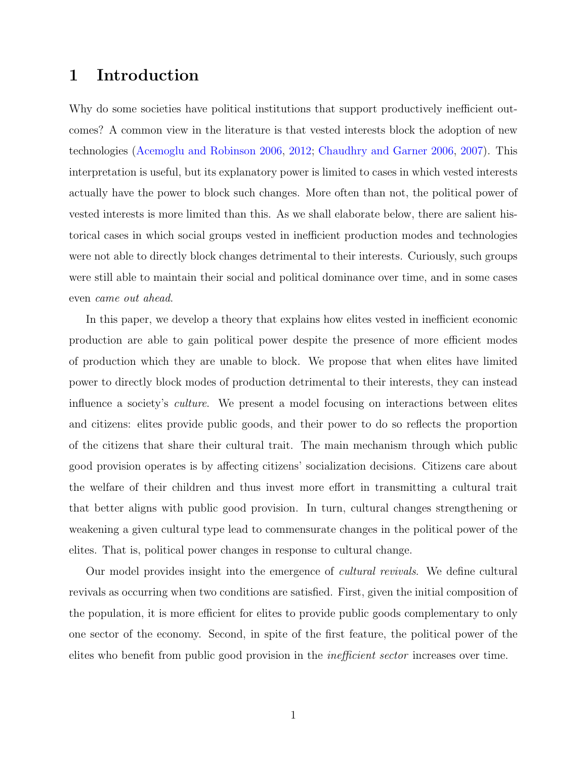# 1 Introduction

Why do some societies have political institutions that support productively inefficient outcomes? A common view in the literature is that vested interests block the adoption of new technologies (Acemoglu and Robinson 2006, 2012; Chaudhry and Garner 2006, 2007). This interpretation is useful, but its explanatory power is limited to cases in which vested interests actually have the power to block such changes. More often than not, the political power of vested interests is more limited than this. As we shall elaborate below, there are salient historical cases in which social groups vested in inefficient production modes and technologies were not able to directly block changes detrimental to their interests. Curiously, such groups were still able to maintain their social and political dominance over time, and in some cases even *came out ahead*.

In this paper, we develop a theory that explains how elites vested in inefficient economic production are able to gain political power despite the presence of more efficient modes of production which they are unable to block. We propose that when elites have limited power to directly block modes of production detrimental to their interests, they can instead influence a society's *culture*. We present a model focusing on interactions between elites and citizens: elites provide public goods, and their power to do so reflects the proportion of the citizens that share their cultural trait. The main mechanism through which public good provision operates is by affecting citizens' socialization decisions. Citizens care about the welfare of their children and thus invest more effort in transmitting a cultural trait that better aligns with public good provision. In turn, cultural changes strengthening or weakening a given cultural type lead to commensurate changes in the political power of the elites. That is, political power changes in response to cultural change.

Our model provides insight into the emergence of *cultural revivals*. We define cultural revivals as occurring when two conditions are satisfied. First, given the initial composition of the population, it is more efficient for elites to provide public goods complementary to only one sector of the economy. Second, in spite of the first feature, the political power of the elites who benefit from public good provision in the *inefficient sector* increases over time.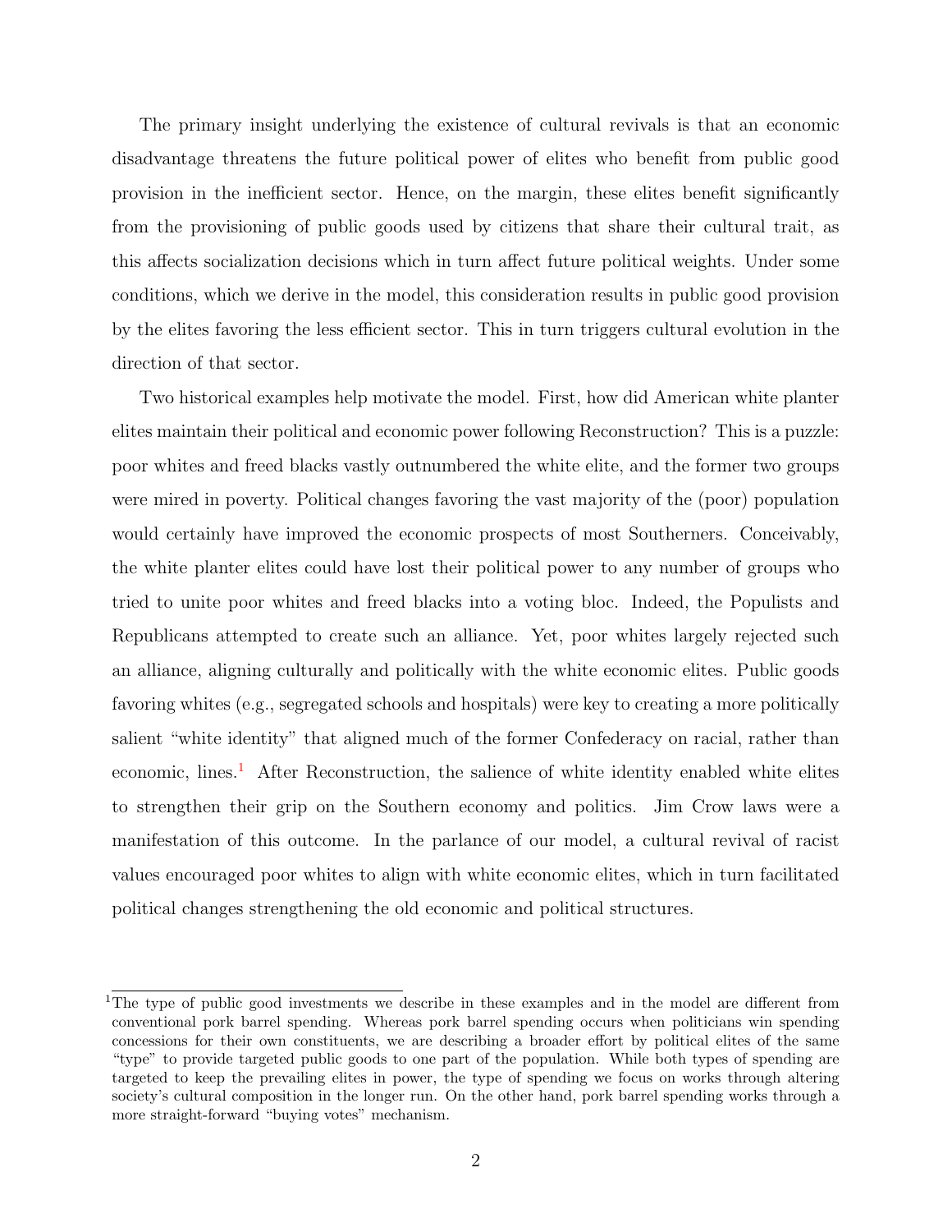The primary insight underlying the existence of cultural revivals is that an economic disadvantage threatens the future political power of elites who benefit from public good provision in the inefficient sector. Hence, on the margin, these elites benefit significantly from the provisioning of public goods used by citizens that share their cultural trait, as this affects socialization decisions which in turn affect future political weights. Under some conditions, which we derive in the model, this consideration results in public good provision by the elites favoring the less efficient sector. This in turn triggers cultural evolution in the direction of that sector.

Two historical examples help motivate the model. First, how did American white planter elites maintain their political and economic power following Reconstruction? This is a puzzle: poor whites and freed blacks vastly outnumbered the white elite, and the former two groups were mired in poverty. Political changes favoring the vast majority of the (poor) population would certainly have improved the economic prospects of most Southerners. Conceivably, the white planter elites could have lost their political power to any number of groups who tried to unite poor whites and freed blacks into a voting bloc. Indeed, the Populists and Republicans attempted to create such an alliance. Yet, poor whites largely rejected such an alliance, aligning culturally and politically with the white economic elites. Public goods favoring whites (e.g., segregated schools and hospitals) were key to creating a more politically salient "white identity" that aligned much of the former Confederacy on racial, rather than economic, lines.[1] After Reconstruction, the salience of white identity enabled white elites to strengthen their grip on the Southern economy and politics. Jim Crow laws were a manifestation of this outcome. In the parlance of our model, a cultural revival of racist values encouraged poor whites to align with white economic elites, which in turn facilitated political changes strengthening the old economic and political structures.

[1] The type of public good investments we describe in these examples and in the model are different from conventional pork barrel spending. Whereas pork barrel spending occurs when politicians win spending concessions for their own constituents, we are describing a broader effort by political elites of the same "type" to provide targeted public goods to one part of the population. While both types of spending are targeted to keep the prevailing elites in power, the type of spending we focus on works through altering society's cultural composition in the longer run. On the other hand, pork barrel spending works through a more straight-forward "buying votes" mechanism.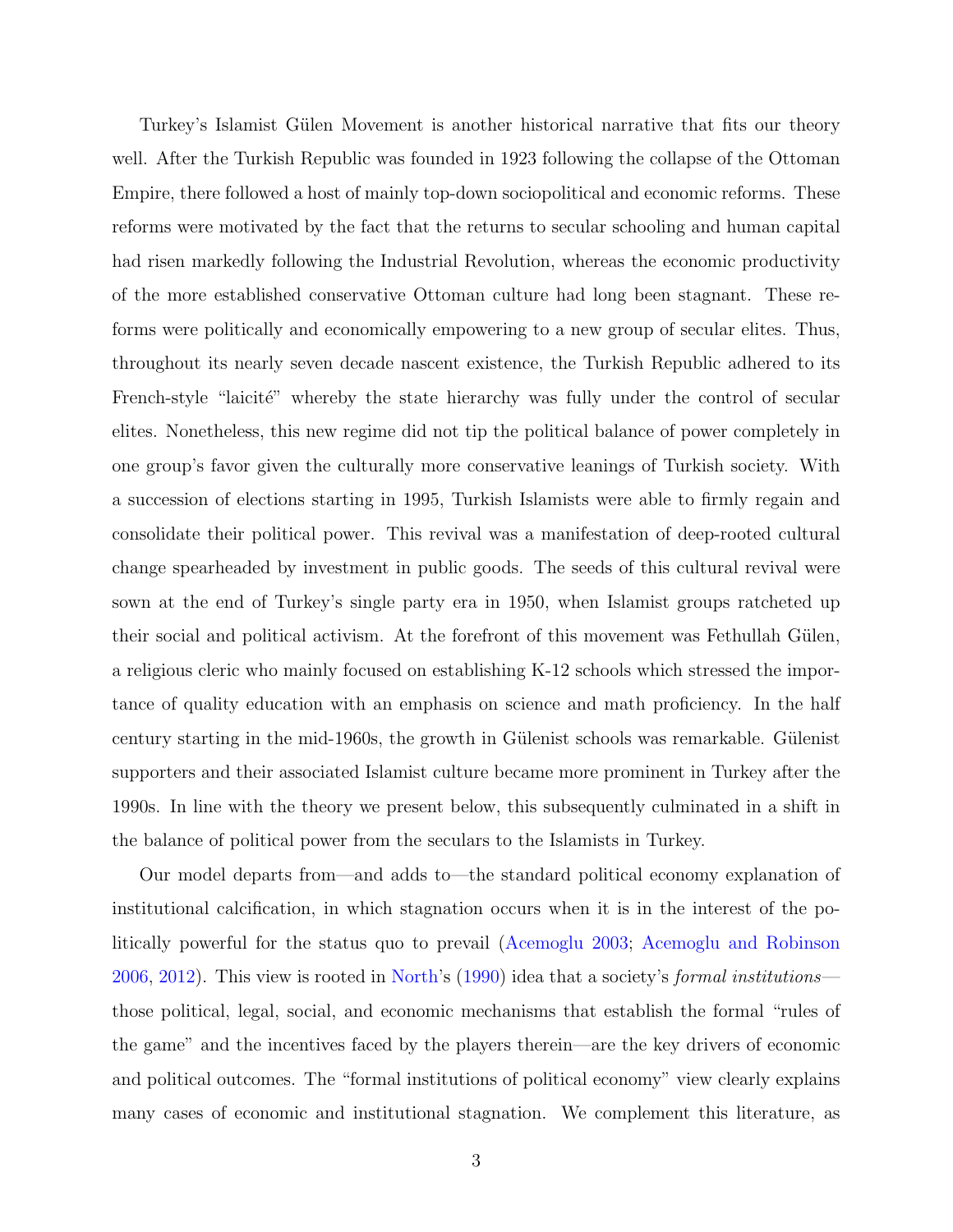Turkey's Islamist Gülen Movement is another historical narrative that fits our theory well. After the Turkish Republic was founded in 1923 following the collapse of the Ottoman Empire, there followed a host of mainly top-down sociopolitical and economic reforms. These reforms were motivated by the fact that the returns to secular schooling and human capital had risen markedly following the Industrial Revolution, whereas the economic productivity of the more established conservative Ottoman culture had long been stagnant. These reforms were politically and economically empowering to a new group of secular elites. Thus, throughout its nearly seven decade nascent existence, the Turkish Republic adhered to its French-style "laicité" whereby the state hierarchy was fully under the control of secular elites. Nonetheless, this new regime did not tip the political balance of power completely in one group's favor given the culturally more conservative leanings of Turkish society. With a succession of elections starting in 1995, Turkish Islamists were able to firmly regain and consolidate their political power. This revival was a manifestation of deep-rooted cultural change spearheaded by investment in public goods. The seeds of this cultural revival were sown at the end of Turkey's single party era in 1950, when Islamist groups ratcheted up their social and political activism. At the forefront of this movement was Fethullah Gülen, a religious cleric who mainly focused on establishing K-12 schools which stressed the importance of quality education with an emphasis on science and math proficiency. In the half century starting in the mid-1960s, the growth in Gülenist schools was remarkable. Gülenist supporters and their associated Islamist culture became more prominent in Turkey after the 1990s. In line with the theory we present below, this subsequently culminated in a shift in the balance of political power from the seculars to the Islamists in Turkey.

Our model departs from—and adds to—the standard political economy explanation of institutional calcification, in which stagnation occurs when it is in the interest of the politically powerful for the status quo to prevail (Acemoglu 2003; Acemoglu and Robinson 2006, 2012). This view is rooted in North's (1990) idea that a society's *formal institutions*—those political, legal, social, and economic mechanisms that establish the formal "rules of the game" and the incentives faced by the players therein—are the key drivers of economic and political outcomes. The "formal institutions of political economy" view clearly explains many cases of economic and institutional stagnation. We complement this literature, as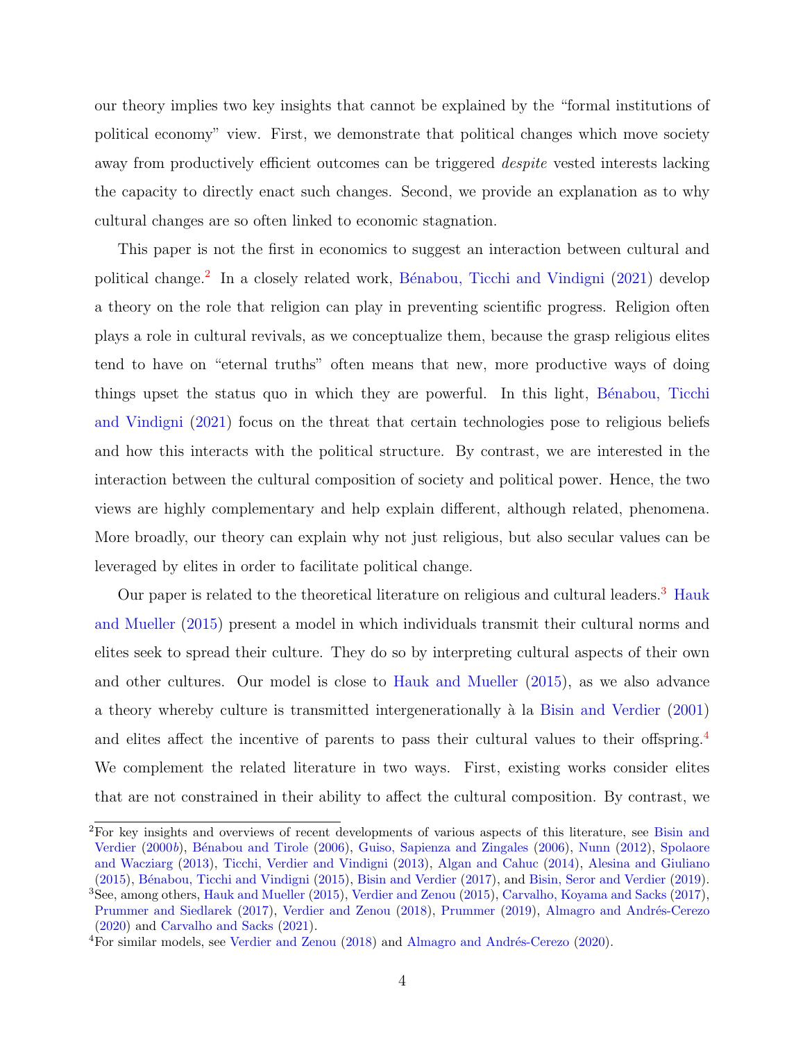our theory implies two key insights that cannot be explained by the "formal institutions of political economy" view. First, we demonstrate that political changes which move society away from productively efficient outcomes can be triggered *despite* vested interests lacking the capacity to directly enact such changes. Second, we provide an explanation as to why cultural changes are so often linked to economic stagnation.

This paper is not the first in economics to suggest an interaction between cultural and political change.[2] In a closely related work, Bénabou, Ticchi and Vindigni (2021) develop a theory on the role that religion can play in preventing scientific progress. Religion often plays a role in cultural revivals, as we conceptualize them, because the grasp religious elites tend to have on "eternal truths" often means that new, more productive ways of doing things upset the status quo in which they are powerful. In this light, Bénabou, Ticchi and Vindigni (2021) focus on the threat that certain technologies pose to religious beliefs and how this interacts with the political structure. By contrast, we are interested in the interaction between the cultural composition of society and political power. Hence, the two views are highly complementary and help explain different, although related, phenomena. More broadly, our theory can explain why not just religious, but also secular values can be leveraged by elites in order to facilitate political change.

Our paper is related to the theoretical literature on religious and cultural leaders.[3] Hauk and Mueller (2015) present a model in which individuals transmit their cultural norms and elites seek to spread their culture. They do so by interpreting cultural aspects of their own and other cultures. Our model is close to Hauk and Mueller (2015), as we also advance a theory whereby culture is transmitted intergenerationally à la Bisin and Verdier (2001) and elites affect the incentive of parents to pass their cultural values to their offspring.[4] We complement the related literature in two ways. First, existing works consider elites that are not constrained in their ability to affect the cultural composition. By contrast, we

[2] For key insights and overviews of recent developments of various aspects of this literature, see Bisin and Verdier (2000*b*), Bénabou and Tirole (2006), Guiso, Sapienza and Zingales (2006), Nunn (2012), Spolaore and Wacziarg (2013), Ticchi, Verdier and Vindigni (2013), Algan and Cahuc (2014), Alesina and Giuliano (2015), Bénabou, Ticchi and Vindigni (2015), Bisin and Verdier (2017), and Bisin, Seror and Verdier (2019).

[3] See, among others, Hauk and Mueller (2015), Verdier and Zenou (2015), Carvalho, Koyama and Sacks (2017), Prummer and Siedlarek (2017), Verdier and Zenou (2018), Prummer (2019), Almagro and Andrés-Cerezo (2020) and Carvalho and Sacks (2021).

[4] For similar models, see Verdier and Zenou (2018) and Almagro and Andrés-Cerezo (2020).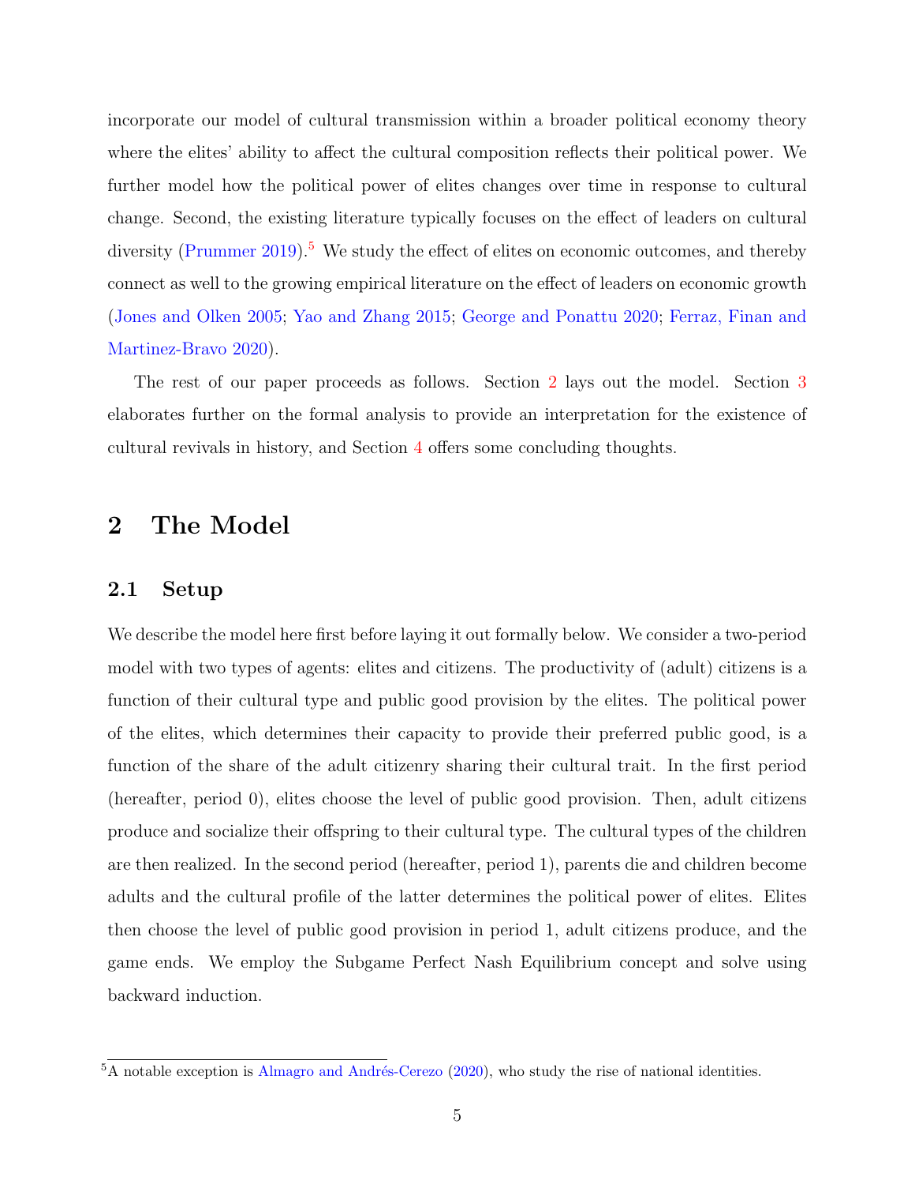incorporate our model of cultural transmission within a broader political economy theory where the elites' ability to affect the cultural composition reflects their political power. We further model how the political power of elites changes over time in response to cultural change. Second, the existing literature typically focuses on the effect of leaders on cultural diversity (Prummer 2019).[5] We study the effect of elites on economic outcomes, and thereby connect as well to the growing empirical literature on the effect of leaders on economic growth (Jones and Olken 2005; Yao and Zhang 2015; George and Ponattu 2020; Ferraz, Finan and Martinez-Bravo 2020).

The rest of our paper proceeds as follows. Section 2 lays out the model. Section 3 elaborates further on the formal analysis to provide an interpretation for the existence of cultural revivals in history, and Section 4 offers some concluding thoughts.

# 2 The Model

## 2.1 Setup

We describe the model here first before laying it out formally below. We consider a two-period model with two types of agents: elites and citizens. The productivity of (adult) citizens is a function of their cultural type and public good provision by the elites. The political power of the elites, which determines their capacity to provide their preferred public good, is a function of the share of the adult citizenry sharing their cultural trait. In the first period (hereafter, period 0), elites choose the level of public good provision. Then, adult citizens produce and socialize their offspring to their cultural type. The cultural types of the children are then realized. In the second period (hereafter, period 1), parents die and children become adults and the cultural profile of the latter determines the political power of elites. Elites then choose the level of public good provision in period 1, adult citizens produce, and the game ends. We employ the Subgame Perfect Nash Equilibrium concept and solve using backward induction.

[5] A notable exception is Almagro and Andrés-Cerezo (2020), who study the rise of national identities.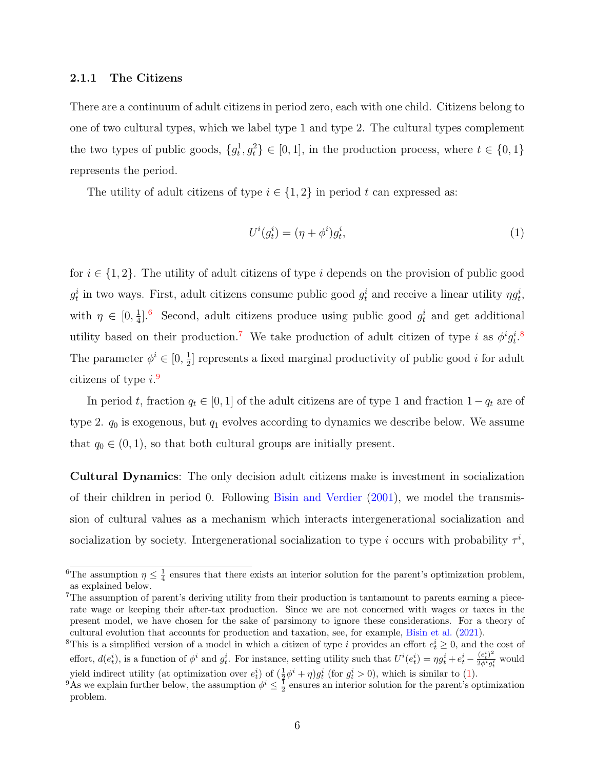### 2.1.1 The Citizens

There are a continuum of adult citizens in period zero, each with one child. Citizens belong to one of two cultural types, which we label type 1 and type 2. The cultural types complement the two types of public goods, $\{g^1_t, g^2_t\} \in [0, 1]$, in the production process, where $t \in \{0, 1\}$ represents the period.

The utility of adult citizens of type $i \in \{1, 2\}$ in period $t$ can expressed as:

$$U^i(g^i_t) = (\eta + \phi^i)g^i_t, \tag{1}$$

for $i \in \{1, 2\}$. The utility of adult citizens of type $i$ depends on the provision of public good $g^i_t$ in two ways. First, adult citizens consume public good $g^i_t$ and receive a linear utility $\eta g^i_t$, with $\eta \in [0, \frac{1}{4}]$.[6] Second, adult citizens produce using public good $g^i_t$ and get additional utility based on their production.[7] We take production of adult citizen of type $i$ as $\phi^i g^i_t$.[8] The parameter $\phi^i \in [0, \frac{1}{2}]$ represents a fixed marginal productivity of public good $i$ for adult citizens of type $i$.[9]

In period $t$, fraction $q_t \in [0, 1]$ of the adult citizens are of type 1 and fraction $1 - q_t$ are of type 2. $q_0$ is exogenous, but $q_1$ evolves according to dynamics we describe below. We assume that $q_0 \in (0, 1)$, so that both cultural groups are initially present.

**Cultural Dynamics**: The only decision adult citizens make is investment in socialization of their children in period 0. Following Bisin and Verdier (2001), we model the transmission of cultural values as a mechanism which interacts intergenerational socialization and socialization by society. Intergenerational socialization to type $i$ occurs with probability $\tau^i$,

[6] The assumption $\eta \leq \frac{1}{4}$ ensures that there exists an interior solution for the parent's optimization problem, as explained below.

[7] The assumption of parent's deriving utility from their production is tantamount to parents earning a piece-rate wage or keeping their after-tax production. Since we are not concerned with wages or taxes in the present model, we have chosen for the sake of parsimony to ignore these considerations. For a theory of cultural evolution that accounts for production and taxation, see, for example, Bisin et al. (2021).

[8] This is a simplified version of a model in which a citizen of type $i$ provides an effort $e^i_t \geq 0$, and the cost of effort, $d(e^i_t)$, is a function of $\phi^i$ and $g^i_t$. For instance, setting utility such that $U^i(e^i_t) = \eta g^i_t + e^i_t - \frac{(e^i_t)^2}{2\phi^i g^i_t}$ would yield indirect utility (at optimization over $e^i_t$) of $(\frac{1}{2}\phi^i + \eta)g^i_t$ (for $g^i_t > 0$), which is similar to (1).

[9] As we explain further below, the assumption $\phi^i \leq \frac{1}{2}$ ensures an interior solution for the parent's optimization problem.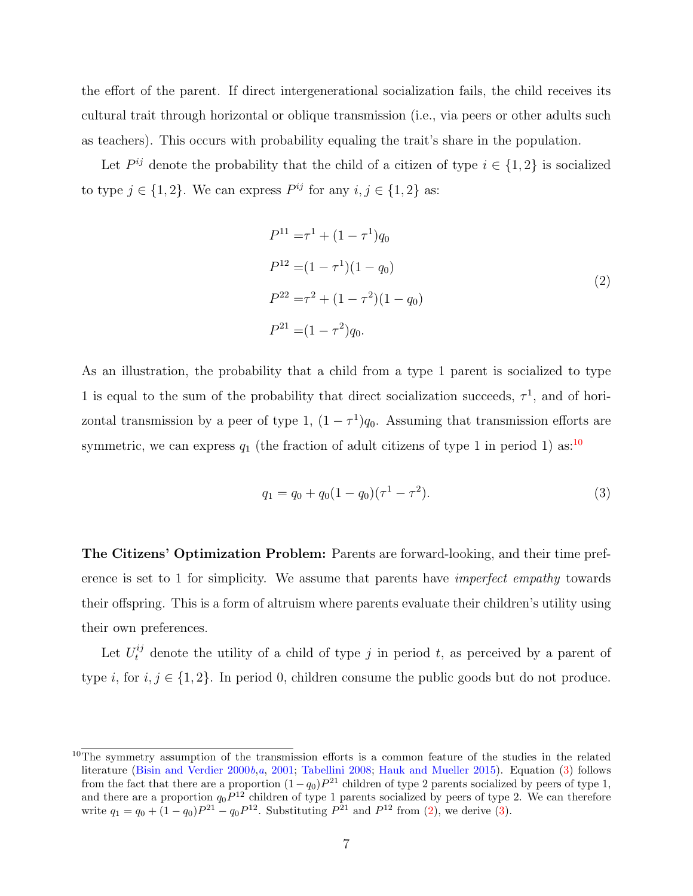the effort of the parent. If direct intergenerational socialization fails, the child receives its cultural trait through horizontal or oblique transmission (i.e., via peers or other adults such as teachers). This occurs with probability equaling the trait's share in the population.

Let $P^{ij}$ denote the probability that the child of a citizen of type $i \in \{1, 2\}$ is socialized to type $j \in \{1, 2\}$. We can express $P^{ij}$ for any $i, j \in \{1, 2\}$ as:

$$
\begin{aligned}
P^{11} &= \tau^1 + (1 - \tau^1)q_0 \\
P^{12} &= (1 - \tau^1)(1 - q_0) \\
P^{22} &= \tau^2 + (1 - \tau^2)(1 - q_0) \\
P^{21} &= (1 - \tau^2)q_0.
\end{aligned}
\tag{2}
$$

As an illustration, the probability that a child from a type 1 parent is socialized to type 1 is equal to the sum of the probability that direct socialization succeeds, $\tau^1$, and of horizontal transmission by a peer of type 1, $(1 - \tau^1)q_0$. Assuming that transmission efforts are symmetric, we can express $q_1$ (the fraction of adult citizens of type 1 in period 1) as:[10]

$$
q_1 = q_0 + q_0(1 - q_0)(\tau^1 - \tau^2). \tag{3}
$$

**The Citizens' Optimization Problem:** Parents are forward-looking, and their time preference is set to 1 for simplicity. We assume that parents have *imperfect empathy* towards their offspring. This is a form of altruism where parents evaluate their children's utility using their own preferences.

Let $U_t^{ij}$ denote the utility of a child of type $j$ in period $t$, as perceived by a parent of type $i$, for $i, j \in \{1, 2\}$. In period 0, children consume the public goods but do not produce.

[10] The symmetry assumption of the transmission efforts is a common feature of the studies in the related literature (Bisin and Verdier 2000*b*,*a*, 2001; Tabellini 2008; Hauk and Mueller 2015). Equation (3) follows from the fact that there are a proportion $(1 - q_0)P^{21}$ children of type 2 parents socialized by peers of type 1, and there are a proportion $q_0 P^{12}$ children of type 1 parents socialized by peers of type 2. We can therefore write $q_1 = q_0 + (1 - q_0)P^{21} - q_0 P^{12}$. Substituting $P^{21}$ and $P^{12}$ from (2), we derive (3).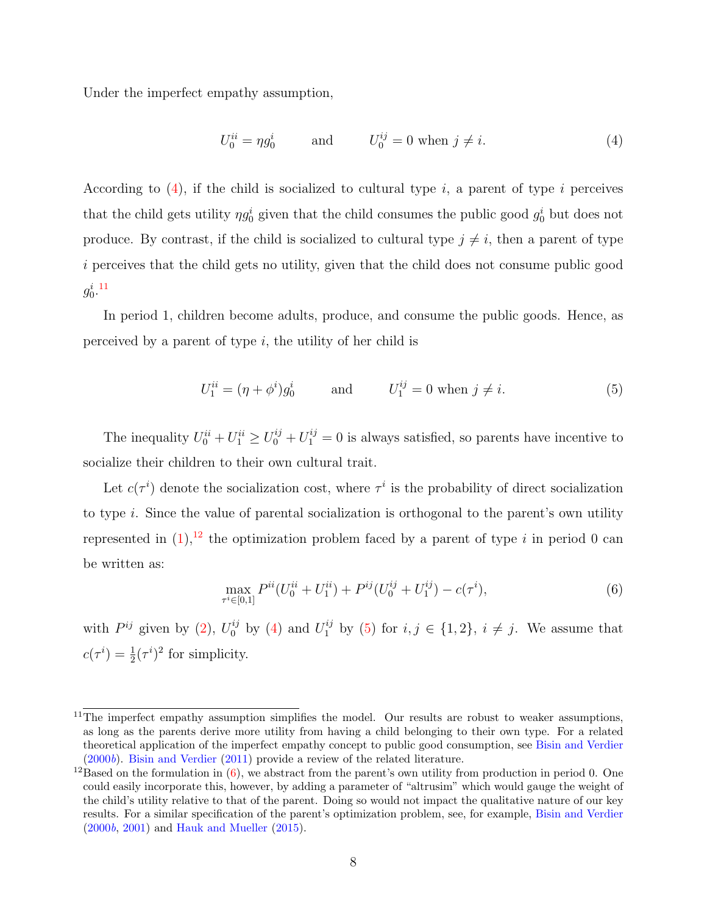Under the imperfect empathy assumption,

$$U_0^{ii} = \eta g_0^i \qquad \text{and} \qquad U_0^{ij} = 0 \text{ when } j \neq i. \tag{4}$$

According to (4), if the child is socialized to cultural type $i$, a parent of type $i$ perceives that the child gets utility $\eta g_0^i$ given that the child consumes the public good $g_0^i$ but does not produce. By contrast, if the child is socialized to cultural type $j \neq i$, then a parent of type $i$ perceives that the child gets no utility, given that the child does not consume public good $g_0^i$.[11]

In period 1, children become adults, produce, and consume the public goods. Hence, as perceived by a parent of type $i$, the utility of her child is

$$U_1^{ii} = (\eta + \phi^i) g_0^i \qquad \text{and} \qquad U_1^{ij} = 0 \text{ when } j \neq i. \tag{5}$$

The inequality $U_0^{ii} + U_1^{ii} \geq U_0^{ij} + U_1^{ij} = 0$ is always satisfied, so parents have incentive to socialize their children to their own cultural trait.

Let $c(\tau^i)$ denote the socialization cost, where $\tau^i$ is the probability of direct socialization to type $i$. Since the value of parental socialization is orthogonal to the parent's own utility represented in (1),[12] the optimization problem faced by a parent of type $i$ in period 0 can be written as:

$$\max_{\tau^i \in [0,1]} P^{ii}(U_0^{ii} + U_1^{ii}) + P^{ij}(U_0^{ij} + U_1^{ij}) - c(\tau^i), \tag{6}$$

with $P^{ij}$ given by (2), $U_0^{ij}$ by (4) and $U_1^{ij}$ by (5) for $i, j \in \{1, 2\}$, $i \neq j$. We assume that $c(\tau^i) = \frac{1}{2}(\tau^i)^2$ for simplicity.

---

[11] The imperfect empathy assumption simplifies the model. Our results are robust to weaker assumptions, as long as the parents derive more utility from having a child belonging to their own type. For a related theoretical application of the imperfect empathy concept to public good consumption, see Bisin and Verdier (2000*b*). Bisin and Verdier (2011) provide a review of the related literature.

[12] Based on the formulation in (6), we abstract from the parent's own utility from production in period 0. One could easily incorporate this, however, by adding a parameter of "altrusim" which would gauge the weight of the child's utility relative to that of the parent. Doing so would not impact the qualitative nature of our key results. For a similar specification of the parent's optimization problem, see, for example, Bisin and Verdier (2000*b*, 2001) and Hauk and Mueller (2015).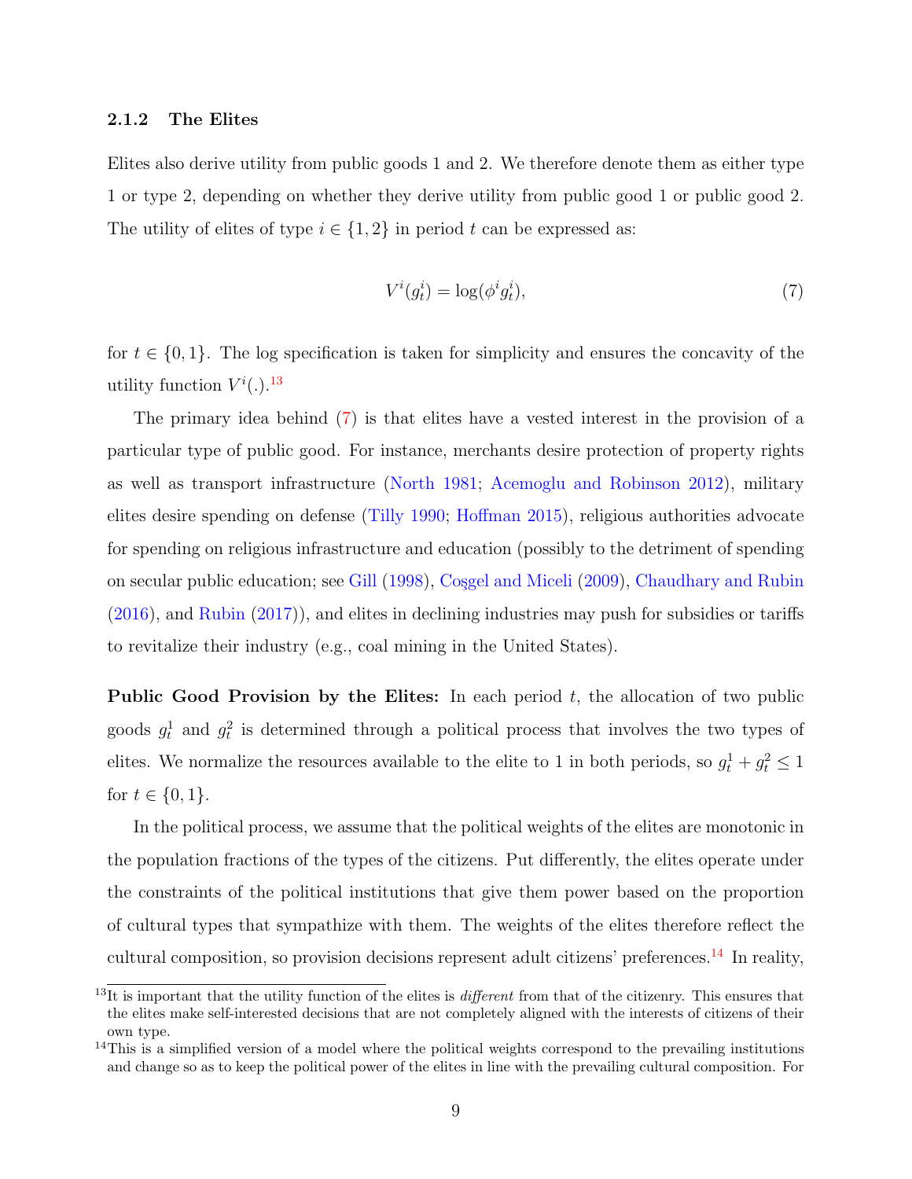### 2.1.2 The Elites

Elites also derive utility from public goods 1 and 2. We therefore denote them as either type 1 or type 2, depending on whether they derive utility from public good 1 or public good 2. The utility of elites of type $i \in \{1, 2\}$ in period $t$ can be expressed as:

$$V^i(g_t^i) = \log(\phi^i g_t^i), \tag{7}$$

for $t \in \{0, 1\}$. The log specification is taken for simplicity and ensures the concavity of the utility function $V^i(.)$.[13]

The primary idea behind (7) is that elites have a vested interest in the provision of a particular type of public good. For instance, merchants desire protection of property rights as well as transport infrastructure (North 1981; Acemoglu and Robinson 2012), military elites desire spending on defense (Tilly 1990; Hoffman 2015), religious authorities advocate for spending on religious infrastructure and education (possibly to the detriment of spending on secular public education; see Gill (1998), Coşgel and Miceli (2009), Chaudhary and Rubin (2016), and Rubin (2017)), and elites in declining industries may push for subsidies or tariffs to revitalize their industry (e.g., coal mining in the United States).

**Public Good Provision by the Elites:** In each period $t$, the allocation of two public goods $g_t^1$ and $g_t^2$ is determined through a political process that involves the two types of elites. We normalize the resources available to the elite to 1 in both periods, so $g_t^1 + g_t^2 \leq 1$ for $t \in \{0, 1\}$.

In the political process, we assume that the political weights of the elites are monotonic in the population fractions of the types of the citizens. Put differently, the elites operate under the constraints of the political institutions that give them power based on the proportion of cultural types that sympathize with them. The weights of the elites therefore reflect the cultural composition, so provision decisions represent adult citizens' preferences.[14] In reality,

[13] It is important that the utility function of the elites is *different* from that of the citizenry. This ensures that the elites make self-interested decisions that are not completely aligned with the interests of citizens of their own type.

[14] This is a simplified version of a model where the political weights correspond to the prevailing institutions and change so as to keep the political power of the elites in line with the prevailing cultural composition. For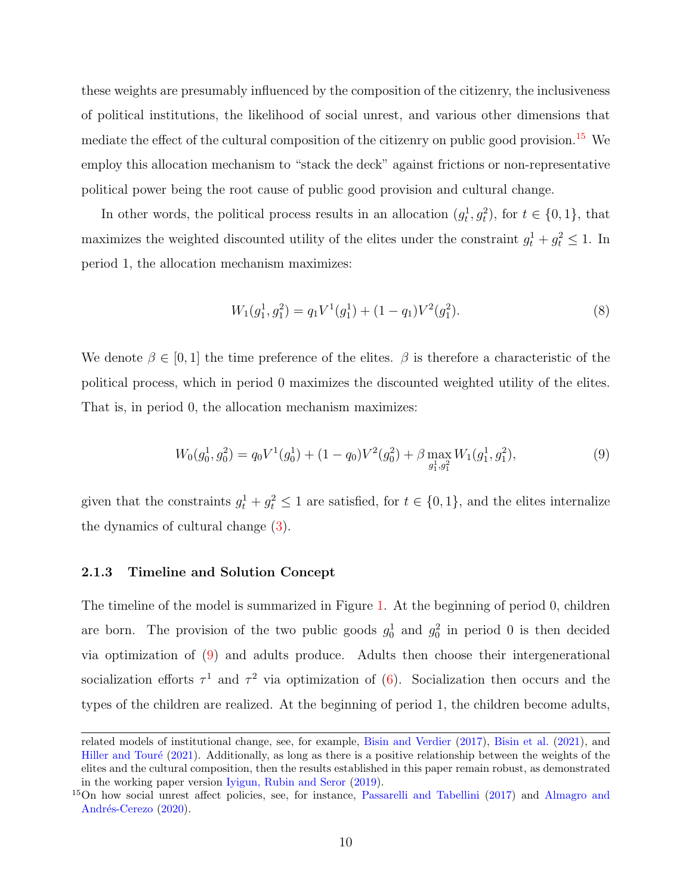these weights are presumably influenced by the composition of the citizenry, the inclusiveness of political institutions, the likelihood of social unrest, and various other dimensions that mediate the effect of the cultural composition of the citizenry on public good provision.[15] We employ this allocation mechanism to "stack the deck" against frictions or non-representative political power being the root cause of public good provision and cultural change.

In other words, the political process results in an allocation $(g_t^1, g_t^2)$, for $t \in \{0, 1\}$, that maximizes the weighted discounted utility of the elites under the constraint $g_t^1 + g_t^2 \leq 1$. In period 1, the allocation mechanism maximizes:

$$W_1(g_1^1, g_1^2) = q_1 V^1(g_1^1) + (1 - q_1) V^2(g_1^2). \tag{8}$$

We denote $\beta \in [0, 1]$ the time preference of the elites. $\beta$ is therefore a characteristic of the political process, which in period 0 maximizes the discounted weighted utility of the elites. That is, in period 0, the allocation mechanism maximizes:

$$W_0(g_0^1, g_0^2) = q_0 V^1(g_0^1) + (1 - q_0) V^2(g_0^2) + \beta \max_{g_1^1, g_1^2} W_1(g_1^1, g_1^2), \tag{9}$$

given that the constraints $g_t^1 + g_t^2 \leq 1$ are satisfied, for $t \in \{0, 1\}$, and the elites internalize the dynamics of cultural change (3).

### 2.1.3 Timeline and Solution Concept

The timeline of the model is summarized in Figure 1. At the beginning of period 0, children are born. The provision of the two public goods $g_0^1$ and $g_0^2$ in period 0 is then decided via optimization of (9) and adults produce. Adults then choose their intergenerational socialization efforts $\tau^1$ and $\tau^2$ via optimization of (6). Socialization then occurs and the types of the children are realized. At the beginning of period 1, the children become adults,

related models of institutional change, see, for example, Bisin and Verdier (2017), Bisin et al. (2021), and Hiller and Touré (2021). Additionally, as long as there is a positive relationship between the weights of the elites and the cultural composition, then the results established in this paper remain robust, as demonstrated in the working paper version Iyigun, Rubin and Seror (2019).

[15] On how social unrest affect policies, see, for instance, Passarelli and Tabellini (2017) and Almagro and Andrés-Cerezo (2020).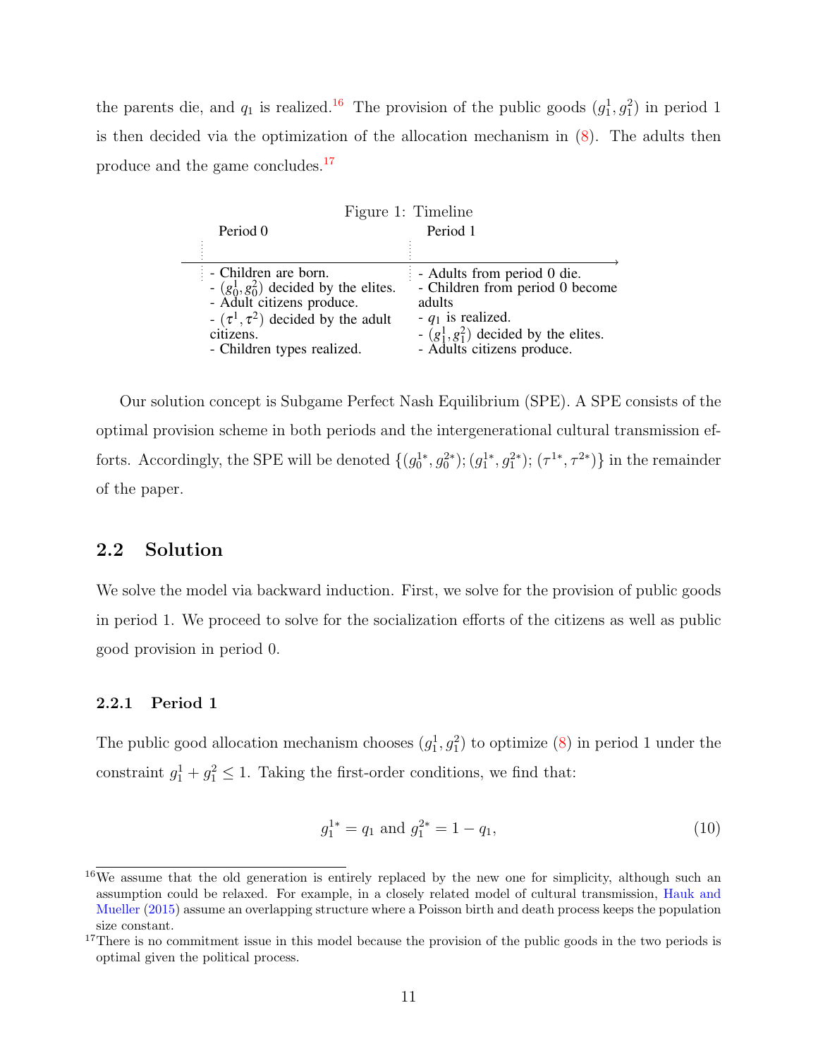the parents die, and $q_1$ is realized.[16] The provision of the public goods $(g_1^1, g_1^2)$ in period 1 is then decided via the optimization of the allocation mechanism in (8). The adults then produce and the game concludes.[17]

Figure 1: Timeline

Period 0

- Children are born.
- $(g_0^1, g_0^2)$ decided by the elites.
- Adult citizens produce.
- $(\tau^1, \tau^2)$ decided by the adult citizens.
- Children types realized.

Period 1

- Adults from period 0 die.
- Children from period 0 become adults
- $q_1$ is realized.
- $(g_1^1, g_1^2)$ decided by the elites.
- Adults citizens produce.

Our solution concept is Subgame Perfect Nash Equilibrium (SPE). A SPE consists of the optimal provision scheme in both periods and the intergenerational cultural transmission efforts. Accordingly, the SPE will be denoted $\{(g_0^{1*}, g_0^{2*}); (g_1^{1*}, g_1^{2*}); (\tau^{1*}, \tau^{2*})\}$ in the remainder of the paper.

## 2.2 Solution

We solve the model via backward induction. First, we solve for the provision of public goods in period 1. We proceed to solve for the socialization efforts of the citizens as well as public good provision in period 0.

### 2.2.1 Period 1

The public good allocation mechanism chooses $(g_1^1, g_1^2)$ to optimize (8) in period 1 under the constraint $g_1^1 + g_1^2 \leq 1$. Taking the first-order conditions, we find that:

$$g_1^{1*} = q_1 \text{ and } g_1^{2*} = 1 - q_1, \tag{10}$$

[16] We assume that the old generation is entirely replaced by the new one for simplicity, although such an assumption could be relaxed. For example, in a closely related model of cultural transmission, Hauk and Mueller (2015) assume an overlapping structure where a Poisson birth and death process keeps the population size constant.

[17] There is no commitment issue in this model because the provision of the public goods in the two periods is optimal given the political process.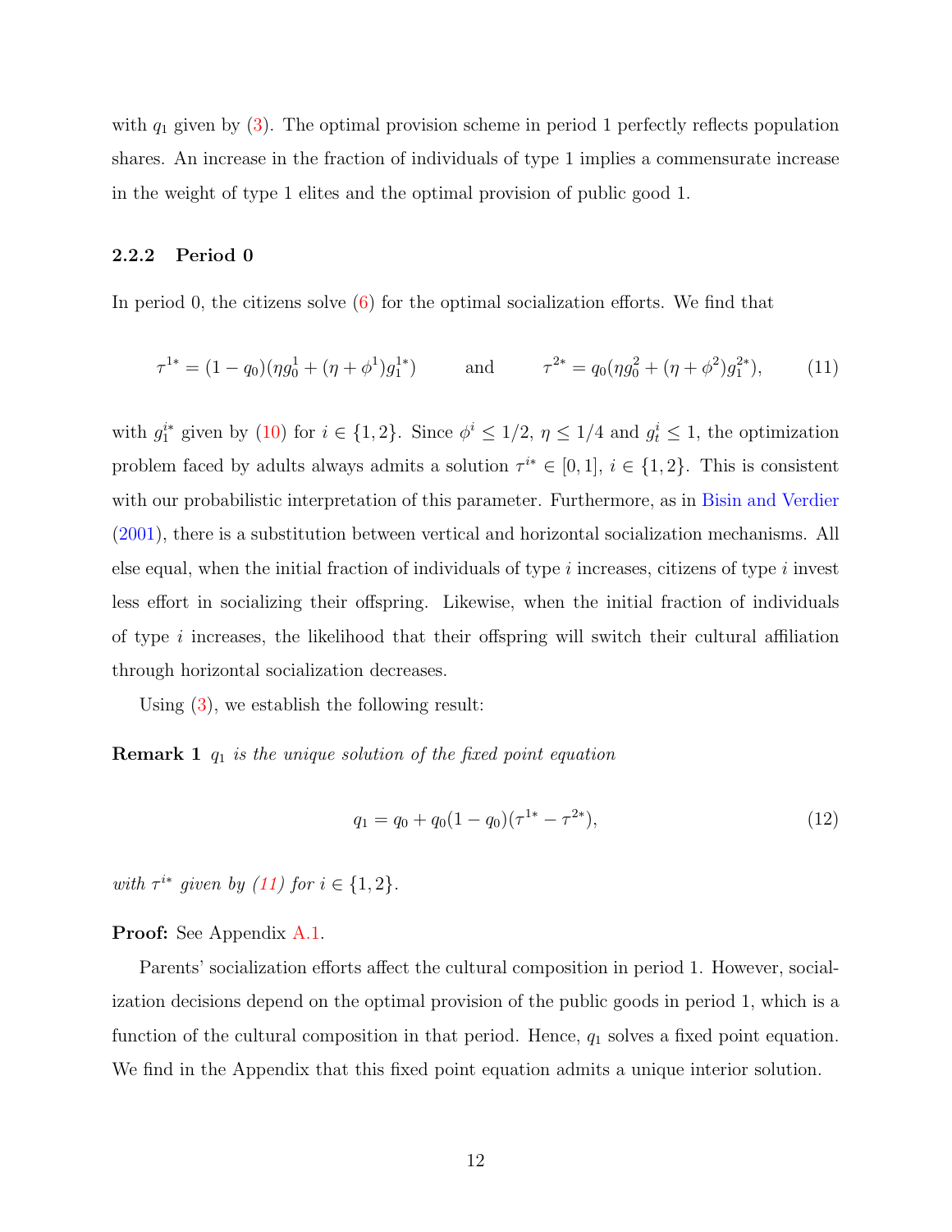with $q_1$ given by (3). The optimal provision scheme in period 1 perfectly reflects population shares. An increase in the fraction of individuals of type 1 implies a commensurate increase in the weight of type 1 elites and the optimal provision of public good 1.

### 2.2.2 Period 0

In period 0, the citizens solve (6) for the optimal socialization efforts. We find that

$$\tau^{1*} = (1-q_0)(\eta g_0^1 + (\eta + \phi^1) g_1^{1*}) \qquad \text{and} \qquad \tau^{2*} = q_0(\eta g_0^2 + (\eta + \phi^2) g_1^{2*}), \tag{11}$$

with $g_1^{i*}$ given by (10) for $i \in \{1, 2\}$. Since $\phi^i \leq 1/2$, $\eta \leq 1/4$ and $g_t^i \leq 1$, the optimization problem faced by adults always admits a solution $\tau^{i*} \in [0, 1]$, $i \in \{1, 2\}$. This is consistent with our probabilistic interpretation of this parameter. Furthermore, as in Bisin and Verdier (2001), there is a substitution between vertical and horizontal socialization mechanisms. All else equal, when the initial fraction of individuals of type $i$ increases, citizens of type $i$ invest less effort in socializing their offspring. Likewise, when the initial fraction of individuals of type $i$ increases, the likelihood that their offspring will switch their cultural affiliation through horizontal socialization decreases.

Using (3), we establish the following result:

**Remark 1** *$q_1$ is the unique solution of the fixed point equation*

$$q_1 = q_0 + q_0(1-q_0)(\tau^{1*} - \tau^{2*}), \tag{12}$$

*with $\tau^{i*}$ given by (11) for $i \in \{1, 2\}$.*

**Proof:** See Appendix A.1.

Parents' socialization efforts affect the cultural composition in period 1. However, socialization decisions depend on the optimal provision of the public goods in period 1, which is a function of the cultural composition in that period. Hence, $q_1$ solves a fixed point equation. We find in the Appendix that this fixed point equation admits a unique interior solution.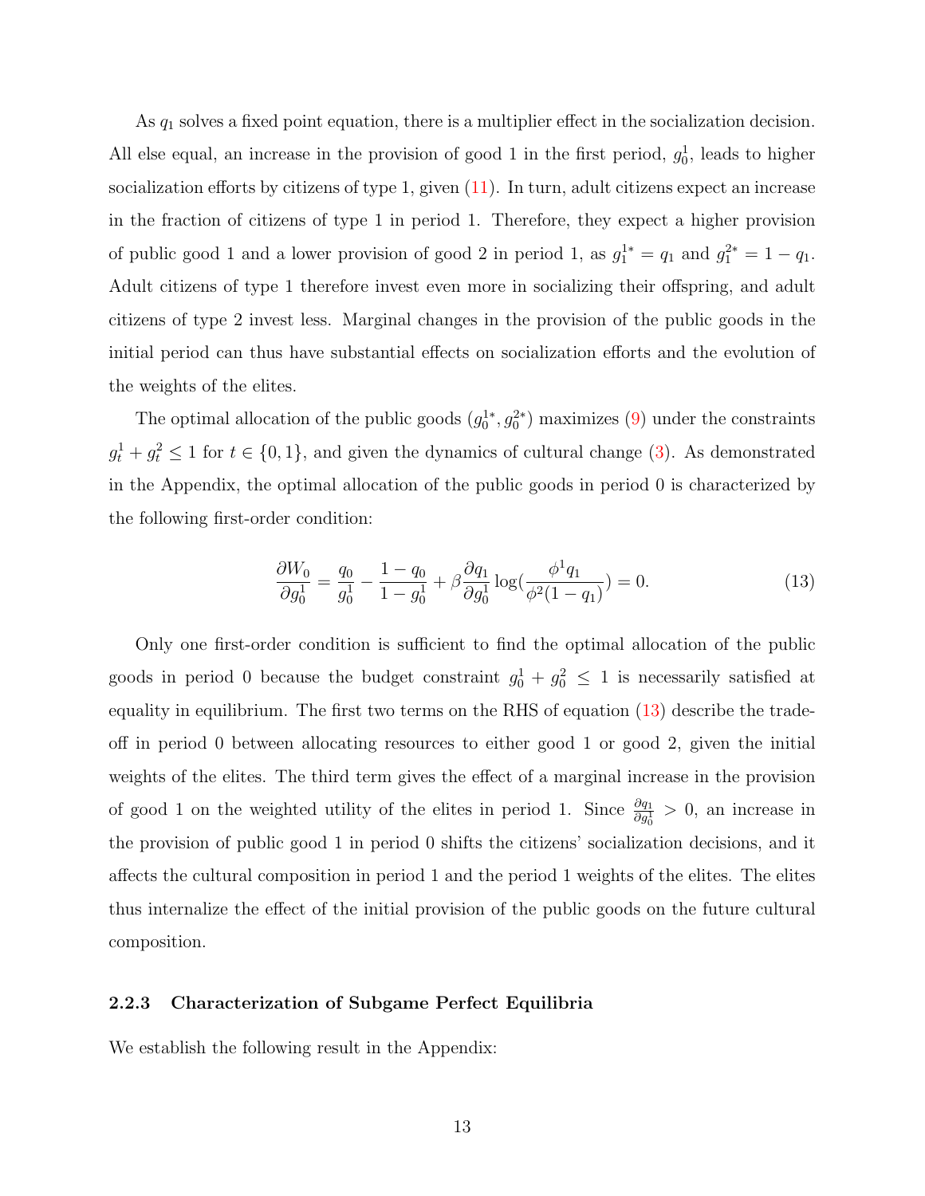As $q_1$ solves a fixed point equation, there is a multiplier effect in the socialization decision. All else equal, an increase in the provision of good 1 in the first period, $g_0^1$, leads to higher socialization efforts by citizens of type 1, given (11). In turn, adult citizens expect an increase in the fraction of citizens of type 1 in period 1. Therefore, they expect a higher provision of public good 1 and a lower provision of good 2 in period 1, as $g_1^{1*} = q_1$ and $g_1^{2*} = 1 - q_1$. Adult citizens of type 1 therefore invest even more in socializing their offspring, and adult citizens of type 2 invest less. Marginal changes in the provision of the public goods in the initial period can thus have substantial effects on socialization efforts and the evolution of the weights of the elites.

The optimal allocation of the public goods $(g_0^{1*}, g_0^{2*})$ maximizes (9) under the constraints $g_t^1 + g_t^2 \leq 1$ for $t \in \{0, 1\}$, and given the dynamics of cultural change (3). As demonstrated in the Appendix, the optimal allocation of the public goods in period 0 is characterized by the following first-order condition:

$$\frac{\partial W_0}{\partial g_0^1} = \frac{q_0}{g_0^1} - \frac{1 - q_0}{1 - g_0^1} + \beta \frac{\partial q_1}{\partial g_0^1} \log\left(\frac{\phi^1 q_1}{\phi^2 (1 - q_1)}\right) = 0. \tag{13}$$

Only one first-order condition is sufficient to find the optimal allocation of the public goods in period 0 because the budget constraint $g_0^1 + g_0^2 \leq 1$ is necessarily satisfied at equality in equilibrium. The first two terms on the RHS of equation (13) describe the trade-off in period 0 between allocating resources to either good 1 or good 2, given the initial weights of the elites. The third term gives the effect of a marginal increase in the provision of good 1 on the weighted utility of the elites in period 1. Since $\frac{\partial q_1}{\partial g_0^1} > 0$, an increase in the provision of public good 1 in period 0 shifts the citizens' socialization decisions, and it affects the cultural composition in period 1 and the period 1 weights of the elites. The elites thus internalize the effect of the initial provision of the public goods on the future cultural composition.

### 2.2.3 Characterization of Subgame Perfect Equilibria

We establish the following result in the Appendix: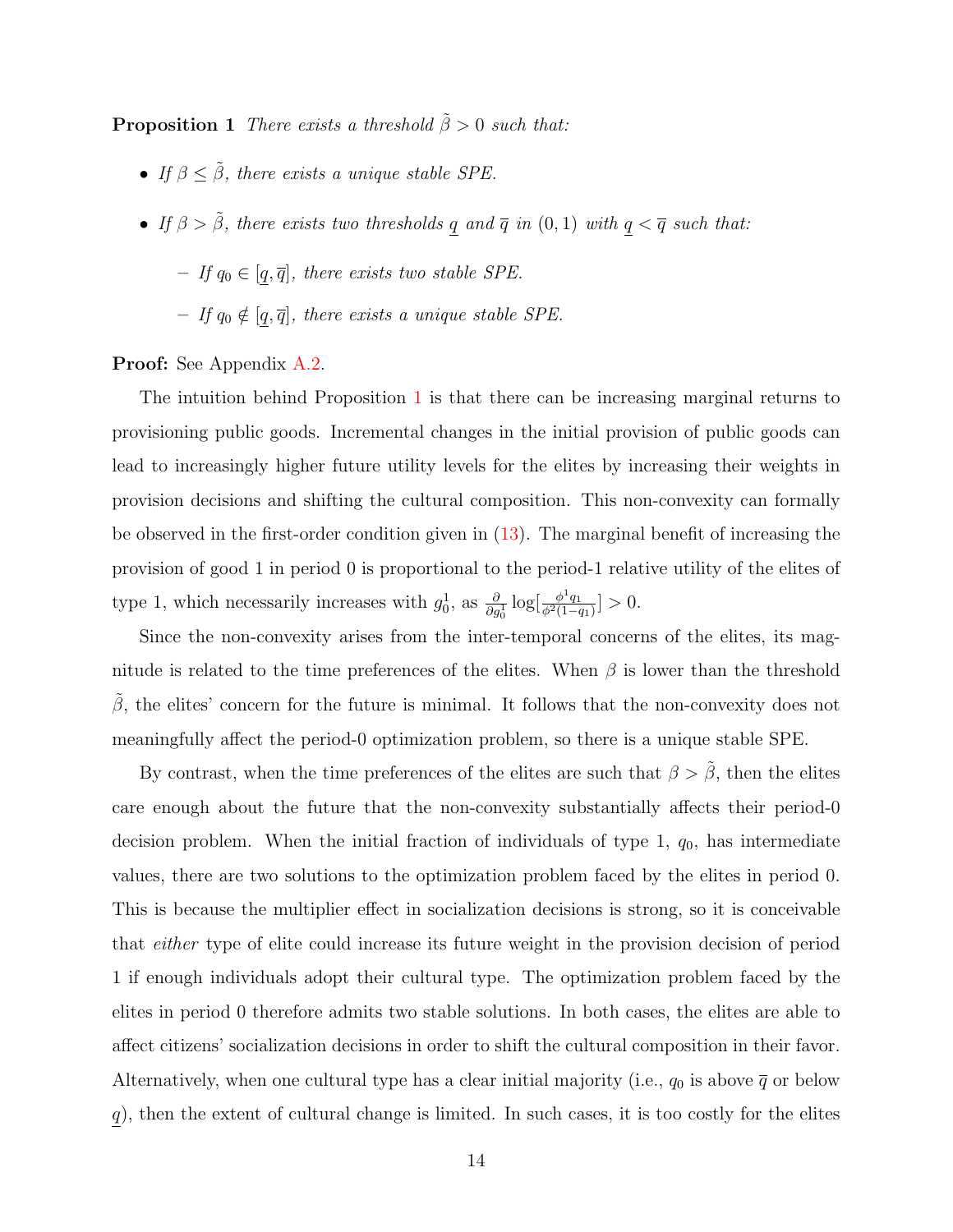**Proposition 1** *There exists a threshold $\tilde{\beta} > 0$ such that:*

- *If $\beta \leq \tilde{\beta}$, there exists a unique stable SPE.*
- *If $\beta > \tilde{\beta}$, there exists two thresholds $\underline{q}$ and $\overline{q}$ in $(0, 1)$ with $\underline{q} < \overline{q}$ such that:*
  - *If $q_0 \in [\underline{q}, \overline{q}]$, there exists two stable SPE.*
  - *If $q_0 \notin [\underline{q}, \overline{q}]$, there exists a unique stable SPE.*

**Proof:** See Appendix A.2.

The intuition behind Proposition 1 is that there can be increasing marginal returns to provisioning public goods. Incremental changes in the initial provision of public goods can lead to increasingly higher future utility levels for the elites by increasing their weights in provision decisions and shifting the cultural composition. This non-convexity can formally be observed in the first-order condition given in (13). The marginal benefit of increasing the provision of good 1 in period 0 is proportional to the period-1 relative utility of the elites of type 1, which necessarily increases with $g_0^1$, as $\frac{\partial}{\partial g_0^1} \log[\frac{\phi^1 q_1}{\phi^2(1-q_1)}] > 0$.

Since the non-convexity arises from the inter-temporal concerns of the elites, its magnitude is related to the time preferences of the elites. When $\beta$ is lower than the threshold $\tilde{\beta}$, the elites' concern for the future is minimal. It follows that the non-convexity does not meaningfully affect the period-0 optimization problem, so there is a unique stable SPE.

By contrast, when the time preferences of the elites are such that $\beta > \tilde{\beta}$, then the elites care enough about the future that the non-convexity substantially affects their period-0 decision problem. When the initial fraction of individuals of type 1, $q_0$, has intermediate values, there are two solutions to the optimization problem faced by the elites in period 0. This is because the multiplier effect in socialization decisions is strong, so it is conceivable that *either* type of elite could increase its future weight in the provision decision of period 1 if enough individuals adopt their cultural type. The optimization problem faced by the elites in period 0 therefore admits two stable solutions. In both cases, the elites are able to affect citizens' socialization decisions in order to shift the cultural composition in their favor. Alternatively, when one cultural type has a clear initial majority (i.e., $q_0$ is above $\overline{q}$ or below $\underline{q}$), then the extent of cultural change is limited. In such cases, it is too costly for the elites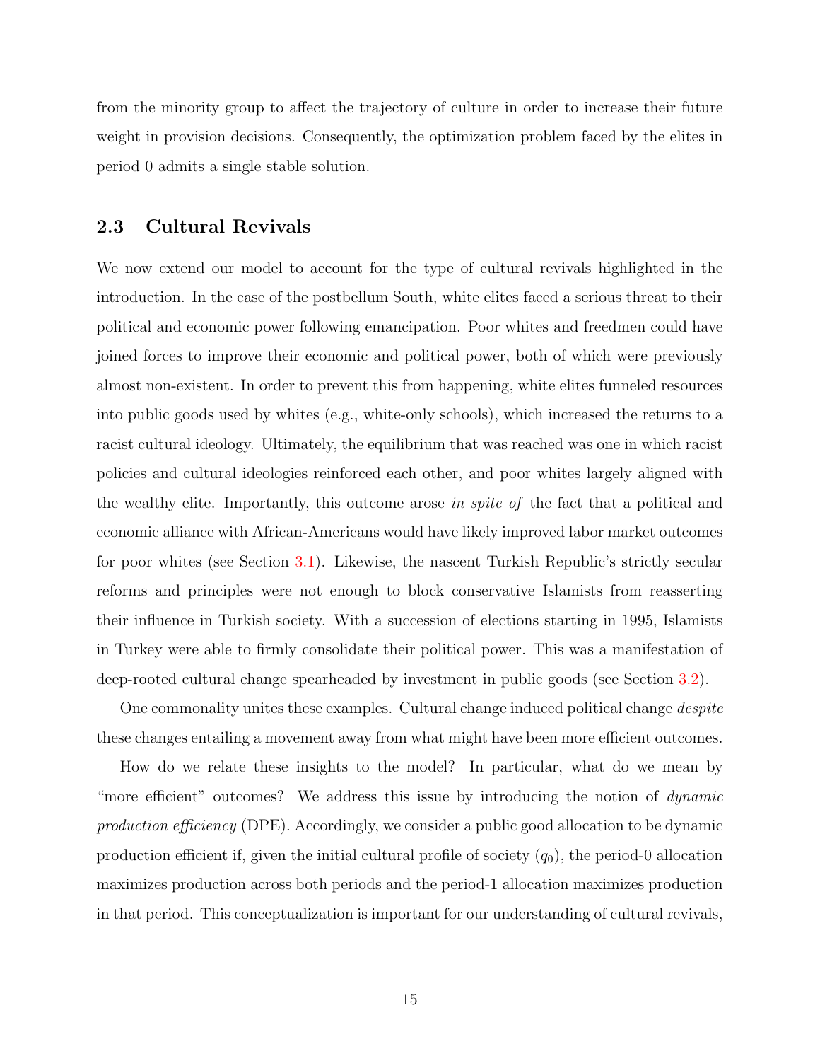from the minority group to affect the trajectory of culture in order to increase their future weight in provision decisions. Consequently, the optimization problem faced by the elites in period 0 admits a single stable solution.

### 2.3 Cultural Revivals

We now extend our model to account for the type of cultural revivals highlighted in the introduction. In the case of the postbellum South, white elites faced a serious threat to their political and economic power following emancipation. Poor whites and freedmen could have joined forces to improve their economic and political power, both of which were previously almost non-existent. In order to prevent this from happening, white elites funneled resources into public goods used by whites (e.g., white-only schools), which increased the returns to a racist cultural ideology. Ultimately, the equilibrium that was reached was one in which racist policies and cultural ideologies reinforced each other, and poor whites largely aligned with the wealthy elite. Importantly, this outcome arose *in spite of* the fact that a political and economic alliance with African-Americans would have likely improved labor market outcomes for poor whites (see Section 3.1). Likewise, the nascent Turkish Republic's strictly secular reforms and principles were not enough to block conservative Islamists from reasserting their influence in Turkish society. With a succession of elections starting in 1995, Islamists in Turkey were able to firmly consolidate their political power. This was a manifestation of deep-rooted cultural change spearheaded by investment in public goods (see Section 3.2).

One commonality unites these examples. Cultural change induced political change *despite* these changes entailing a movement away from what might have been more efficient outcomes.

How do we relate these insights to the model? In particular, what do we mean by "more efficient" outcomes? We address this issue by introducing the notion of *dynamic production efficiency* (DPE). Accordingly, we consider a public good allocation to be dynamic production efficient if, given the initial cultural profile of society ($q_0$), the period-0 allocation maximizes production across both periods and the period-1 allocation maximizes production in that period. This conceptualization is important for our understanding of cultural revivals,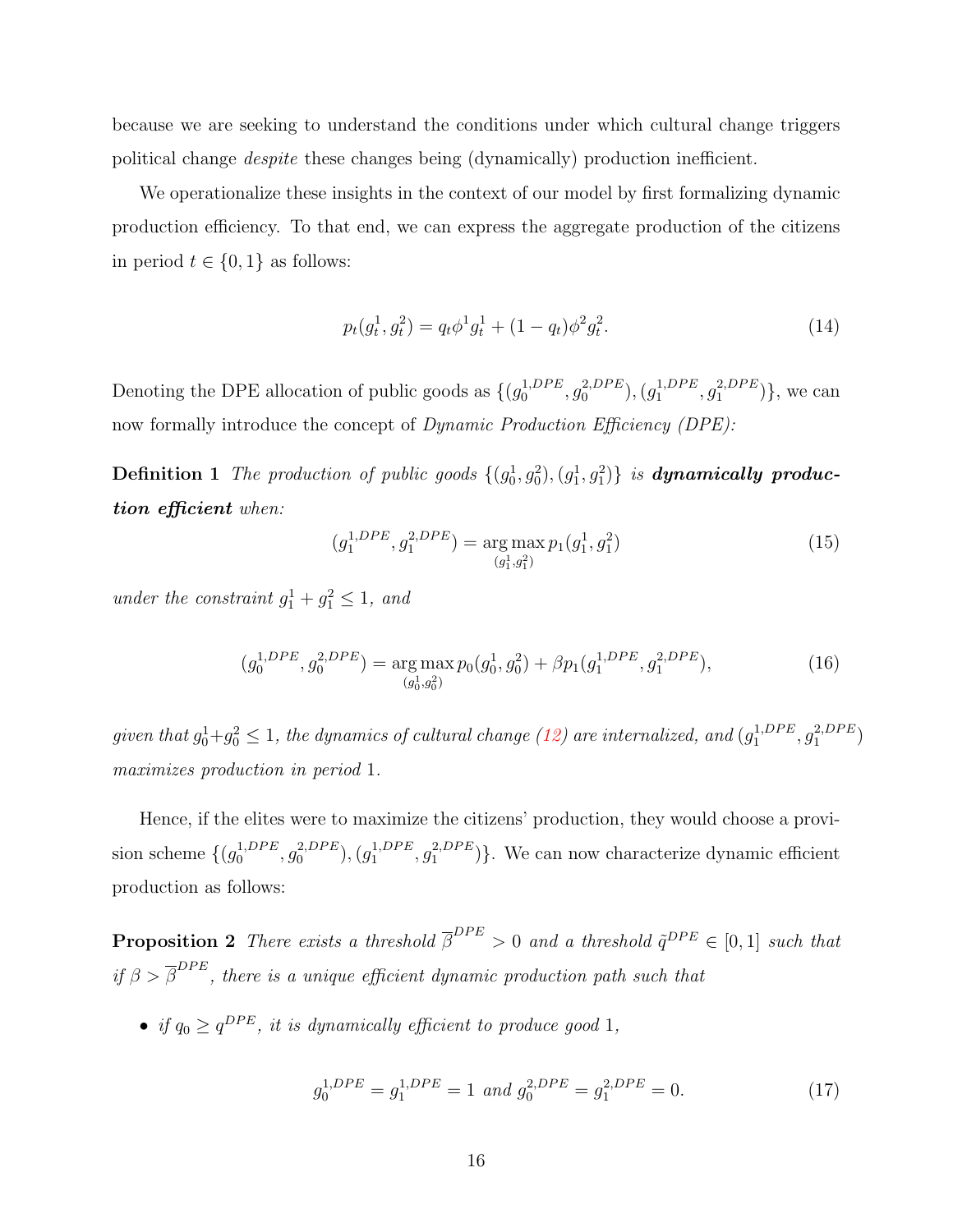because we are seeking to understand the conditions under which cultural change triggers political change *despite* these changes being (dynamically) production inefficient.

We operationalize these insights in the context of our model by first formalizing dynamic production efficiency. To that end, we can express the aggregate production of the citizens in period $t \in \{0, 1\}$ as follows:

$$p_t(g_t^1, g_t^2) = q_t \phi^1 g_t^1 + (1 - q_t)\phi^2 g_t^2. \tag{14}$$

Denoting the DPE allocation of public goods as $\{(g_0^{1,DPE}, g_0^{2,DPE}), (g_1^{1,DPE}, g_1^{2,DPE})\}$, we can now formally introduce the concept of *Dynamic Production Efficiency (DPE):*

**Definition 1** *The production of public goods* $\{(g_0^1, g_0^2), (g_1^1, g_1^2)\}$ *is* ***dynamically production efficient*** *when:*

$$(g_1^{1,DPE}, g_1^{2,DPE}) = \underset{(g_1^1, g_1^2)}{\arg\max}\, p_1(g_1^1, g_1^2) \tag{15}$$

*under the constraint* $g_1^1 + g_1^2 \leq 1$*, and*

$$(g_0^{1,DPE}, g_0^{2,DPE}) = \underset{(g_0^1, g_0^2)}{\arg\max}\, p_0(g_0^1, g_0^2) + \beta p_1(g_1^{1,DPE}, g_1^{2,DPE}), \tag{16}$$

*given that* $g_0^1 + g_0^2 \leq 1$*, the dynamics of cultural change (12) are internalized, and* $(g_1^{1,DPE}, g_1^{2,DPE})$ *maximizes production in period* 1.

Hence, if the elites were to maximize the citizens' production, they would choose a provision scheme $\{(g_0^{1,DPE}, g_0^{2,DPE}), (g_1^{1,DPE}, g_1^{2,DPE})\}$. We can now characterize dynamic efficient production as follows:

**Proposition 2** *There exists a threshold* $\overline{\beta}^{DPE} > 0$ *and a threshold* $\tilde{q}^{DPE} \in [0, 1]$ *such that if* $\beta > \overline{\beta}^{DPE}$*, there is a unique efficient dynamic production path such that*

- *if* $q_0 \geq q^{DPE}$*, it is dynamically efficient to produce good* 1*,*

$$g_0^{1,DPE} = g_1^{1,DPE} = 1 \text{ and } g_0^{2,DPE} = g_1^{2,DPE} = 0. \tag{17}$$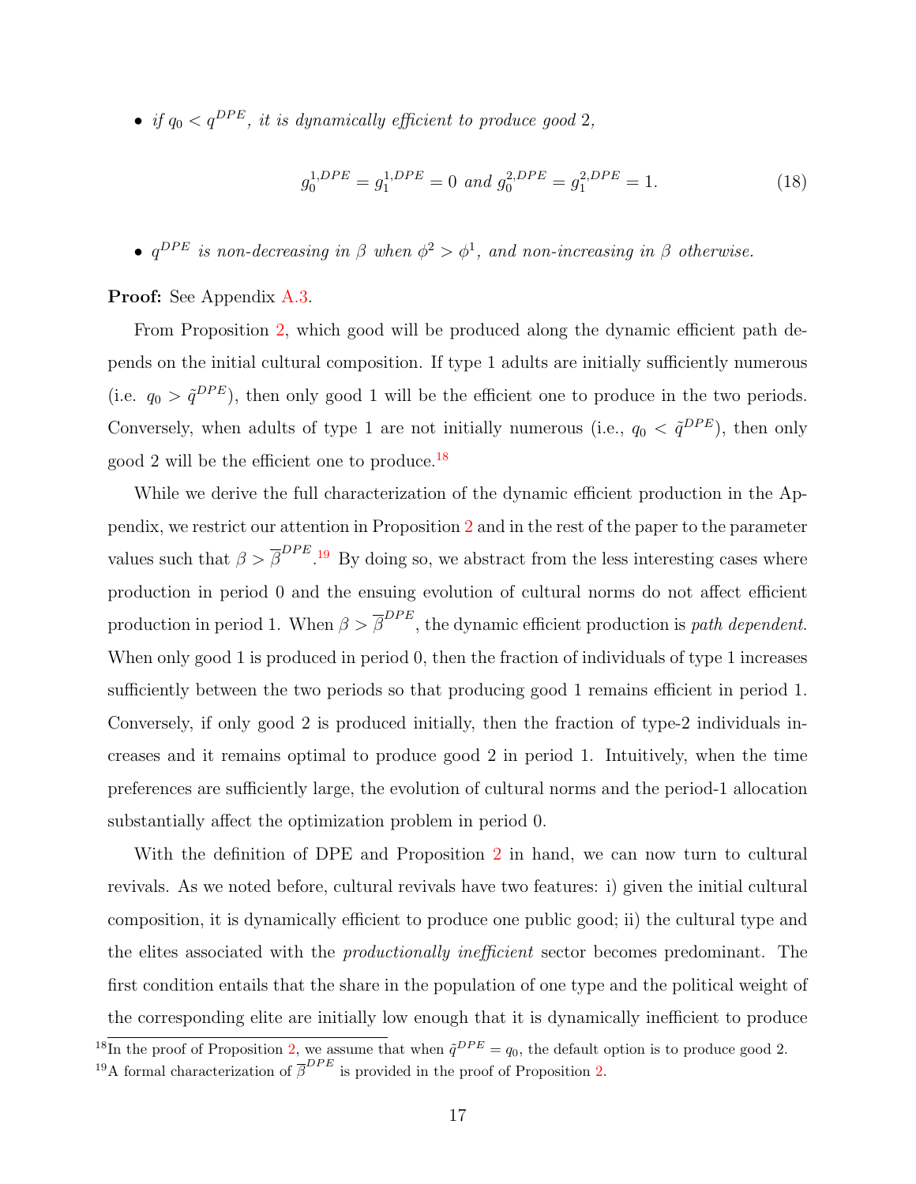- *if* $q_0 < q^{DPE}$*, it is dynamically efficient to produce good* 2*,*

$$g_0^{1,DPE} = g_1^{1,DPE} = 0 \text{ and } g_0^{2,DPE} = g_1^{2,DPE} = 1. \tag{18}$$

- $q^{DPE}$ *is non-decreasing in* $\beta$ *when* $\phi^2 > \phi^1$*, and non-increasing in* $\beta$ *otherwise.*

**Proof:** See Appendix A.3.

From Proposition 2, which good will be produced along the dynamic efficient path depends on the initial cultural composition. If type 1 adults are initially sufficiently numerous (i.e. $q_0 > \tilde{q}^{DPE}$), then only good 1 will be the efficient one to produce in the two periods. Conversely, when adults of type 1 are not initially numerous (i.e., $q_0 < \tilde{q}^{DPE}$), then only good 2 will be the efficient one to produce.[18]

While we derive the full characterization of the dynamic efficient production in the Appendix, we restrict our attention in Proposition 2 and in the rest of the paper to the parameter values such that $\beta > \overline{\beta}^{DPE}$.[19] By doing so, we abstract from the less interesting cases where production in period 0 and the ensuing evolution of cultural norms do not affect efficient production in period 1. When $\beta > \overline{\beta}^{DPE}$, the dynamic efficient production is *path dependent*. When only good 1 is produced in period 0, then the fraction of individuals of type 1 increases sufficiently between the two periods so that producing good 1 remains efficient in period 1. Conversely, if only good 2 is produced initially, then the fraction of type-2 individuals increases and it remains optimal to produce good 2 in period 1. Intuitively, when the time preferences are sufficiently large, the evolution of cultural norms and the period-1 allocation substantially affect the optimization problem in period 0.

With the definition of DPE and Proposition 2 in hand, we can now turn to cultural revivals. As we noted before, cultural revivals have two features: i) given the initial cultural composition, it is dynamically efficient to produce one public good; ii) the cultural type and the elites associated with the *productionally inefficient* sector becomes predominant. The first condition entails that the share in the population of one type and the political weight of the corresponding elite are initially low enough that it is dynamically inefficient to produce

[18] In the proof of Proposition 2, we assume that when $\tilde{q}^{DPE} = q_0$, the default option is to produce good 2.

[19] A formal characterization of $\overline{\beta}^{DPE}$ is provided in the proof of Proposition 2.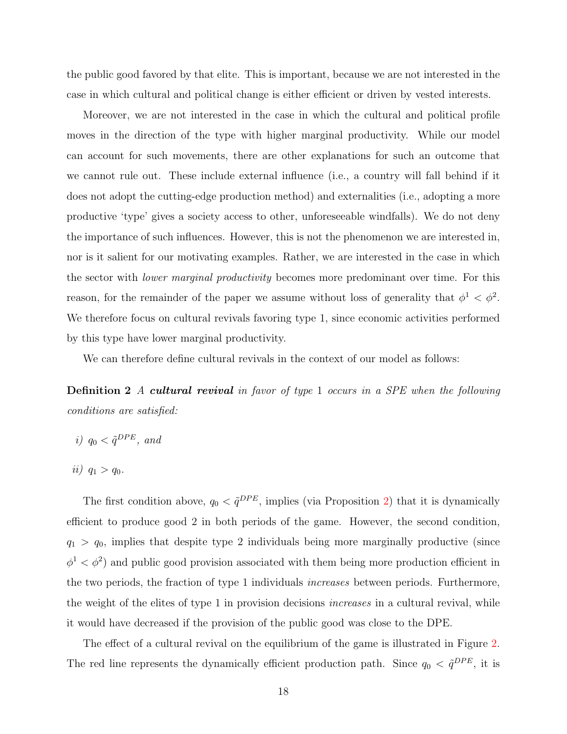the public good favored by that elite. This is important, because we are not interested in the case in which cultural and political change is either efficient or driven by vested interests.

Moreover, we are not interested in the case in which the cultural and political profile moves in the direction of the type with higher marginal productivity. While our model can account for such movements, there are other explanations for such an outcome that we cannot rule out. These include external influence (i.e., a country will fall behind if it does not adopt the cutting-edge production method) and externalities (i.e., adopting a more productive 'type' gives a society access to other, unforeseeable windfalls). We do not deny the importance of such influences. However, this is not the phenomenon we are interested in, nor is it salient for our motivating examples. Rather, we are interested in the case in which the sector with *lower marginal productivity* becomes more predominant over time. For this reason, for the remainder of the paper we assume without loss of generality that $\phi^1 < \phi^2$. We therefore focus on cultural revivals favoring type 1, since economic activities performed by this type have lower marginal productivity.

We can therefore define cultural revivals in the context of our model as follows:

**Definition 2** *A* ***cultural revival*** *in favor of type* 1 *occurs in a SPE when the following conditions are satisfied:*

*i)* $q_0 < \tilde{q}^{DPE}$, *and*

*ii)* $q_1 > q_0$.

The first condition above, $q_0 < \tilde{q}^{DPE}$, implies (via Proposition 2) that it is dynamically efficient to produce good 2 in both periods of the game. However, the second condition, $q_1 > q_0$, implies that despite type 2 individuals being more marginally productive (since $\phi^1 < \phi^2$) and public good provision associated with them being more production efficient in the two periods, the fraction of type 1 individuals *increases* between periods. Furthermore, the weight of the elites of type 1 in provision decisions *increases* in a cultural revival, while it would have decreased if the provision of the public good was close to the DPE.

The effect of a cultural revival on the equilibrium of the game is illustrated in Figure 2. The red line represents the dynamically efficient production path. Since $q_0 < \tilde{q}^{DPE}$, it is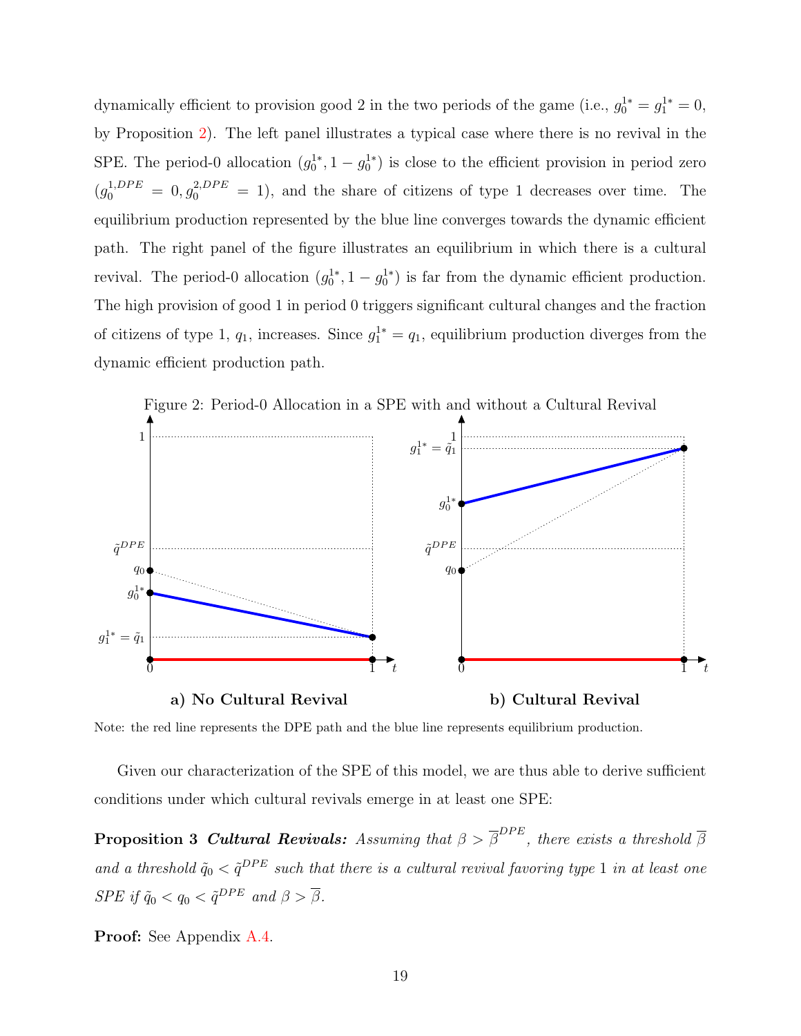dynamically efficient to provision good 2 in the two periods of the game (i.e., $g_0^{1*} = g_1^{1*} = 0$, by Proposition 2). The left panel illustrates a typical case where there is no revival in the SPE. The period-0 allocation $(g_0^{1*}, 1 - g_0^{1*})$ is close to the efficient provision in period zero ($g_0^{1,DPE} = 0, g_0^{2,DPE} = 1$), and the share of citizens of type 1 decreases over time. The equilibrium production represented by the blue line converges towards the dynamic efficient path. The right panel of the figure illustrates an equilibrium in which there is a cultural revival. The period-0 allocation $(g_0^{1*}, 1 - g_0^{1*})$ is far from the dynamic efficient production. The high provision of good 1 in period 0 triggers significant cultural changes and the fraction of citizens of type 1, $q_1$, increases. Since $g_1^{1*} = q_1$, equilibrium production diverges from the dynamic efficient production path.

Figure 2: Period-0 Allocation in a SPE with and without a Cultural Revival

1

$\tilde{q}^{DPE}$

$q_0$

$g_0^{1*}$

$g_1^{1*} = \tilde{q}_1$

0

1

$t$

**a) No Cultural Revival**

1

$g_1^{1*} = \tilde{q}_1$

$g_0^{1*}$

$\tilde{q}^{DPE}$

$q_0$

0

1

$t$

**b) Cultural Revival**

Note: the red line represents the DPE path and the blue line represents equilibrium production.

Given our characterization of the SPE of this model, we are thus able to derive sufficient conditions under which cultural revivals emerge in at least one SPE:

**Proposition 3** ***Cultural Revivals:*** *Assuming that $\beta > \overline{\beta}^{DPE}$, there exists a threshold $\overline{\beta}$ and a threshold $\tilde{q}_0 < \tilde{q}^{DPE}$ such that there is a cultural revival favoring type 1 in at least one SPE if $\tilde{q}_0 < q_0 < \tilde{q}^{DPE}$ and $\beta > \overline{\beta}$.*

**Proof:** See Appendix A.4.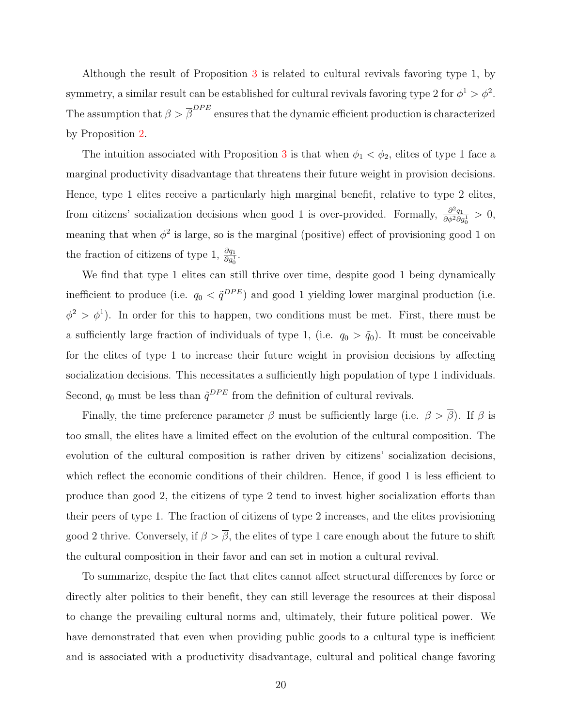Although the result of Proposition 3 is related to cultural revivals favoring type 1, by symmetry, a similar result can be established for cultural revivals favoring type 2 for $\phi^1 > \phi^2$. The assumption that $\beta > \overline{\beta}^{DPE}$ ensures that the dynamic efficient production is characterized by Proposition 2.

The intuition associated with Proposition 3 is that when $\phi_1 < \phi_2$, elites of type 1 face a marginal productivity disadvantage that threatens their future weight in provision decisions. Hence, type 1 elites receive a particularly high marginal benefit, relative to type 2 elites, from citizens' socialization decisions when good 1 is over-provided. Formally, $\frac{\partial^2 q_1}{\partial \phi^2 \partial g_0^1} > 0$, meaning that when $\phi^2$ is large, so is the marginal (positive) effect of provisioning good 1 on the fraction of citizens of type 1, $\frac{\partial q_1}{\partial g_0^1}$.

We find that type 1 elites can still thrive over time, despite good 1 being dynamically inefficient to produce (i.e. $q_0 < \tilde{q}^{DPE}$) and good 1 yielding lower marginal production (i.e. $\phi^2 > \phi^1$). In order for this to happen, two conditions must be met. First, there must be a sufficiently large fraction of individuals of type 1, (i.e. $q_0 > \tilde{q}_0$). It must be conceivable for the elites of type 1 to increase their future weight in provision decisions by affecting socialization decisions. This necessitates a sufficiently high population of type 1 individuals. Second, $q_0$ must be less than $\tilde{q}^{DPE}$ from the definition of cultural revivals.

Finally, the time preference parameter $\beta$ must be sufficiently large (i.e. $\beta > \overline{\beta}$). If $\beta$ is too small, the elites have a limited effect on the evolution of the cultural composition. The evolution of the cultural composition is rather driven by citizens' socialization decisions, which reflect the economic conditions of their children. Hence, if good 1 is less efficient to produce than good 2, the citizens of type 2 tend to invest higher socialization efforts than their peers of type 1. The fraction of citizens of type 2 increases, and the elites provisioning good 2 thrive. Conversely, if $\beta > \overline{\beta}$, the elites of type 1 care enough about the future to shift the cultural composition in their favor and can set in motion a cultural revival.

To summarize, despite the fact that elites cannot affect structural differences by force or directly alter politics to their benefit, they can still leverage the resources at their disposal to change the prevailing cultural norms and, ultimately, their future political power. We have demonstrated that even when providing public goods to a cultural type is inefficient and is associated with a productivity disadvantage, cultural and political change favoring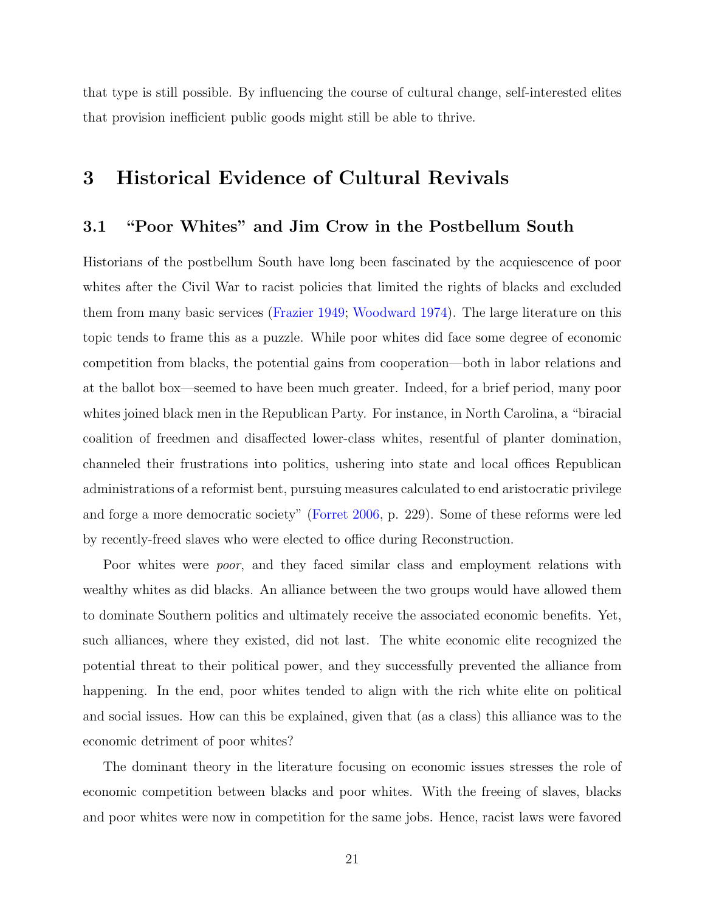that type is still possible. By influencing the course of cultural change, self-interested elites that provision inefficient public goods might still be able to thrive.

# 3 Historical Evidence of Cultural Revivals

## 3.1 "Poor Whites" and Jim Crow in the Postbellum South

Historians of the postbellum South have long been fascinated by the acquiescence of poor whites after the Civil War to racist policies that limited the rights of blacks and excluded them from many basic services (Frazier 1949; Woodward 1974). The large literature on this topic tends to frame this as a puzzle. While poor whites did face some degree of economic competition from blacks, the potential gains from cooperation—both in labor relations and at the ballot box—seemed to have been much greater. Indeed, for a brief period, many poor whites joined black men in the Republican Party. For instance, in North Carolina, a "biracial coalition of freedmen and disaffected lower-class whites, resentful of planter domination, channeled their frustrations into politics, ushering into state and local offices Republican administrations of a reformist bent, pursuing measures calculated to end aristocratic privilege and forge a more democratic society" (Forret 2006, p. 229). Some of these reforms were led by recently-freed slaves who were elected to office during Reconstruction.

Poor whites were *poor*, and they faced similar class and employment relations with wealthy whites as did blacks. An alliance between the two groups would have allowed them to dominate Southern politics and ultimately receive the associated economic benefits. Yet, such alliances, where they existed, did not last. The white economic elite recognized the potential threat to their political power, and they successfully prevented the alliance from happening. In the end, poor whites tended to align with the rich white elite on political and social issues. How can this be explained, given that (as a class) this alliance was to the economic detriment of poor whites?

The dominant theory in the literature focusing on economic issues stresses the role of economic competition between blacks and poor whites. With the freeing of slaves, blacks and poor whites were now in competition for the same jobs. Hence, racist laws were favored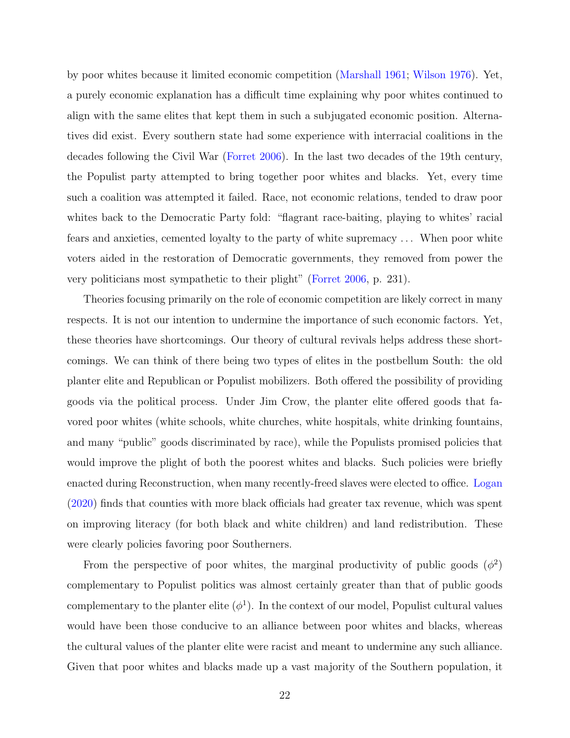by poor whites because it limited economic competition (Marshall 1961; Wilson 1976). Yet, a purely economic explanation has a difficult time explaining why poor whites continued to align with the same elites that kept them in such a subjugated economic position. Alternatives did exist. Every southern state had some experience with interracial coalitions in the decades following the Civil War (Forret 2006). In the last two decades of the 19th century, the Populist party attempted to bring together poor whites and blacks. Yet, every time such a coalition was attempted it failed. Race, not economic relations, tended to draw poor whites back to the Democratic Party fold: "flagrant race-baiting, playing to whites' racial fears and anxieties, cemented loyalty to the party of white supremacy . . . When poor white voters aided in the restoration of Democratic governments, they removed from power the very politicians most sympathetic to their plight" (Forret 2006, p. 231).

Theories focusing primarily on the role of economic competition are likely correct in many respects. It is not our intention to undermine the importance of such economic factors. Yet, these theories have shortcomings. Our theory of cultural revivals helps address these shortcomings. We can think of there being two types of elites in the postbellum South: the old planter elite and Republican or Populist mobilizers. Both offered the possibility of providing goods via the political process. Under Jim Crow, the planter elite offered goods that favored poor whites (white schools, white churches, white hospitals, white drinking fountains, and many "public" goods discriminated by race), while the Populists promised policies that would improve the plight of both the poorest whites and blacks. Such policies were briefly enacted during Reconstruction, when many recently-freed slaves were elected to office. Logan (2020) finds that counties with more black officials had greater tax revenue, which was spent on improving literacy (for both black and white children) and land redistribution. These were clearly policies favoring poor Southerners.

From the perspective of poor whites, the marginal productivity of public goods ($\phi^2$) complementary to Populist politics was almost certainly greater than that of public goods complementary to the planter elite ($\phi^1$). In the context of our model, Populist cultural values would have been those conducive to an alliance between poor whites and blacks, whereas the cultural values of the planter elite were racist and meant to undermine any such alliance. Given that poor whites and blacks made up a vast majority of the Southern population, it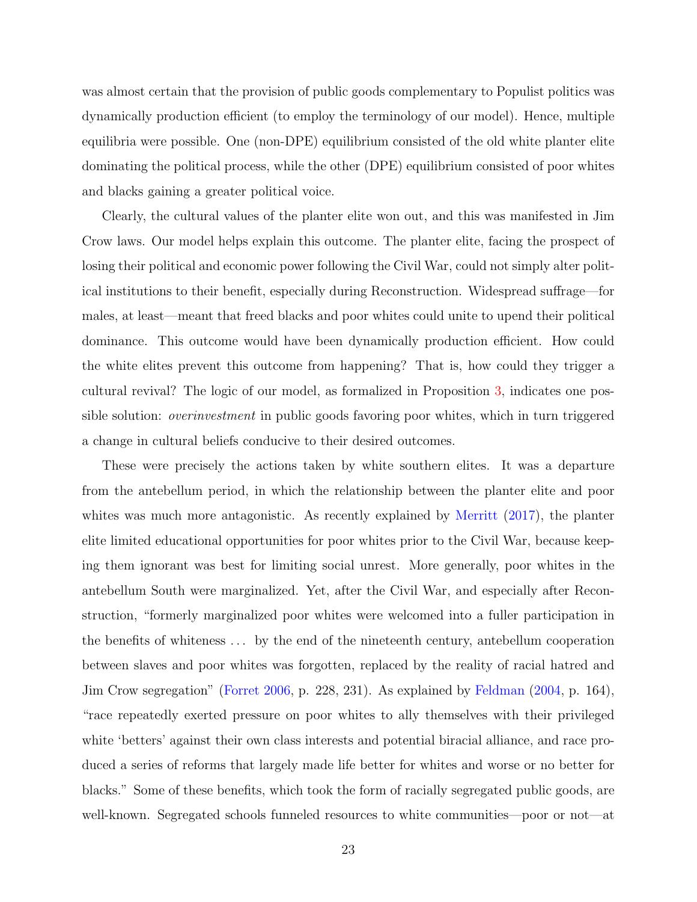was almost certain that the provision of public goods complementary to Populist politics was dynamically production efficient (to employ the terminology of our model). Hence, multiple equilibria were possible. One (non-DPE) equilibrium consisted of the old white planter elite dominating the political process, while the other (DPE) equilibrium consisted of poor whites and blacks gaining a greater political voice.

Clearly, the cultural values of the planter elite won out, and this was manifested in Jim Crow laws. Our model helps explain this outcome. The planter elite, facing the prospect of losing their political and economic power following the Civil War, could not simply alter political institutions to their benefit, especially during Reconstruction. Widespread suffrage—for males, at least—meant that freed blacks and poor whites could unite to upend their political dominance. This outcome would have been dynamically production efficient. How could the white elites prevent this outcome from happening? That is, how could they trigger a cultural revival? The logic of our model, as formalized in Proposition 3, indicates one possible solution: *overinvestment* in public goods favoring poor whites, which in turn triggered a change in cultural beliefs conducive to their desired outcomes.

These were precisely the actions taken by white southern elites. It was a departure from the antebellum period, in which the relationship between the planter elite and poor whites was much more antagonistic. As recently explained by Merritt (2017), the planter elite limited educational opportunities for poor whites prior to the Civil War, because keeping them ignorant was best for limiting social unrest. More generally, poor whites in the antebellum South were marginalized. Yet, after the Civil War, and especially after Reconstruction, "formerly marginalized poor whites were welcomed into a fuller participation in the benefits of whiteness ... by the end of the nineteenth century, antebellum cooperation between slaves and poor whites was forgotten, replaced by the reality of racial hatred and Jim Crow segregation" (Forret 2006, p. 228, 231). As explained by Feldman (2004, p. 164), "race repeatedly exerted pressure on poor whites to ally themselves with their privileged white 'betters' against their own class interests and potential biracial alliance, and race produced a series of reforms that largely made life better for whites and worse or no better for blacks." Some of these benefits, which took the form of racially segregated public goods, are well-known. Segregated schools funneled resources to white communities—poor or not—at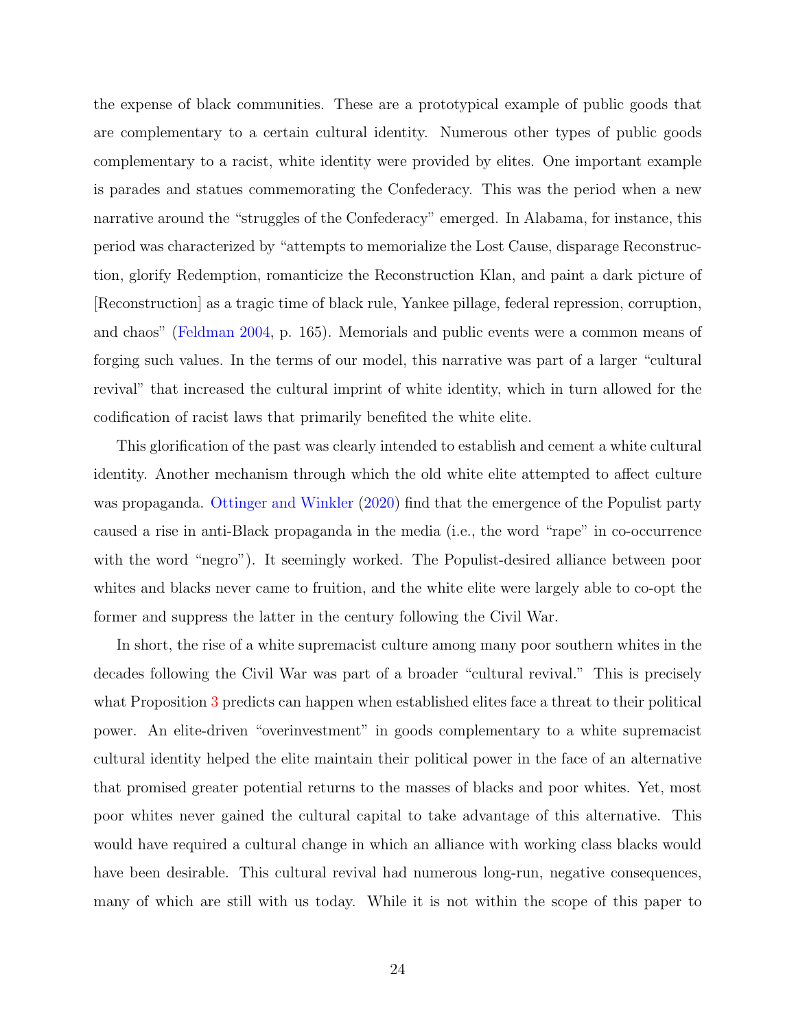the expense of black communities. These are a prototypical example of public goods that are complementary to a certain cultural identity. Numerous other types of public goods complementary to a racist, white identity were provided by elites. One important example is parades and statues commemorating the Confederacy. This was the period when a new narrative around the "struggles of the Confederacy" emerged. In Alabama, for instance, this period was characterized by "attempts to memorialize the Lost Cause, disparage Reconstruction, glorify Redemption, romanticize the Reconstruction Klan, and paint a dark picture of [Reconstruction] as a tragic time of black rule, Yankee pillage, federal repression, corruption, and chaos" (Feldman 2004, p. 165). Memorials and public events were a common means of forging such values. In the terms of our model, this narrative was part of a larger "cultural revival" that increased the cultural imprint of white identity, which in turn allowed for the codification of racist laws that primarily benefited the white elite.

This glorification of the past was clearly intended to establish and cement a white cultural identity. Another mechanism through which the old white elite attempted to affect culture was propaganda. Ottinger and Winkler (2020) find that the emergence of the Populist party caused a rise in anti-Black propaganda in the media (i.e., the word "rape" in co-occurrence with the word "negro"). It seemingly worked. The Populist-desired alliance between poor whites and blacks never came to fruition, and the white elite were largely able to co-opt the former and suppress the latter in the century following the Civil War.

In short, the rise of a white supremacist culture among many poor southern whites in the decades following the Civil War was part of a broader "cultural revival." This is precisely what Proposition 3 predicts can happen when established elites face a threat to their political power. An elite-driven "overinvestment" in goods complementary to a white supremacist cultural identity helped the elite maintain their political power in the face of an alternative that promised greater potential returns to the masses of blacks and poor whites. Yet, most poor whites never gained the cultural capital to take advantage of this alternative. This would have required a cultural change in which an alliance with working class blacks would have been desirable. This cultural revival had numerous long-run, negative consequences, many of which are still with us today. While it is not within the scope of this paper to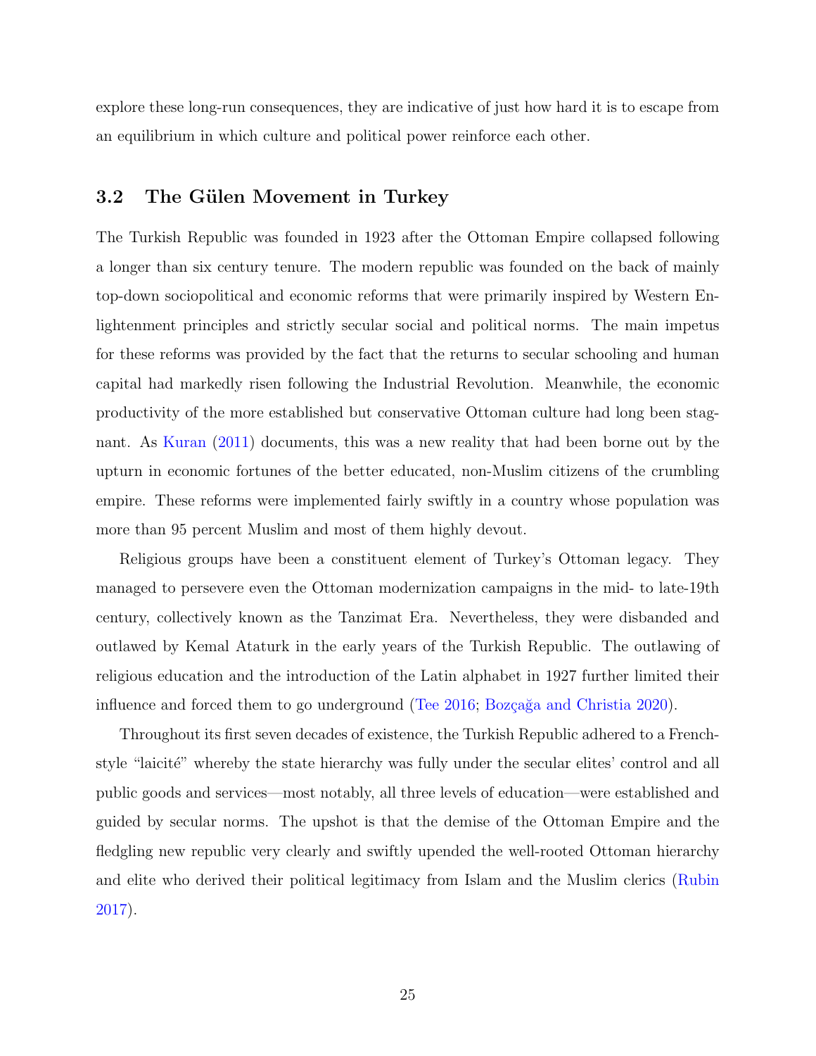explore these long-run consequences, they are indicative of just how hard it is to escape from an equilibrium in which culture and political power reinforce each other.

### 3.2 The Gülen Movement in Turkey

The Turkish Republic was founded in 1923 after the Ottoman Empire collapsed following a longer than six century tenure. The modern republic was founded on the back of mainly top-down sociopolitical and economic reforms that were primarily inspired by Western Enlightenment principles and strictly secular social and political norms. The main impetus for these reforms was provided by the fact that the returns to secular schooling and human capital had markedly risen following the Industrial Revolution. Meanwhile, the economic productivity of the more established but conservative Ottoman culture had long been stagnant. As Kuran (2011) documents, this was a new reality that had been borne out by the upturn in economic fortunes of the better educated, non-Muslim citizens of the crumbling empire. These reforms were implemented fairly swiftly in a country whose population was more than 95 percent Muslim and most of them highly devout.

Religious groups have been a constituent element of Turkey's Ottoman legacy. They managed to persevere even the Ottoman modernization campaigns in the mid- to late-19th century, collectively known as the Tanzimat Era. Nevertheless, they were disbanded and outlawed by Kemal Ataturk in the early years of the Turkish Republic. The outlawing of religious education and the introduction of the Latin alphabet in 1927 further limited their influence and forced them to go underground (Tee 2016; Bozçağa and Christia 2020).

Throughout its first seven decades of existence, the Turkish Republic adhered to a French-style "laicité" whereby the state hierarchy was fully under the secular elites' control and all public goods and services—most notably, all three levels of education—were established and guided by secular norms. The upshot is that the demise of the Ottoman Empire and the fledgling new republic very clearly and swiftly upended the well-rooted Ottoman hierarchy and elite who derived their political legitimacy from Islam and the Muslim clerics (Rubin 2017).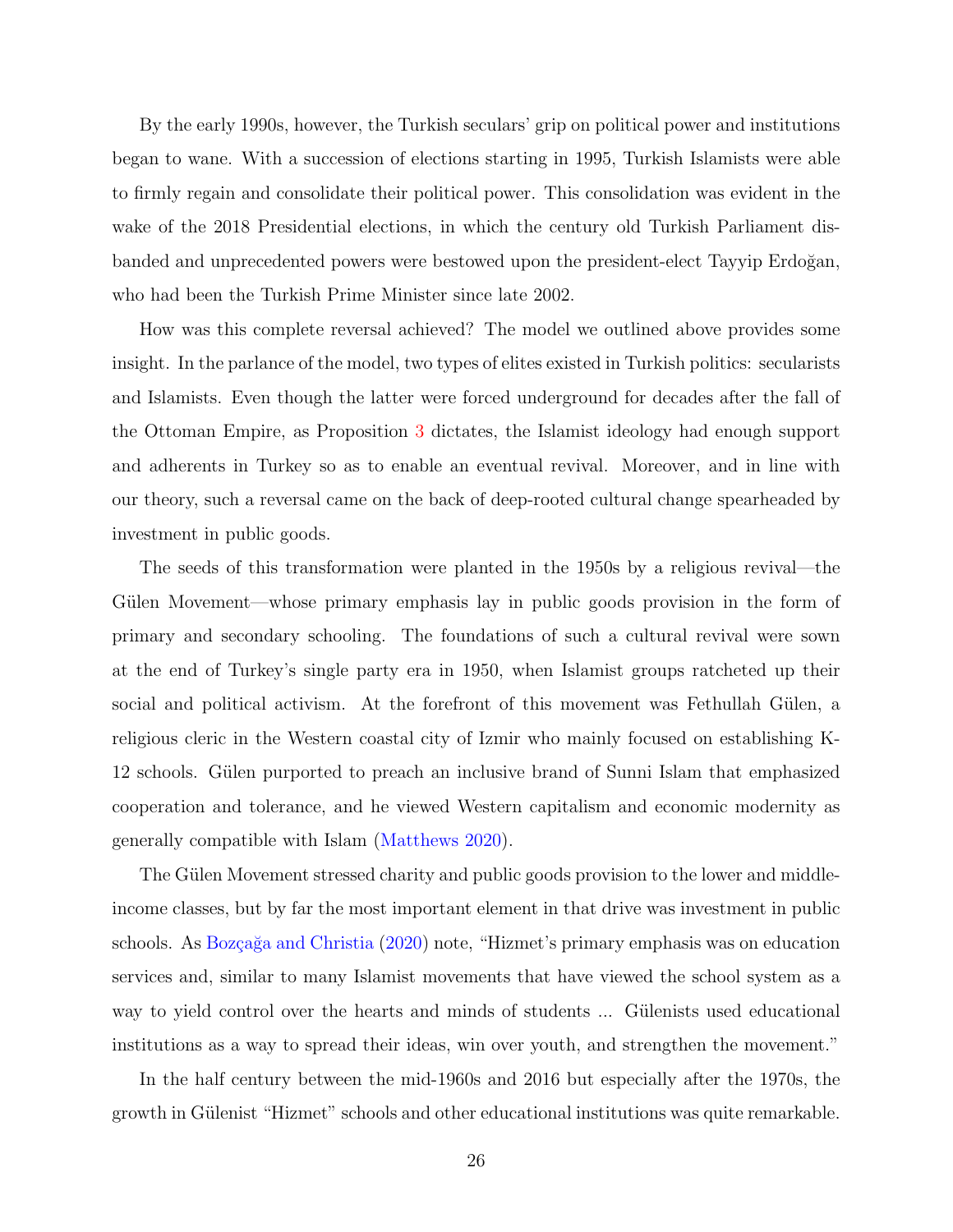By the early 1990s, however, the Turkish seculars' grip on political power and institutions began to wane. With a succession of elections starting in 1995, Turkish Islamists were able to firmly regain and consolidate their political power. This consolidation was evident in the wake of the 2018 Presidential elections, in which the century old Turkish Parliament disbanded and unprecedented powers were bestowed upon the president-elect Tayyip Erdoğan, who had been the Turkish Prime Minister since late 2002.

How was this complete reversal achieved? The model we outlined above provides some insight. In the parlance of the model, two types of elites existed in Turkish politics: secularists and Islamists. Even though the latter were forced underground for decades after the fall of the Ottoman Empire, as Proposition 3 dictates, the Islamist ideology had enough support and adherents in Turkey so as to enable an eventual revival. Moreover, and in line with our theory, such a reversal came on the back of deep-rooted cultural change spearheaded by investment in public goods.

The seeds of this transformation were planted in the 1950s by a religious revival—the Gülen Movement—whose primary emphasis lay in public goods provision in the form of primary and secondary schooling. The foundations of such a cultural revival were sown at the end of Turkey's single party era in 1950, when Islamist groups ratcheted up their social and political activism. At the forefront of this movement was Fethullah Gülen, a religious cleric in the Western coastal city of Izmir who mainly focused on establishing K-12 schools. Gülen purported to preach an inclusive brand of Sunni Islam that emphasized cooperation and tolerance, and he viewed Western capitalism and economic modernity as generally compatible with Islam (Matthews 2020).

The Gülen Movement stressed charity and public goods provision to the lower and middle-income classes, but by far the most important element in that drive was investment in public schools. As Bozçağa and Christia (2020) note, "Hizmet's primary emphasis was on education services and, similar to many Islamist movements that have viewed the school system as a way to yield control over the hearts and minds of students ... Gülenists used educational institutions as a way to spread their ideas, win over youth, and strengthen the movement."

In the half century between the mid-1960s and 2016 but especially after the 1970s, the growth in Gülenist "Hizmet" schools and other educational institutions was quite remarkable.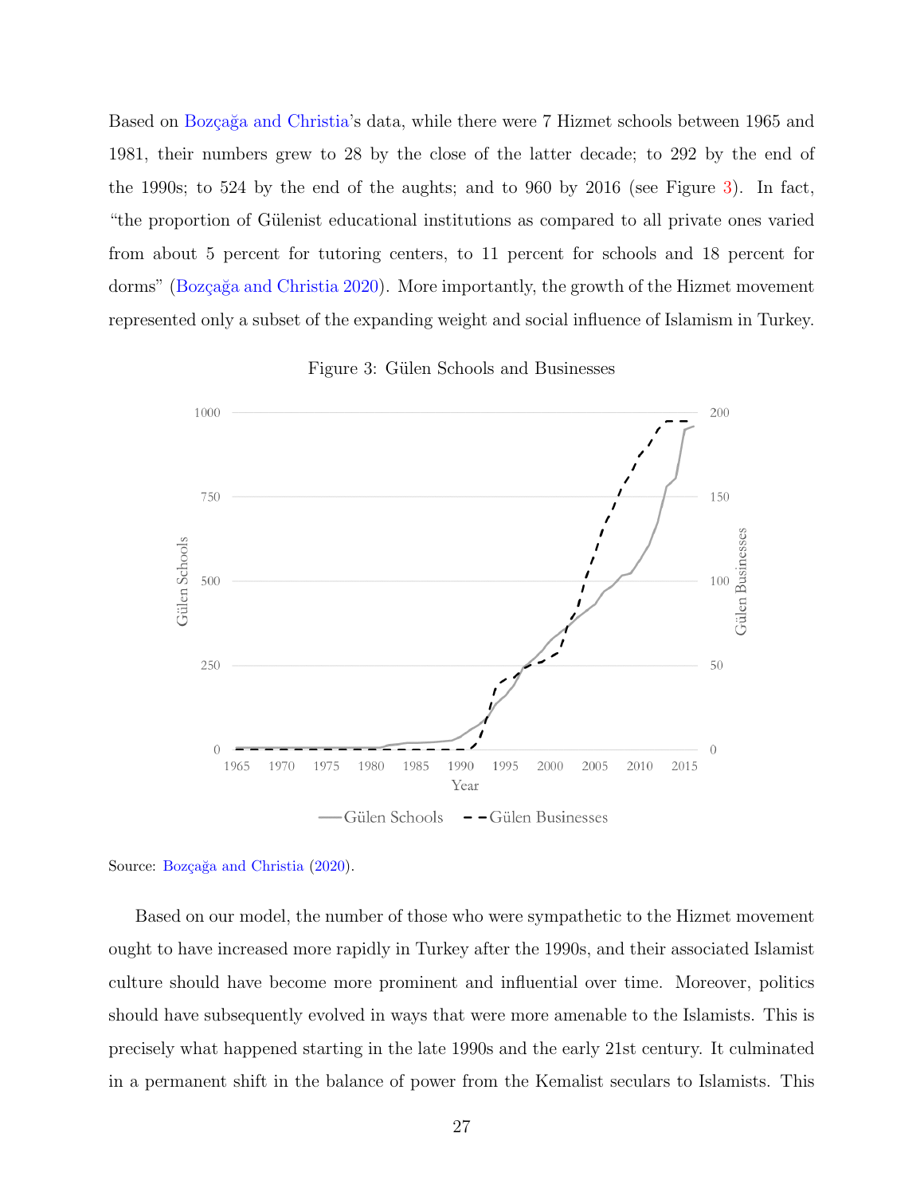Based on Bozçağa and Christia's data, while there were 7 Hizmet schools between 1965 and 1981, their numbers grew to 28 by the close of the latter decade; to 292 by the end of the 1990s; to 524 by the end of the aughts; and to 960 by 2016 (see Figure 3). In fact, "the proportion of Gülenist educational institutions as compared to all private ones varied from about 5 percent for tutoring centers, to 11 percent for schools and 18 percent for dorms" (Bozçağa and Christia 2020). More importantly, the growth of the Hizmet movement represented only a subset of the expanding weight and social influence of Islamism in Turkey.

Figure 3: Gülen Schools and Businesses

Gülen Schools
0
250
500
750
1000

Gülen Businesses
0
50
100
150
200

Year
1965
1970
1975
1980
1985
1990
1995
2000
2005
2010
2015

Gülen Schools
Gülen Businesses

Source: Bozçağa and Christia (2020).

Based on our model, the number of those who were sympathetic to the Hizmet movement ought to have increased more rapidly in Turkey after the 1990s, and their associated Islamist culture should have become more prominent and influential over time. Moreover, politics should have subsequently evolved in ways that were more amenable to the Islamists. This is precisely what happened starting in the late 1990s and the early 21st century. It culminated in a permanent shift in the balance of power from the Kemalist seculars to Islamists. This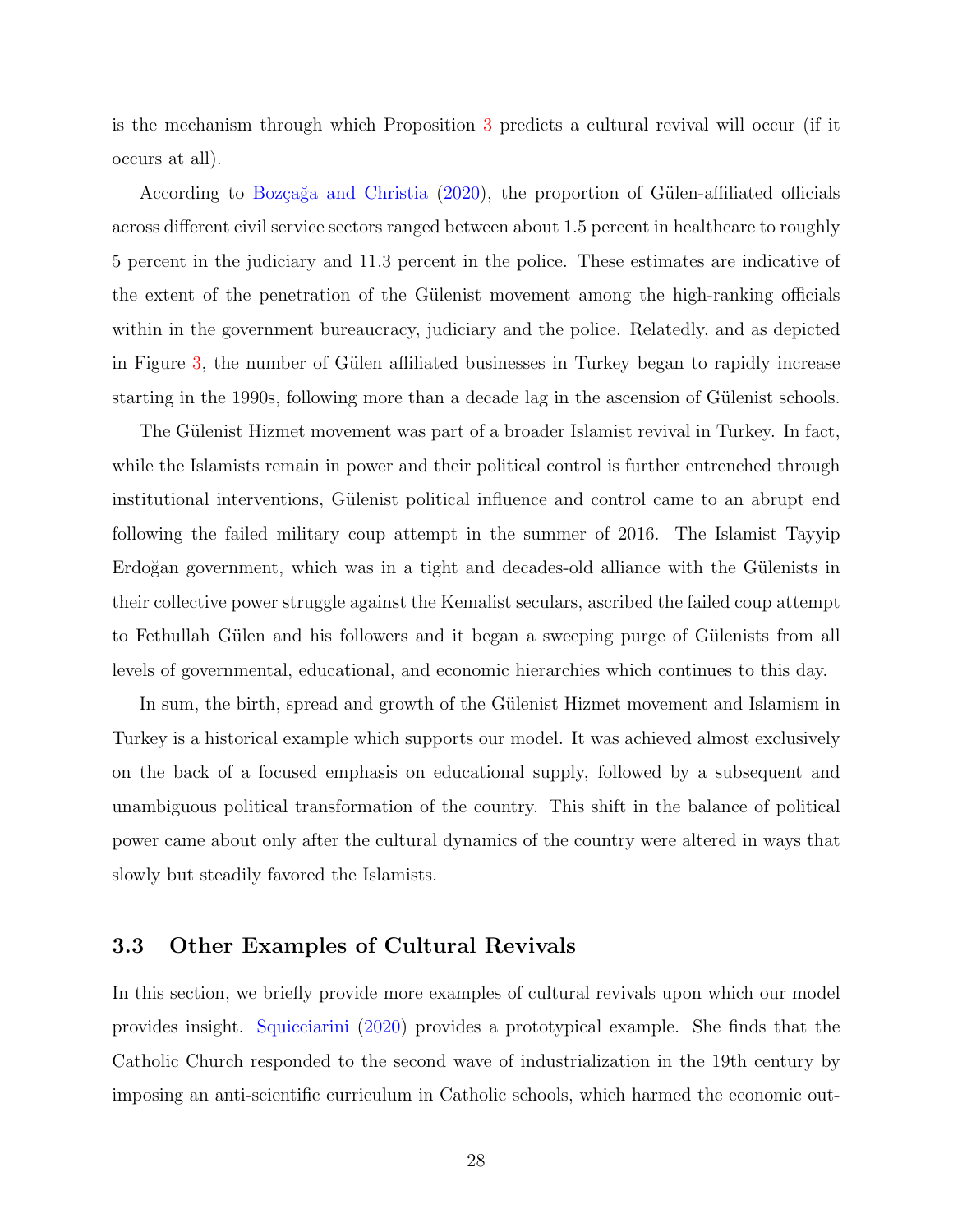is the mechanism through which Proposition 3 predicts a cultural revival will occur (if it occurs at all).

According to Bozçağa and Christia (2020), the proportion of Gülen-affiliated officials across different civil service sectors ranged between about 1.5 percent in healthcare to roughly 5 percent in the judiciary and 11.3 percent in the police. These estimates are indicative of the extent of the penetration of the Gülenist movement among the high-ranking officials within in the government bureaucracy, judiciary and the police. Relatedly, and as depicted in Figure 3, the number of Gülen affiliated businesses in Turkey began to rapidly increase starting in the 1990s, following more than a decade lag in the ascension of Gülenist schools.

The Gülenist Hizmet movement was part of a broader Islamist revival in Turkey. In fact, while the Islamists remain in power and their political control is further entrenched through institutional interventions, Gülenist political influence and control came to an abrupt end following the failed military coup attempt in the summer of 2016. The Islamist Tayyip Erdoğan government, which was in a tight and decades-old alliance with the Gülenists in their collective power struggle against the Kemalist seculars, ascribed the failed coup attempt to Fethullah Gülen and his followers and it began a sweeping purge of Gülenists from all levels of governmental, educational, and economic hierarchies which continues to this day.

In sum, the birth, spread and growth of the Gülenist Hizmet movement and Islamism in Turkey is a historical example which supports our model. It was achieved almost exclusively on the back of a focused emphasis on educational supply, followed by a subsequent and unambiguous political transformation of the country. This shift in the balance of political power came about only after the cultural dynamics of the country were altered in ways that slowly but steadily favored the Islamists.

### 3.3 Other Examples of Cultural Revivals

In this section, we briefly provide more examples of cultural revivals upon which our model provides insight. Squicciarini (2020) provides a prototypical example. She finds that the Catholic Church responded to the second wave of industrialization in the 19th century by imposing an anti-scientific curriculum in Catholic schools, which harmed the economic out-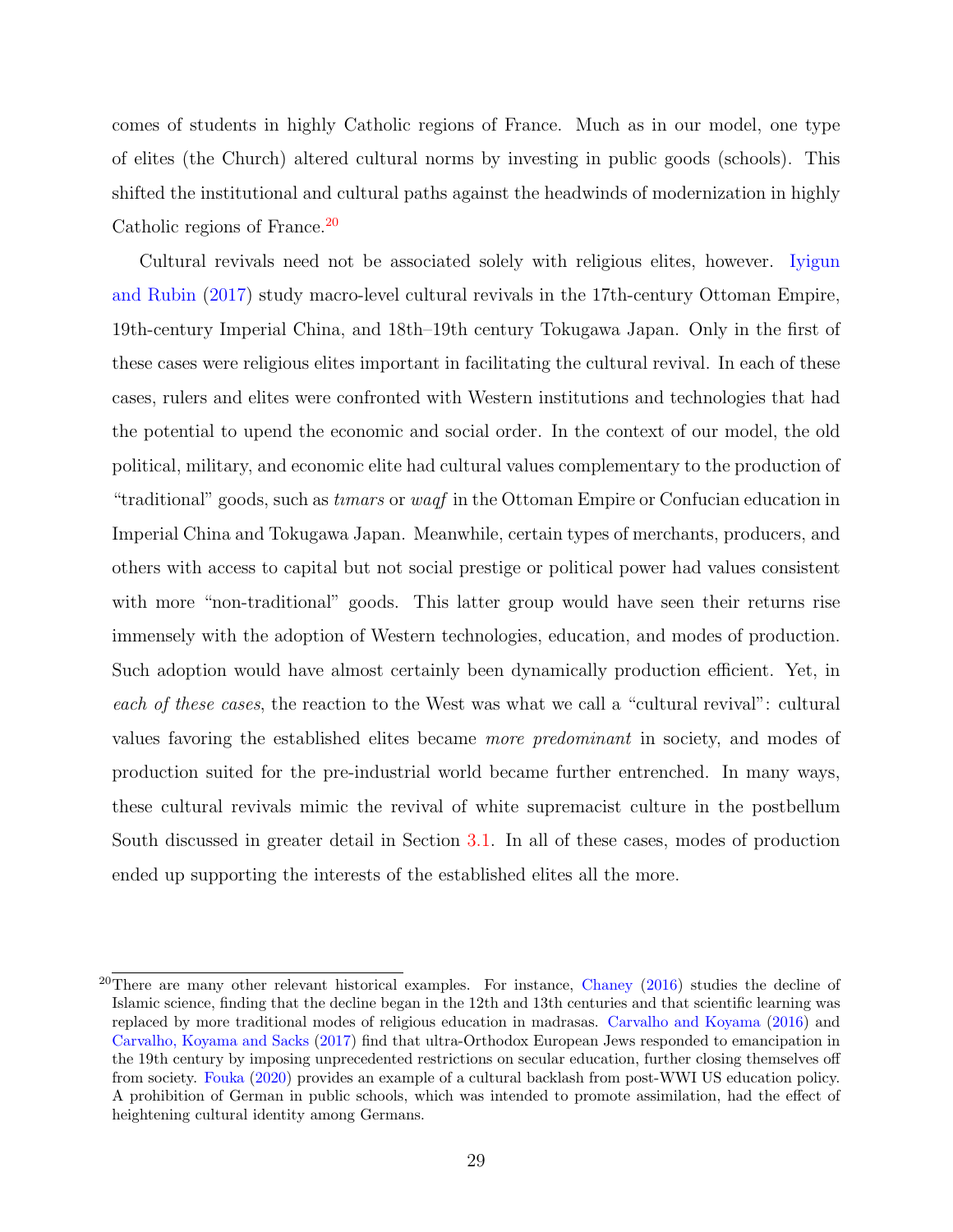comes of students in highly Catholic regions of France. Much as in our model, one type of elites (the Church) altered cultural norms by investing in public goods (schools). This shifted the institutional and cultural paths against the headwinds of modernization in highly Catholic regions of France.[20]

Cultural revivals need not be associated solely with religious elites, however. Iyigun and Rubin (2017) study macro-level cultural revivals in the 17th-century Ottoman Empire, 19th-century Imperial China, and 18th–19th century Tokugawa Japan. Only in the first of these cases were religious elites important in facilitating the cultural revival. In each of these cases, rulers and elites were confronted with Western institutions and technologies that had the potential to upend the economic and social order. In the context of our model, the old political, military, and economic elite had cultural values complementary to the production of "traditional" goods, such as *tımars* or *waqf* in the Ottoman Empire or Confucian education in Imperial China and Tokugawa Japan. Meanwhile, certain types of merchants, producers, and others with access to capital but not social prestige or political power had values consistent with more "non-traditional" goods. This latter group would have seen their returns rise immensely with the adoption of Western technologies, education, and modes of production. Such adoption would have almost certainly been dynamically production efficient. Yet, in *each of these cases*, the reaction to the West was what we call a "cultural revival": cultural values favoring the established elites became *more predominant* in society, and modes of production suited for the pre-industrial world became further entrenched. In many ways, these cultural revivals mimic the revival of white supremacist culture in the postbellum South discussed in greater detail in Section 3.1. In all of these cases, modes of production ended up supporting the interests of the established elites all the more.

[20] There are many other relevant historical examples. For instance, Chaney (2016) studies the decline of Islamic science, finding that the decline began in the 12th and 13th centuries and that scientific learning was replaced by more traditional modes of religious education in madrasas. Carvalho and Koyama (2016) and Carvalho, Koyama and Sacks (2017) find that ultra-Orthodox European Jews responded to emancipation in the 19th century by imposing unprecedented restrictions on secular education, further closing themselves off from society. Fouka (2020) provides an example of a cultural backlash from post-WWI US education policy. A prohibition of German in public schools, which was intended to promote assimilation, had the effect of heightening cultural identity among Germans.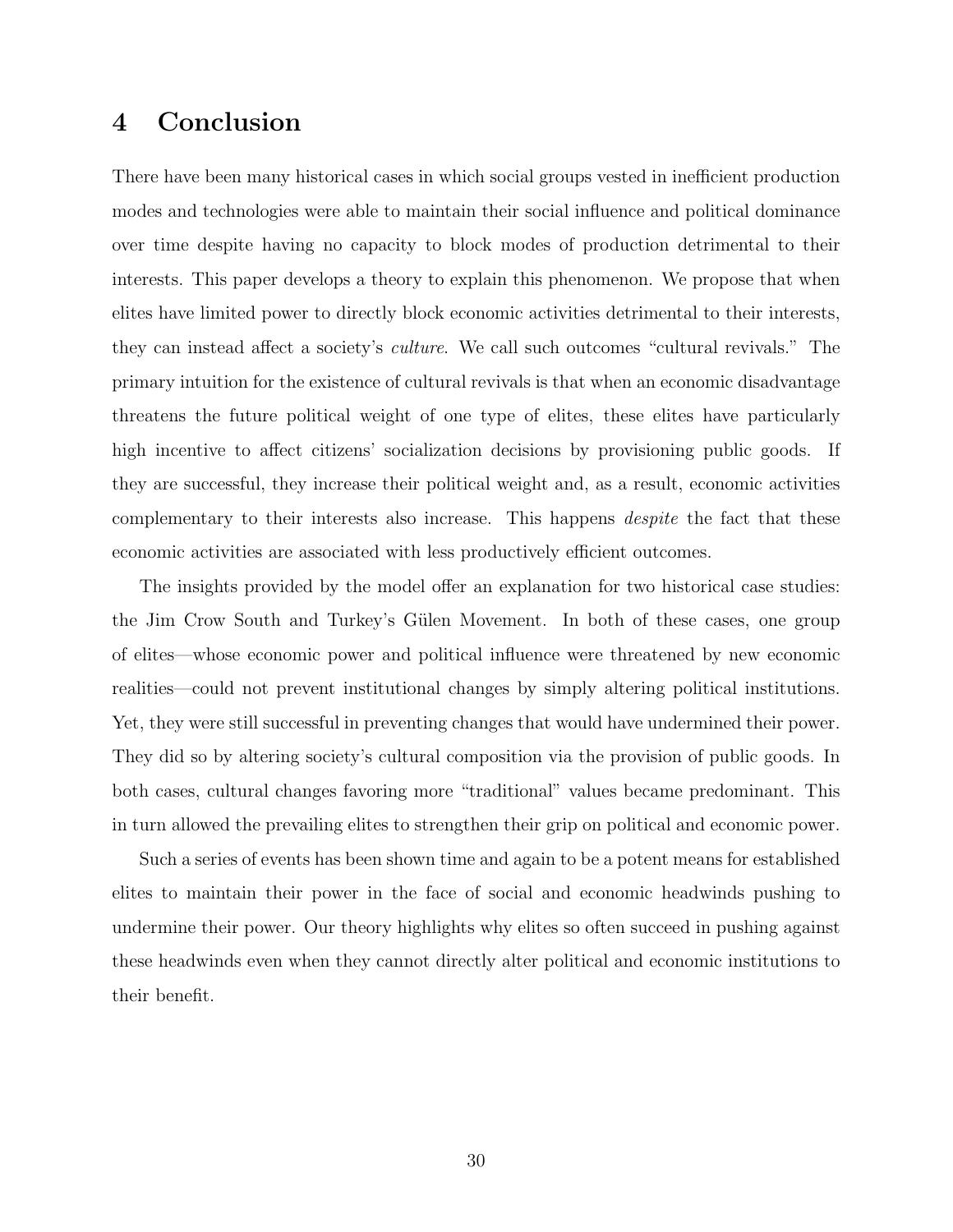## 4 Conclusion

There have been many historical cases in which social groups vested in inefficient production modes and technologies were able to maintain their social influence and political dominance over time despite having no capacity to block modes of production detrimental to their interests. This paper develops a theory to explain this phenomenon. We propose that when elites have limited power to directly block economic activities detrimental to their interests, they can instead affect a society's *culture*. We call such outcomes "cultural revivals." The primary intuition for the existence of cultural revivals is that when an economic disadvantage threatens the future political weight of one type of elites, these elites have particularly high incentive to affect citizens' socialization decisions by provisioning public goods. If they are successful, they increase their political weight and, as a result, economic activities complementary to their interests also increase. This happens *despite* the fact that these economic activities are associated with less productively efficient outcomes.

The insights provided by the model offer an explanation for two historical case studies: the Jim Crow South and Turkey's Gülen Movement. In both of these cases, one group of elites—whose economic power and political influence were threatened by new economic realities—could not prevent institutional changes by simply altering political institutions. Yet, they were still successful in preventing changes that would have undermined their power. They did so by altering society's cultural composition via the provision of public goods. In both cases, cultural changes favoring more "traditional" values became predominant. This in turn allowed the prevailing elites to strengthen their grip on political and economic power.

Such a series of events has been shown time and again to be a potent means for established elites to maintain their power in the face of social and economic headwinds pushing to undermine their power. Our theory highlights why elites so often succeed in pushing against these headwinds even when they cannot directly alter political and economic institutions to their benefit.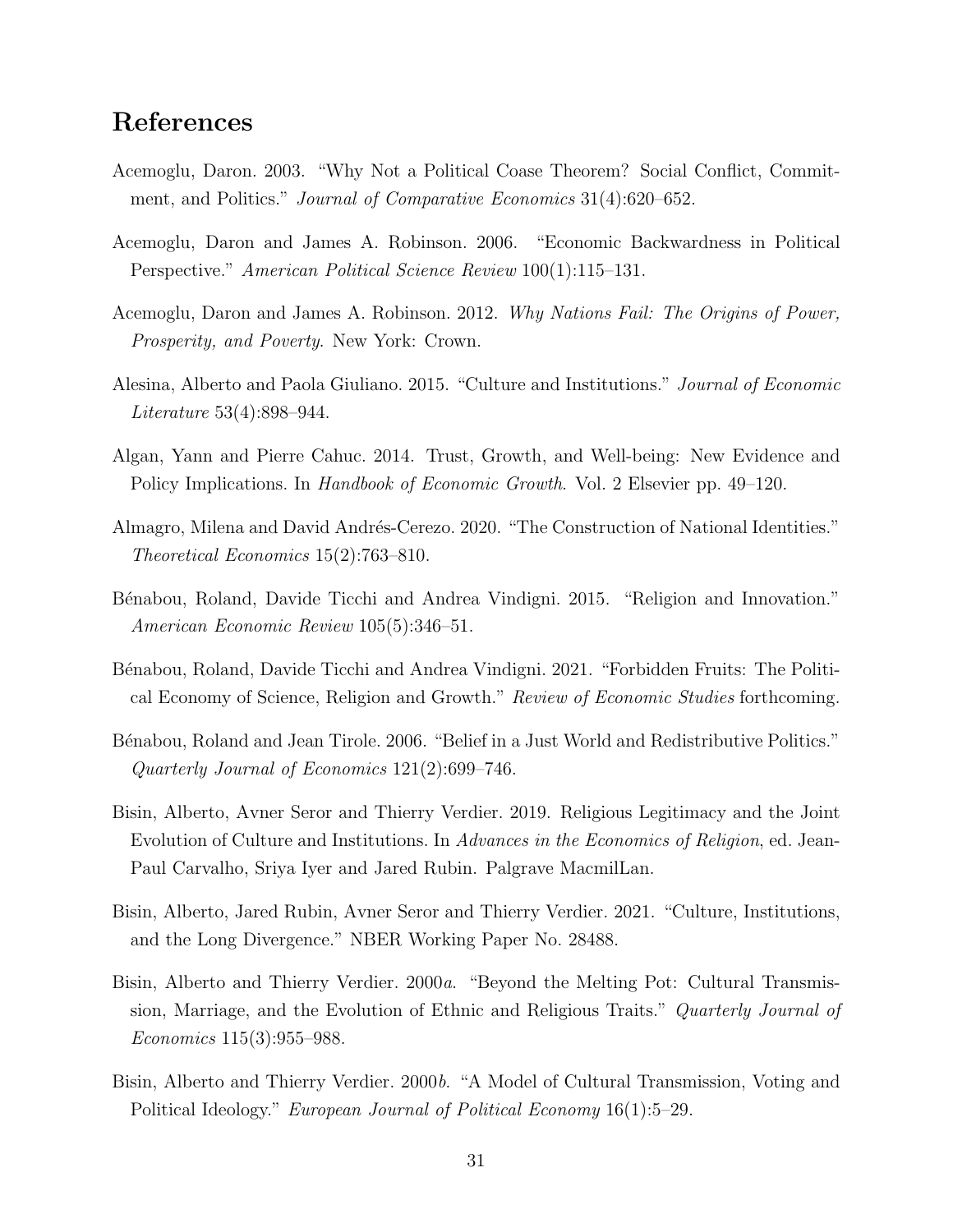# References

Acemoglu, Daron. 2003. "Why Not a Political Coase Theorem? Social Conflict, Commitment, and Politics." *Journal of Comparative Economics* 31(4):620–652.

Acemoglu, Daron and James A. Robinson. 2006. "Economic Backwardness in Political Perspective." *American Political Science Review* 100(1):115–131.

Acemoglu, Daron and James A. Robinson. 2012. *Why Nations Fail: The Origins of Power, Prosperity, and Poverty*. New York: Crown.

Alesina, Alberto and Paola Giuliano. 2015. "Culture and Institutions." *Journal of Economic Literature* 53(4):898–944.

Algan, Yann and Pierre Cahuc. 2014. Trust, Growth, and Well-being: New Evidence and Policy Implications. In *Handbook of Economic Growth*. Vol. 2 Elsevier pp. 49–120.

Almagro, Milena and David Andrés-Cerezo. 2020. "The Construction of National Identities." *Theoretical Economics* 15(2):763–810.

Bénabou, Roland, Davide Ticchi and Andrea Vindigni. 2015. "Religion and Innovation." *American Economic Review* 105(5):346–51.

Bénabou, Roland, Davide Ticchi and Andrea Vindigni. 2021. "Forbidden Fruits: The Political Economy of Science, Religion and Growth." *Review of Economic Studies* forthcoming.

Bénabou, Roland and Jean Tirole. 2006. "Belief in a Just World and Redistributive Politics." *Quarterly Journal of Economics* 121(2):699–746.

Bisin, Alberto, Avner Seror and Thierry Verdier. 2019. Religious Legitimacy and the Joint Evolution of Culture and Institutions. In *Advances in the Economics of Religion*, ed. Jean-Paul Carvalho, Sriya Iyer and Jared Rubin. Palgrave MacmilLan.

Bisin, Alberto, Jared Rubin, Avner Seror and Thierry Verdier. 2021. "Culture, Institutions, and the Long Divergence." NBER Working Paper No. 28488.

Bisin, Alberto and Thierry Verdier. 2000*a*. "Beyond the Melting Pot: Cultural Transmission, Marriage, and the Evolution of Ethnic and Religious Traits." *Quarterly Journal of Economics* 115(3):955–988.

Bisin, Alberto and Thierry Verdier. 2000*b*. "A Model of Cultural Transmission, Voting and Political Ideology." *European Journal of Political Economy* 16(1):5–29.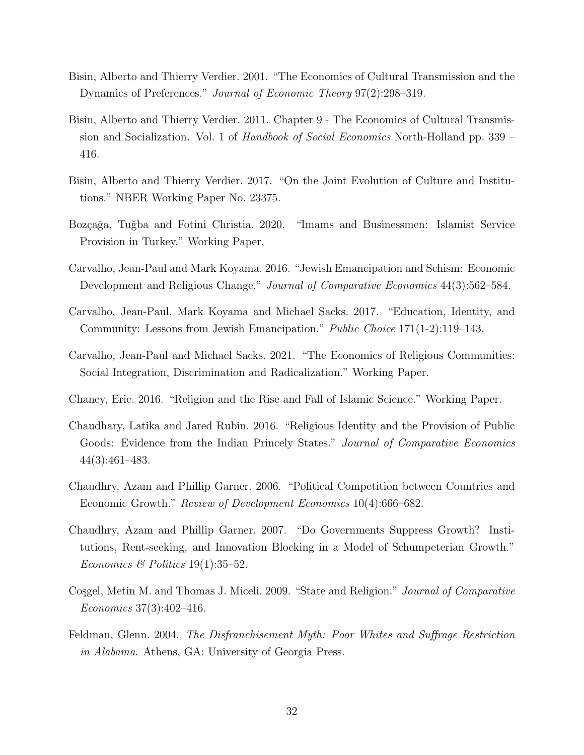Bisin, Alberto and Thierry Verdier. 2001. "The Economics of Cultural Transmission and the Dynamics of Preferences." *Journal of Economic Theory* 97(2):298–319.

Bisin, Alberto and Thierry Verdier. 2011. Chapter 9 - The Economics of Cultural Transmission and Socialization. Vol. 1 of *Handbook of Social Economics* North-Holland pp. 339 – 416.

Bisin, Alberto and Thierry Verdier. 2017. "On the Joint Evolution of Culture and Institutions." NBER Working Paper No. 23375.

Bozçağa, Tuğba and Fotini Christia. 2020. "Imams and Businessmen: Islamist Service Provision in Turkey." Working Paper.

Carvalho, Jean-Paul and Mark Koyama. 2016. "Jewish Emancipation and Schism: Economic Development and Religious Change." *Journal of Comparative Economics* 44(3):562–584.

Carvalho, Jean-Paul, Mark Koyama and Michael Sacks. 2017. "Education, Identity, and Community: Lessons from Jewish Emancipation." *Public Choice* 171(1-2):119–143.

Carvalho, Jean-Paul and Michael Sacks. 2021. "The Economics of Religious Communities: Social Integration, Discrimination and Radicalization." Working Paper.

Chaney, Eric. 2016. "Religion and the Rise and Fall of Islamic Science." Working Paper.

Chaudhary, Latika and Jared Rubin. 2016. "Religious Identity and the Provision of Public Goods: Evidence from the Indian Princely States." *Journal of Comparative Economics* 44(3):461–483.

Chaudhry, Azam and Phillip Garner. 2006. "Political Competition between Countries and Economic Growth." *Review of Development Economics* 10(4):666–682.

Chaudhry, Azam and Phillip Garner. 2007. "Do Governments Suppress Growth? Institutions, Rent-seeking, and Innovation Blocking in a Model of Schumpeterian Growth." *Economics & Politics* 19(1):35–52.

Coşgel, Metin M. and Thomas J. Miceli. 2009. "State and Religion." *Journal of Comparative Economics* 37(3):402–416.

Feldman, Glenn. 2004. *The Disfranchisement Myth: Poor Whites and Suffrage Restriction in Alabama*. Athens, GA: University of Georgia Press.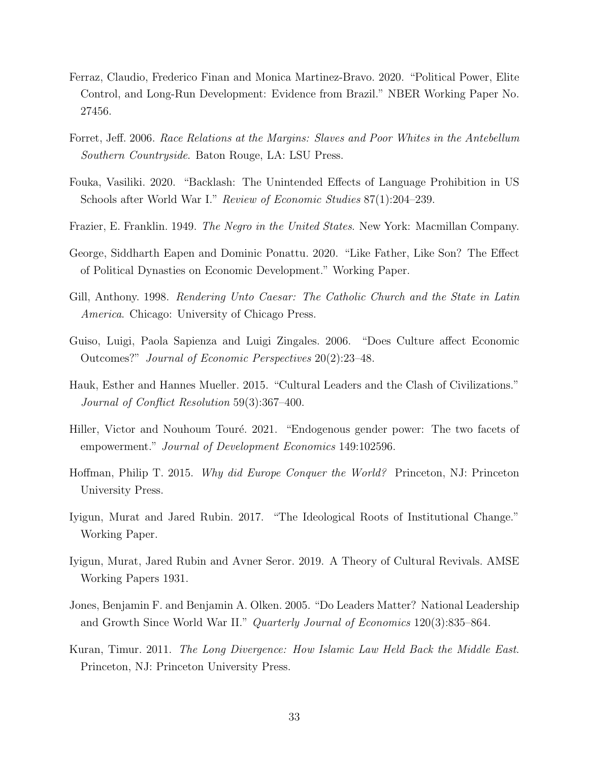Ferraz, Claudio, Frederico Finan and Monica Martinez-Bravo. 2020. "Political Power, Elite Control, and Long-Run Development: Evidence from Brazil." NBER Working Paper No. 27456.

Forret, Jeff. 2006. *Race Relations at the Margins: Slaves and Poor Whites in the Antebellum Southern Countryside*. Baton Rouge, LA: LSU Press.

Fouka, Vasiliki. 2020. "Backlash: The Unintended Effects of Language Prohibition in US Schools after World War I." *Review of Economic Studies* 87(1):204–239.

Frazier, E. Franklin. 1949. *The Negro in the United States*. New York: Macmillan Company.

George, Siddharth Eapen and Dominic Ponattu. 2020. "Like Father, Like Son? The Effect of Political Dynasties on Economic Development." Working Paper.

Gill, Anthony. 1998. *Rendering Unto Caesar: The Catholic Church and the State in Latin America*. Chicago: University of Chicago Press.

Guiso, Luigi, Paola Sapienza and Luigi Zingales. 2006. "Does Culture affect Economic Outcomes?" *Journal of Economic Perspectives* 20(2):23–48.

Hauk, Esther and Hannes Mueller. 2015. "Cultural Leaders and the Clash of Civilizations." *Journal of Conflict Resolution* 59(3):367–400.

Hiller, Victor and Nouhoum Touré. 2021. "Endogenous gender power: The two facets of empowerment." *Journal of Development Economics* 149:102596.

Hoffman, Philip T. 2015. *Why did Europe Conquer the World?* Princeton, NJ: Princeton University Press.

Iyigun, Murat and Jared Rubin. 2017. "The Ideological Roots of Institutional Change." Working Paper.

Iyigun, Murat, Jared Rubin and Avner Seror. 2019. A Theory of Cultural Revivals. AMSE Working Papers 1931.

Jones, Benjamin F. and Benjamin A. Olken. 2005. "Do Leaders Matter? National Leadership and Growth Since World War II." *Quarterly Journal of Economics* 120(3):835–864.

Kuran, Timur. 2011. *The Long Divergence: How Islamic Law Held Back the Middle East*. Princeton, NJ: Princeton University Press.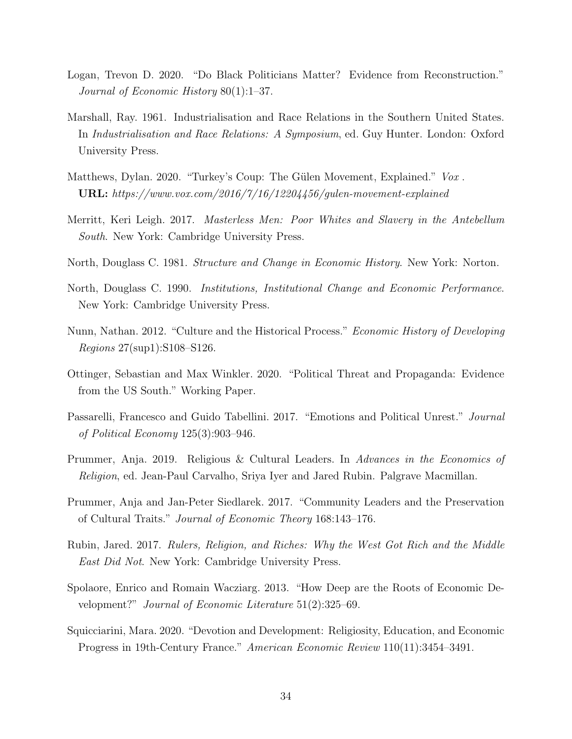Logan, Trevon D. 2020. "Do Black Politicians Matter? Evidence from Reconstruction." *Journal of Economic History* 80(1):1–37.

Marshall, Ray. 1961. Industrialisation and Race Relations in the Southern United States. In *Industrialisation and Race Relations: A Symposium*, ed. Guy Hunter. London: Oxford University Press.

Matthews, Dylan. 2020. "Turkey's Coup: The Gülen Movement, Explained." *Vox* .
**URL:** *https://www.vox.com/2016/7/16/12204456/gulen-movement-explained*

Merritt, Keri Leigh. 2017. *Masterless Men: Poor Whites and Slavery in the Antebellum South*. New York: Cambridge University Press.

North, Douglass C. 1981. *Structure and Change in Economic History*. New York: Norton.

North, Douglass C. 1990. *Institutions, Institutional Change and Economic Performance*. New York: Cambridge University Press.

Nunn, Nathan. 2012. "Culture and the Historical Process." *Economic History of Developing Regions* 27(sup1):S108–S126.

Ottinger, Sebastian and Max Winkler. 2020. "Political Threat and Propaganda: Evidence from the US South." Working Paper.

Passarelli, Francesco and Guido Tabellini. 2017. "Emotions and Political Unrest." *Journal of Political Economy* 125(3):903–946.

Prummer, Anja. 2019. Religious & Cultural Leaders. In *Advances in the Economics of Religion*, ed. Jean-Paul Carvalho, Sriya Iyer and Jared Rubin. Palgrave Macmillan.

Prummer, Anja and Jan-Peter Siedlarek. 2017. "Community Leaders and the Preservation of Cultural Traits." *Journal of Economic Theory* 168:143–176.

Rubin, Jared. 2017. *Rulers, Religion, and Riches: Why the West Got Rich and the Middle East Did Not*. New York: Cambridge University Press.

Spolaore, Enrico and Romain Wacziarg. 2013. "How Deep are the Roots of Economic Development?" *Journal of Economic Literature* 51(2):325–69.

Squicciarini, Mara. 2020. "Devotion and Development: Religiosity, Education, and Economic Progress in 19th-Century France." *American Economic Review* 110(11):3454–3491.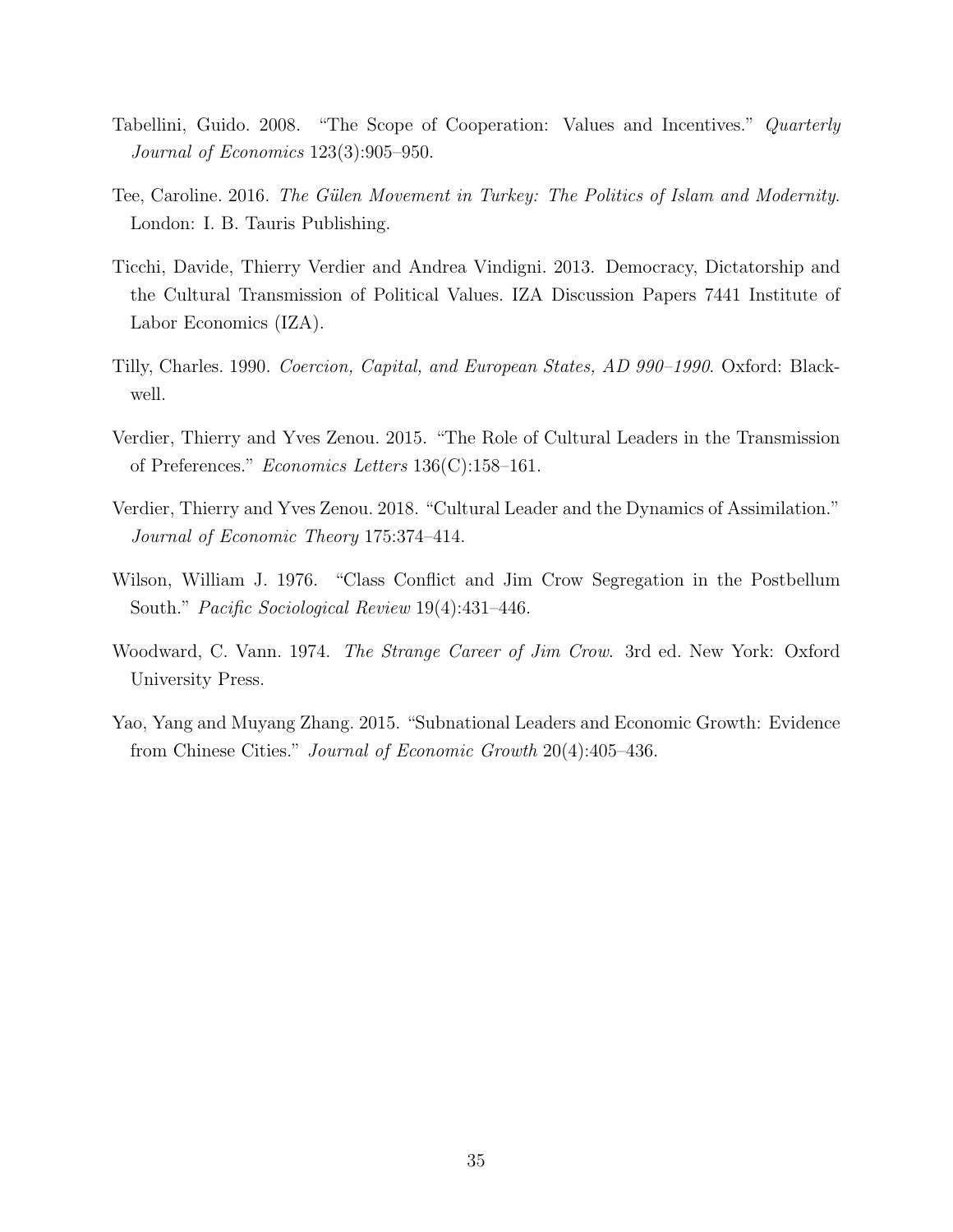Tabellini, Guido. 2008. "The Scope of Cooperation: Values and Incentives." *Quarterly Journal of Economics* 123(3):905–950.

Tee, Caroline. 2016. *The Gülen Movement in Turkey: The Politics of Islam and Modernity*. London: I. B. Tauris Publishing.

Ticchi, Davide, Thierry Verdier and Andrea Vindigni. 2013. Democracy, Dictatorship and the Cultural Transmission of Political Values. IZA Discussion Papers 7441 Institute of Labor Economics (IZA).

Tilly, Charles. 1990. *Coercion, Capital, and European States, AD 990–1990*. Oxford: Blackwell.

Verdier, Thierry and Yves Zenou. 2015. "The Role of Cultural Leaders in the Transmission of Preferences." *Economics Letters* 136(C):158–161.

Verdier, Thierry and Yves Zenou. 2018. "Cultural Leader and the Dynamics of Assimilation." *Journal of Economic Theory* 175:374–414.

Wilson, William J. 1976. "Class Conflict and Jim Crow Segregation in the Postbellum South." *Pacific Sociological Review* 19(4):431–446.

Woodward, C. Vann. 1974. *The Strange Career of Jim Crow*. 3rd ed. New York: Oxford University Press.

Yao, Yang and Muyang Zhang. 2015. "Subnational Leaders and Economic Growth: Evidence from Chinese Cities." *Journal of Economic Growth* 20(4):405–436.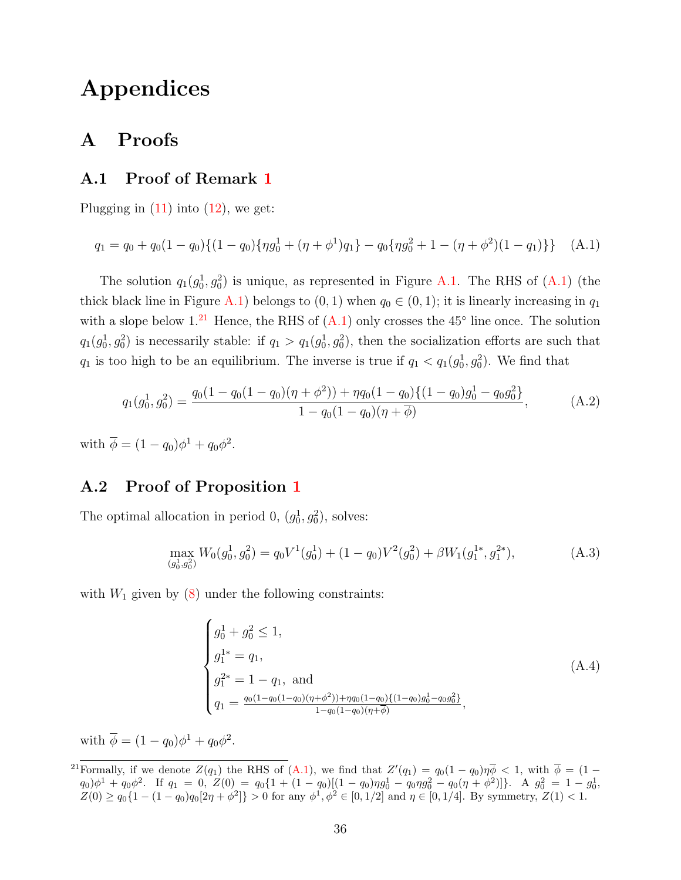# Appendices

## A Proofs

### A.1 Proof of Remark 1

Plugging in (11) into (12), we get:

$$q_1 = q_0 + q_0(1-q_0)\{(1-q_0)\{\eta g_0^1 + (\eta+\phi^1)q_1\} - q_0\{\eta g_0^2 + 1 - (\eta+\phi^2)(1-q_1)\}\} \quad \text{(A.1)}$$

The solution $q_1(g_0^1, g_0^2)$ is unique, as represented in Figure A.1. The RHS of (A.1) (the thick black line in Figure A.1) belongs to $(0,1)$ when $q_0 \in (0,1)$; it is linearly increasing in $q_1$ with a slope below 1.[21] Hence, the RHS of (A.1) only crosses the 45° line once. The solution $q_1(g_0^1, g_0^2)$ is necessarily stable: if $q_1 > q_1(g_0^1, g_0^2)$, then the socialization efforts are such that $q_1$ is too high to be an equilibrium. The inverse is true if $q_1 < q_1(g_0^1, g_0^2)$. We find that

$$q_1(g_0^1, g_0^2) = \frac{q_0(1-q_0(1-q_0)(\eta+\phi^2)) + \eta q_0(1-q_0)\{(1-q_0)g_0^1 - q_0 g_0^2\}}{1-q_0(1-q_0)(\eta+\overline{\phi})}, \quad \text{(A.2)}$$

with $\overline{\phi} = (1-q_0)\phi^1 + q_0\phi^2$.

### A.2 Proof of Proposition 1

The optimal allocation in period 0, $(g_0^1, g_0^2)$, solves:

$$\max_{(g_0^1, g_0^2)} W_0(g_0^1, g_0^2) = q_0 V^1(g_0^1) + (1-q_0)V^2(g_0^2) + \beta W_1(g_1^{1*}, g_1^{2*}), \quad \text{(A.3)}$$

with $W_1$ given by (8) under the following constraints:

$$\begin{cases} g_0^1 + g_0^2 \leq 1, \\ g_1^{1*} = q_1, \\ g_1^{2*} = 1 - q_1, \text{ and} \\ q_1 = \frac{q_0(1-q_0(1-q_0)(\eta+\phi^2)) + \eta q_0(1-q_0)\{(1-q_0)g_0^1 - q_0 g_0^2\}}{1-q_0(1-q_0)(\eta+\overline{\phi})}, \end{cases} \quad \text{(A.4)}$$

with $\overline{\phi} = (1-q_0)\phi^1 + q_0\phi^2$.

---

[21] Formally, if we denote $Z(q_1)$ the RHS of (A.1), we find that $Z'(q_1) = q_0(1-q_0)\eta\overline{\phi} < 1$, with $\overline{\phi} = (1-q_0)\phi^1 + q_0\phi^2$. If $q_1 = 0$, $Z(0) = q_0\{1 + (1-q_0)[(1-q_0)\eta g_0^1 - q_0\eta g_0^2 - q_0(\eta+\phi^2)]\}$. A $g_0^2 = 1 - g_0^1$, $Z(0) \geq q_0\{1 - (1-q_0)q_0[2\eta + \phi^2]\} > 0$ for any $\phi^1, \phi^2 \in [0, 1/2]$ and $\eta \in [0, 1/4]$. By symmetry, $Z(1) < 1$.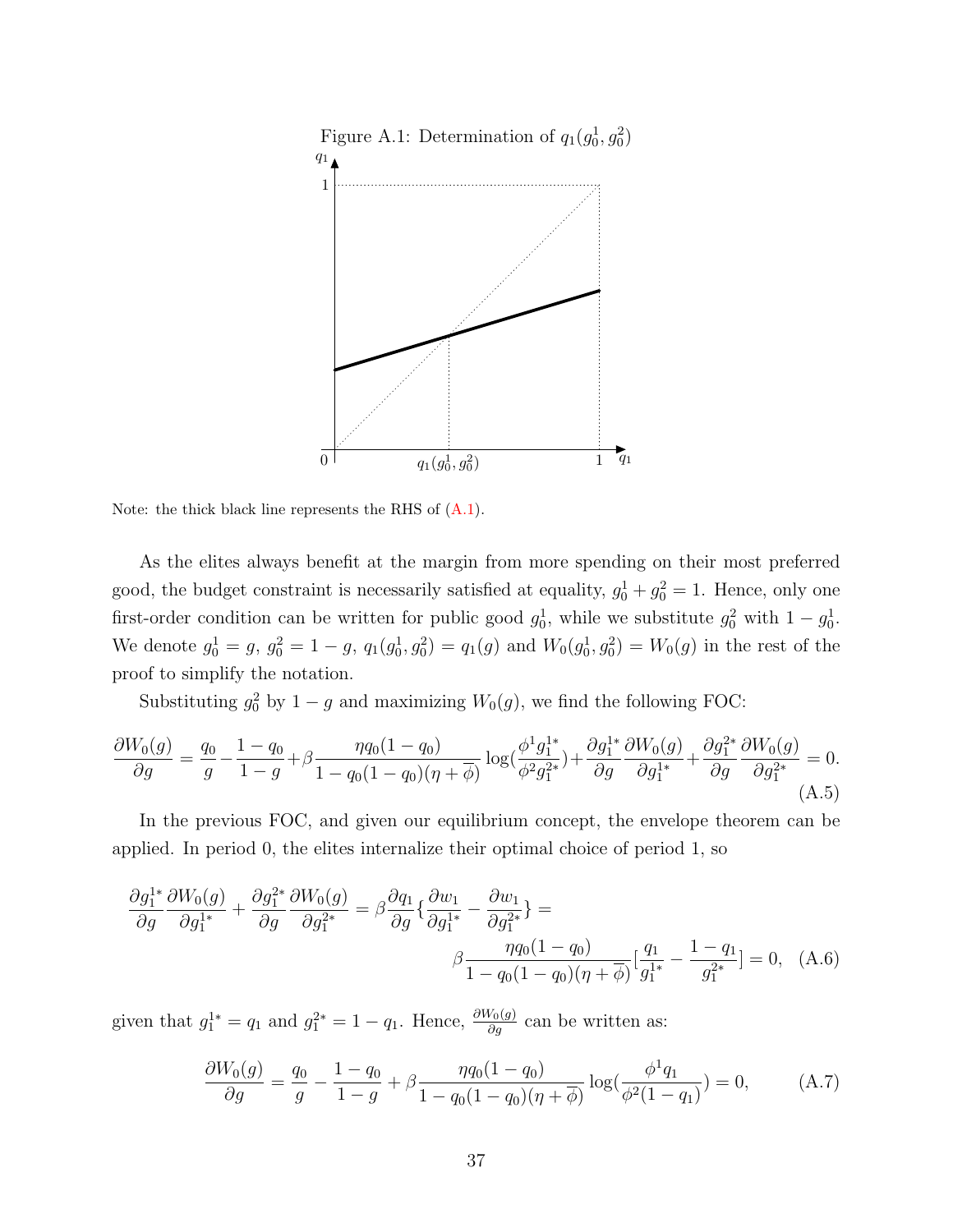Figure A.1: Determination of $q_1(g_0^1, g_0^2)$

$q_1$

1

0

$q_1(g_0^1, g_0^2)$

1

$q_1$

Note: the thick black line represents the RHS of (A.1).

As the elites always benefit at the margin from more spending on their most preferred good, the budget constraint is necessarily satisfied at equality, $g_0^1 + g_0^2 = 1$. Hence, only one first-order condition can be written for public good $g_0^1$, while we substitute $g_0^2$ with $1 - g_0^1$. We denote $g_0^1 = g$, $g_0^2 = 1 - g$, $q_1(g_0^1, g_0^2) = q_1(g)$ and $W_0(g_0^1, g_0^2) = W_0(g)$ in the rest of the proof to simplify the notation.

Substituting $g_0^2$ by $1 - g$ and maximizing $W_0(g)$, we find the following FOC:

$$\frac{\partial W_0(g)}{\partial g} = \frac{q_0}{g} - \frac{1 - q_0}{1 - g} + \beta \frac{\eta q_0(1 - q_0)}{1 - q_0(1 - q_0)(\eta + \overline{\phi})} \log\left(\frac{\phi^1 g_1^{1*}}{\phi^2 g_1^{2*}}\right) + \frac{\partial g_1^{1*}}{\partial g} \frac{\partial W_0(g)}{\partial g_1^{1*}} + \frac{\partial g_1^{2*}}{\partial g} \frac{\partial W_0(g)}{\partial g_1^{2*}} = 0. \tag{A.5}$$

In the previous FOC, and given our equilibrium concept, the envelope theorem can be applied. In period 0, the elites internalize their optimal choice of period 1, so

$$\frac{\partial g_1^{1*}}{\partial g} \frac{\partial W_0(g)}{\partial g_1^{1*}} + \frac{\partial g_1^{2*}}{\partial g} \frac{\partial W_0(g)}{\partial g_1^{2*}} = \beta \frac{\partial q_1}{\partial g} \left\{ \frac{\partial w_1}{\partial g_1^{1*}} - \frac{\partial w_1}{\partial g_1^{2*}} \right\} = \beta \frac{\eta q_0(1 - q_0)}{1 - q_0(1 - q_0)(\eta + \overline{\phi})} \left[ \frac{q_1}{g_1^{1*}} - \frac{1 - q_1}{g_1^{2*}} \right] = 0, \tag{A.6}$$

given that $g_1^{1*} = q_1$ and $g_1^{2*} = 1 - q_1$. Hence, $\frac{\partial W_0(g)}{\partial g}$ can be written as:

$$\frac{\partial W_0(g)}{\partial g} = \frac{q_0}{g} - \frac{1 - q_0}{1 - g} + \beta \frac{\eta q_0(1 - q_0)}{1 - q_0(1 - q_0)(\eta + \overline{\phi})} \log\left(\frac{\phi^1 q_1}{\phi^2 (1 - q_1)}\right) = 0, \tag{A.7}$$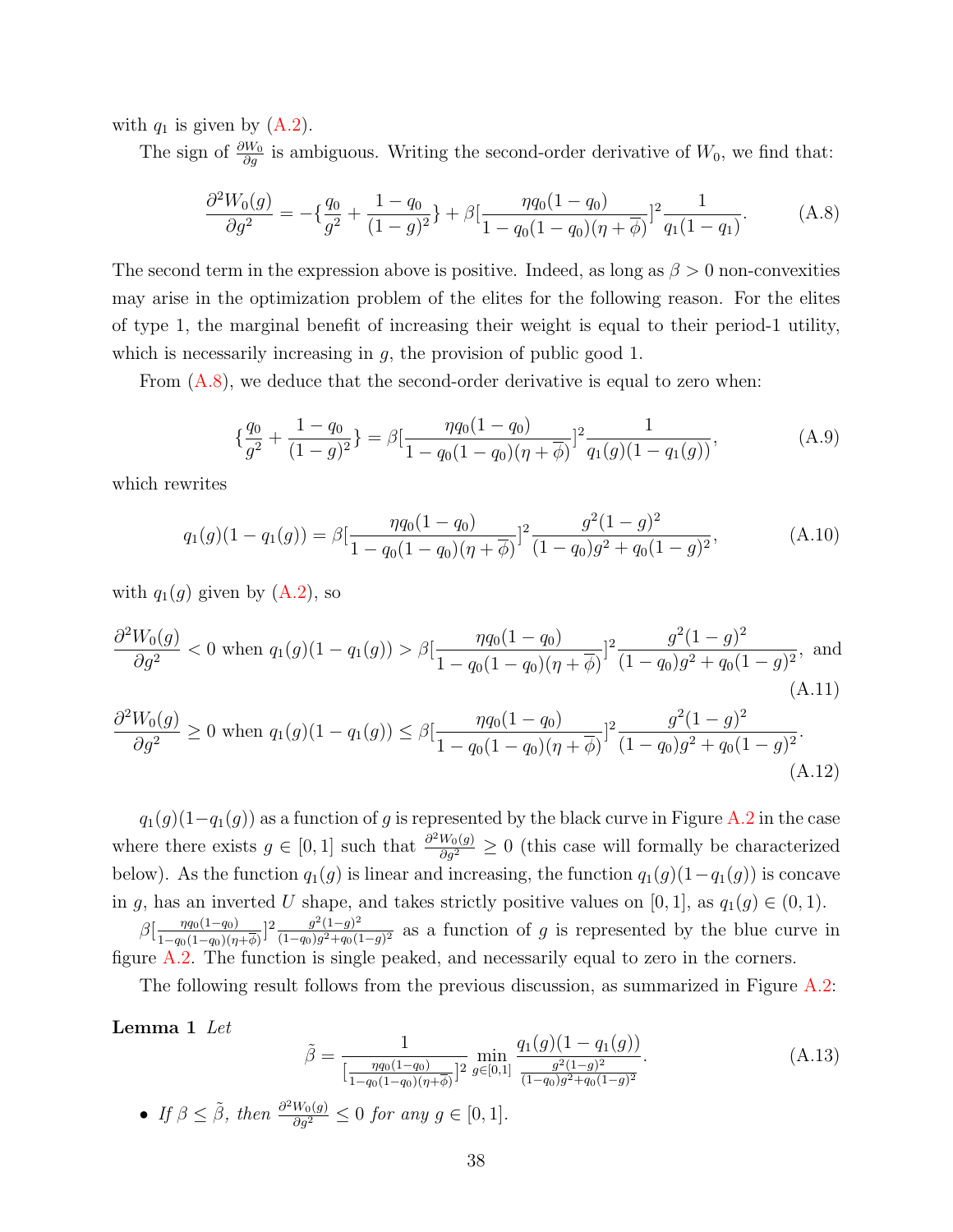with $q_1$ is given by (A.2).

The sign of $\frac{\partial W_0}{\partial g}$ is ambiguous. Writing the second-order derivative of $W_0$, we find that:

$$\frac{\partial^2 W_0(g)}{\partial g^2} = -\{\frac{q_0}{g^2} + \frac{1-q_0}{(1-g)^2}\} + \beta[\frac{\eta q_0(1-q_0)}{1-q_0(1-q_0)(\eta+\overline{\phi})}]^2 \frac{1}{q_1(1-q_1)}. \tag{A.8}$$

The second term in the expression above is positive. Indeed, as long as $\beta > 0$ non-convexities may arise in the optimization problem of the elites for the following reason. For the elites of type 1, the marginal benefit of increasing their weight is equal to their period-1 utility, which is necessarily increasing in $g$, the provision of public good 1.

From (A.8), we deduce that the second-order derivative is equal to zero when:

$$\{\frac{q_0}{g^2} + \frac{1-q_0}{(1-g)^2}\} = \beta[\frac{\eta q_0(1-q_0)}{1-q_0(1-q_0)(\eta+\overline{\phi})}]^2 \frac{1}{q_1(g)(1-q_1(g))}, \tag{A.9}$$

which rewrites

$$q_1(g)(1-q_1(g)) = \beta[\frac{\eta q_0(1-q_0)}{1-q_0(1-q_0)(\eta+\overline{\phi})}]^2 \frac{g^2(1-g)^2}{(1-q_0)g^2 + q_0(1-g)^2}, \tag{A.10}$$

with $q_1(g)$ given by (A.2), so

$$\frac{\partial^2 W_0(g)}{\partial g^2} < 0 \text{ when } q_1(g)(1-q_1(g)) > \beta[\frac{\eta q_0(1-q_0)}{1-q_0(1-q_0)(\eta+\overline{\phi})}]^2 \frac{g^2(1-g)^2}{(1-q_0)g^2 + q_0(1-g)^2}, \text{ and} \tag{A.11}$$

$$\frac{\partial^2 W_0(g)}{\partial g^2} \geq 0 \text{ when } q_1(g)(1-q_1(g)) \leq \beta[\frac{\eta q_0(1-q_0)}{1-q_0(1-q_0)(\eta+\overline{\phi})}]^2 \frac{g^2(1-g)^2}{(1-q_0)g^2 + q_0(1-g)^2}. \tag{A.12}$$

$q_1(g)(1-q_1(g))$ as a function of $g$ is represented by the black curve in Figure A.2 in the case where there exists $g \in [0,1]$ such that $\frac{\partial^2 W_0(g)}{\partial g^2} \geq 0$ (this case will formally be characterized below). As the function $q_1(g)$ is linear and increasing, the function $q_1(g)(1-q_1(g))$ is concave in $g$, has an inverted $U$ shape, and takes strictly positive values on $[0,1]$, as $q_1(g) \in (0,1)$.

$\beta[\frac{\eta q_0(1-q_0)}{1-q_0(1-q_0)(\eta+\overline{\phi})}]^2 \frac{g^2(1-g)^2}{(1-q_0)g^2+q_0(1-g)^2}$ as a function of $g$ is represented by the blue curve in figure A.2. The function is single peaked, and necessarily equal to zero in the corners.

The following result follows from the previous discussion, as summarized in Figure A.2:

**Lemma 1** *Let*

$$\tilde{\beta} = \frac{1}{[\frac{\eta q_0(1-q_0)}{1-q_0(1-q_0)(\eta+\overline{\phi})}]^2} \min_{g\in[0,1]} \frac{q_1(g)(1-q_1(g))}{\frac{g^2(1-g)^2}{(1-q_0)g^2+q_0(1-g)^2}}. \tag{A.13}$$

- *If* $\beta \leq \tilde{\beta}$, *then* $\frac{\partial^2 W_0(g)}{\partial g^2} \leq 0$ *for any* $g \in [0,1]$.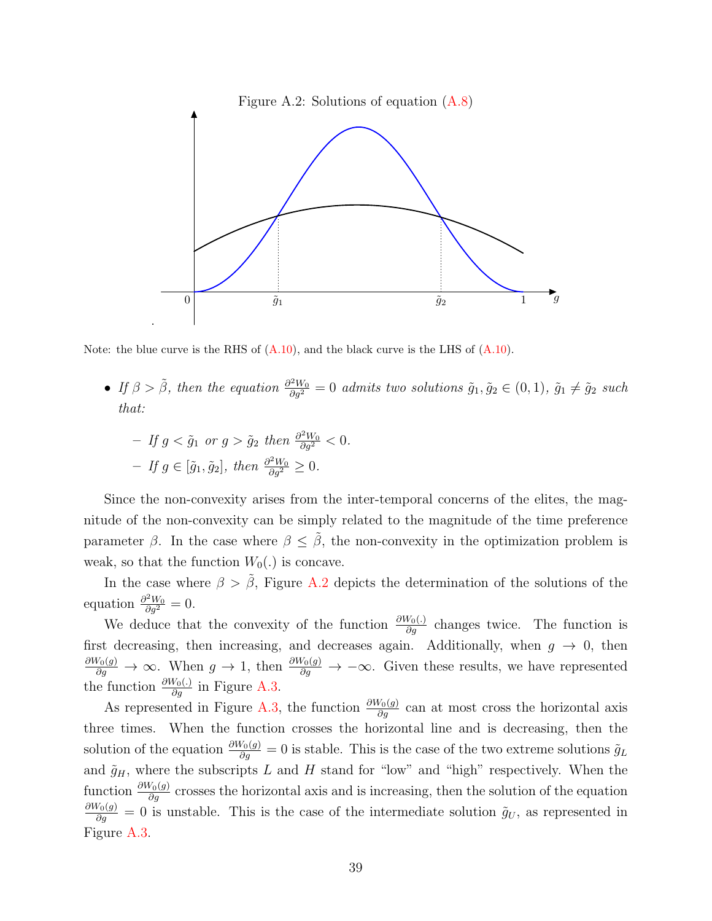Figure A.2: Solutions of equation (A.8)

0

$\tilde{g}_1$

$\tilde{g}_2$

1

$g$

Note: the blue curve is the RHS of (A.10), and the black curve is the LHS of (A.10).

- *If $\beta > \tilde{\beta}$, then the equation $\frac{\partial^2 W_0}{\partial g^2} = 0$ admits two solutions $\tilde{g}_1, \tilde{g}_2 \in (0,1)$, $\tilde{g}_1 \neq \tilde{g}_2$ such that:*
  - *If $g < \tilde{g}_1$ or $g > \tilde{g}_2$ then $\frac{\partial^2 W_0}{\partial g^2} < 0$.*
  - *If $g \in [\tilde{g}_1, \tilde{g}_2]$, then $\frac{\partial^2 W_0}{\partial g^2} \geq 0$.*

Since the non-convexity arises from the inter-temporal concerns of the elites, the magnitude of the non-convexity can be simply related to the magnitude of the time preference parameter $\beta$. In the case where $\beta \leq \tilde{\beta}$, the non-convexity in the optimization problem is weak, so that the function $W_0(.)$ is concave.

In the case where $\beta > \tilde{\beta}$, Figure A.2 depicts the determination of the solutions of the equation $\frac{\partial^2 W_0}{\partial g^2} = 0$.

We deduce that the convexity of the function $\frac{\partial W_0(.)}{\partial g}$ changes twice. The function is first decreasing, then increasing, and decreases again. Additionally, when $g \to 0$, then $\frac{\partial W_0(g)}{\partial g} \to \infty$. When $g \to 1$, then $\frac{\partial W_0(g)}{\partial g} \to -\infty$. Given these results, we have represented the function $\frac{\partial W_0(.)}{\partial g}$ in Figure A.3.

As represented in Figure A.3, the function $\frac{\partial W_0(g)}{\partial g}$ can at most cross the horizontal axis three times. When the function crosses the horizontal line and is decreasing, then the solution of the equation $\frac{\partial W_0(g)}{\partial g} = 0$ is stable. This is the case of the two extreme solutions $\tilde{g}_L$ and $\tilde{g}_H$, where the subscripts $L$ and $H$ stand for "low" and "high" respectively. When the function $\frac{\partial W_0(g)}{\partial g}$ crosses the horizontal axis and is increasing, then the solution of the equation $\frac{\partial W_0(g)}{\partial g} = 0$ is unstable. This is the case of the intermediate solution $\tilde{g}_U$, as represented in Figure A.3.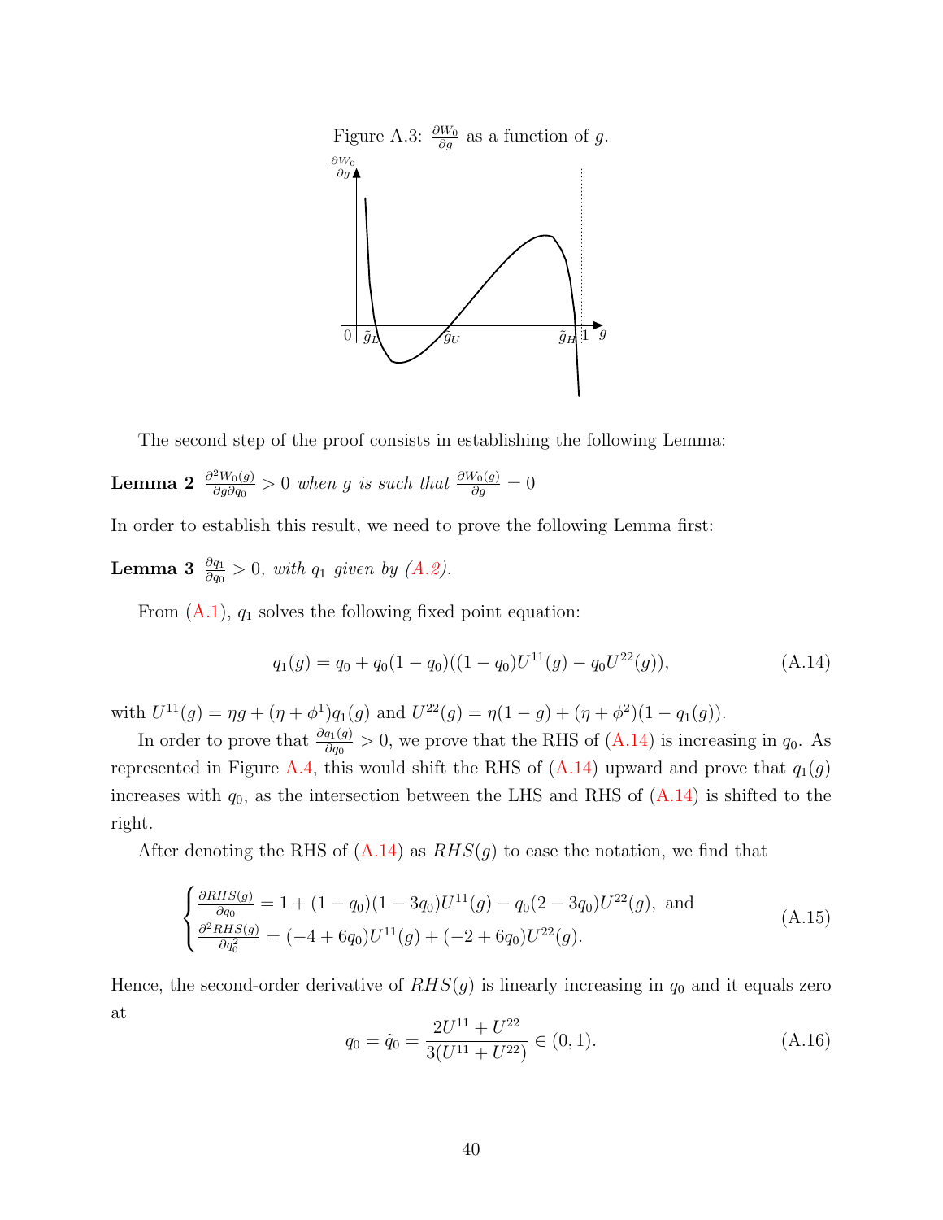Figure A.3: $\frac{\partial W_0}{\partial g}$ as a function of $g$.

$\frac{\partial W_0}{\partial g}$

0
$\tilde{g}_L$
$\tilde{g}_U$
$\tilde{g}_H$
1
$g$

The second step of the proof consists in establishing the following Lemma:

**Lemma 2** *$\frac{\partial^2 W_0(g)}{\partial g \partial q_0} > 0$ when $g$ is such that $\frac{\partial W_0(g)}{\partial g} = 0$*

In order to establish this result, we need to prove the following Lemma first:

**Lemma 3** *$\frac{\partial q_1}{\partial q_0} > 0$, with $q_1$ given by (A.2).*

From (A.1), $q_1$ solves the following fixed point equation:

$$q_1(g) = q_0 + q_0(1-q_0)((1-q_0)U^{11}(g) - q_0 U^{22}(g)), \tag{A.14}$$

with $U^{11}(g) = \eta g + (\eta + \phi^1)q_1(g)$ and $U^{22}(g) = \eta(1-g) + (\eta + \phi^2)(1 - q_1(g))$.

In order to prove that $\frac{\partial q_1(g)}{\partial q_0} > 0$, we prove that the RHS of (A.14) is increasing in $q_0$. As represented in Figure A.4, this would shift the RHS of (A.14) upward and prove that $q_1(g)$ increases with $q_0$, as the intersection between the LHS and RHS of (A.14) is shifted to the right.

After denoting the RHS of (A.14) as $RHS(g)$ to ease the notation, we find that

$$\begin{cases} \frac{\partial RHS(g)}{\partial q_0} = 1 + (1-q_0)(1-3q_0)U^{11}(g) - q_0(2-3q_0)U^{22}(g), \text{ and} \\ \frac{\partial^2 RHS(g)}{\partial q_0^2} = (-4+6q_0)U^{11}(g) + (-2+6q_0)U^{22}(g). \end{cases} \tag{A.15}$$

Hence, the second-order derivative of $RHS(g)$ is linearly increasing in $q_0$ and it equals zero at

$$q_0 = \tilde{q}_0 = \frac{2U^{11} + U^{22}}{3(U^{11} + U^{22})} \in (0,1). \tag{A.16}$$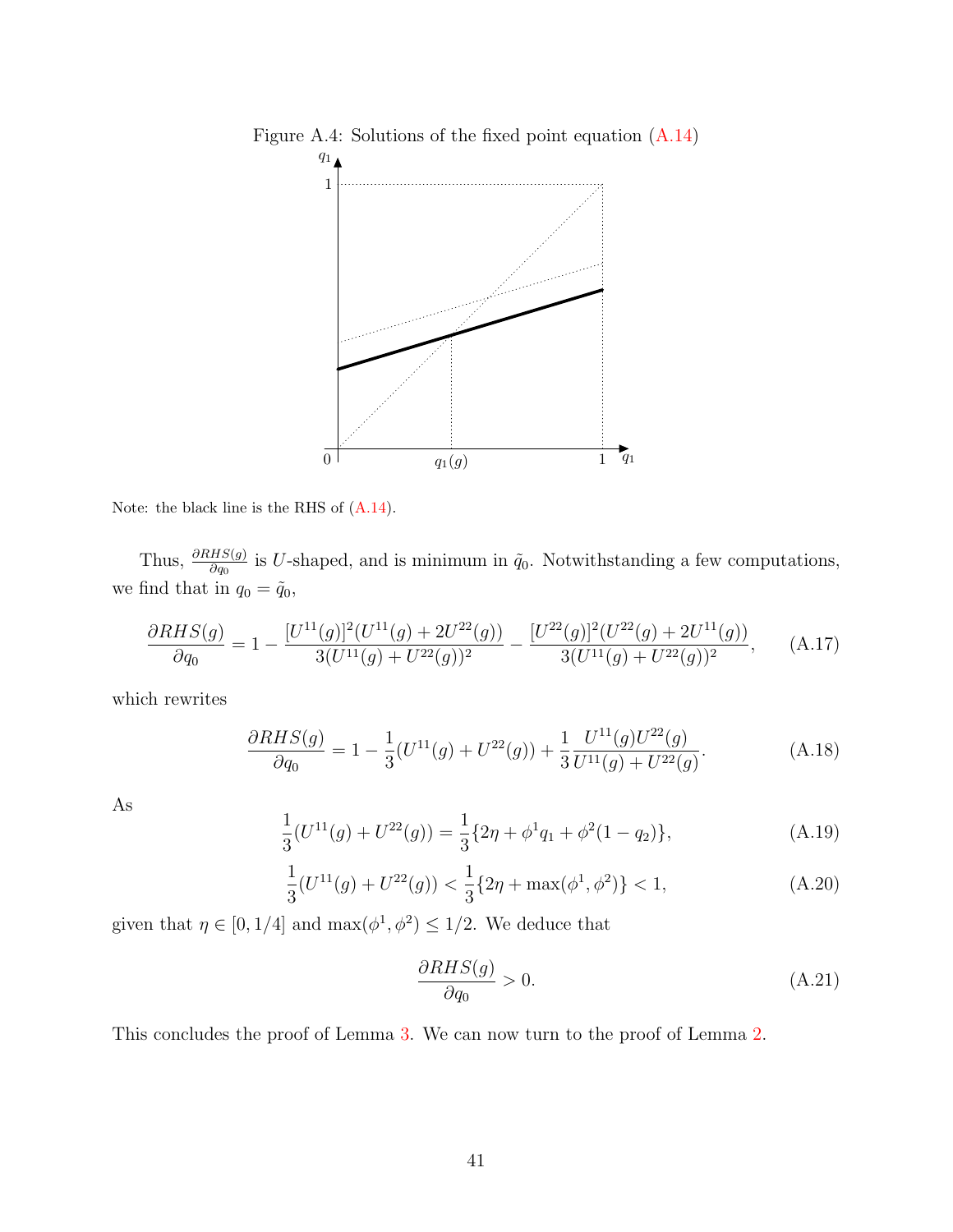Figure A.4: Solutions of the fixed point equation (A.14)

$q_1$

1

0

$q_1(g)$

1 $q_1$

Note: the black line is the RHS of (A.14).

Thus, $\frac{\partial RHS(g)}{\partial q_0}$ is $U$-shaped, and is minimum in $\tilde{q}_0$. Notwithstanding a few computations, we find that in $q_0 = \tilde{q}_0$,

$$\frac{\partial RHS(g)}{\partial q_0} = 1 - \frac{[U^{11}(g)]^2(U^{11}(g) + 2U^{22}(g))}{3(U^{11}(g) + U^{22}(g))^2} - \frac{[U^{22}(g)]^2(U^{22}(g) + 2U^{11}(g))}{3(U^{11}(g) + U^{22}(g))^2}, \tag{A.17}$$

which rewrites

$$\frac{\partial RHS(g)}{\partial q_0} = 1 - \frac{1}{3}(U^{11}(g) + U^{22}(g)) + \frac{1}{3}\frac{U^{11}(g)U^{22}(g)}{U^{11}(g) + U^{22}(g)}. \tag{A.18}$$

As

$$\frac{1}{3}(U^{11}(g) + U^{22}(g)) = \frac{1}{3}\{2\eta + \phi^1 q_1 + \phi^2(1 - q_2)\}, \tag{A.19}$$

$$\frac{1}{3}(U^{11}(g) + U^{22}(g)) < \frac{1}{3}\{2\eta + \max(\phi^1, \phi^2)\} < 1, \tag{A.20}$$

given that $\eta \in [0, 1/4]$ and $\max(\phi^1, \phi^2) \leq 1/2$. We deduce that

$$\frac{\partial RHS(g)}{\partial q_0} > 0. \tag{A.21}$$

This concludes the proof of Lemma 3. We can now turn to the proof of Lemma 2.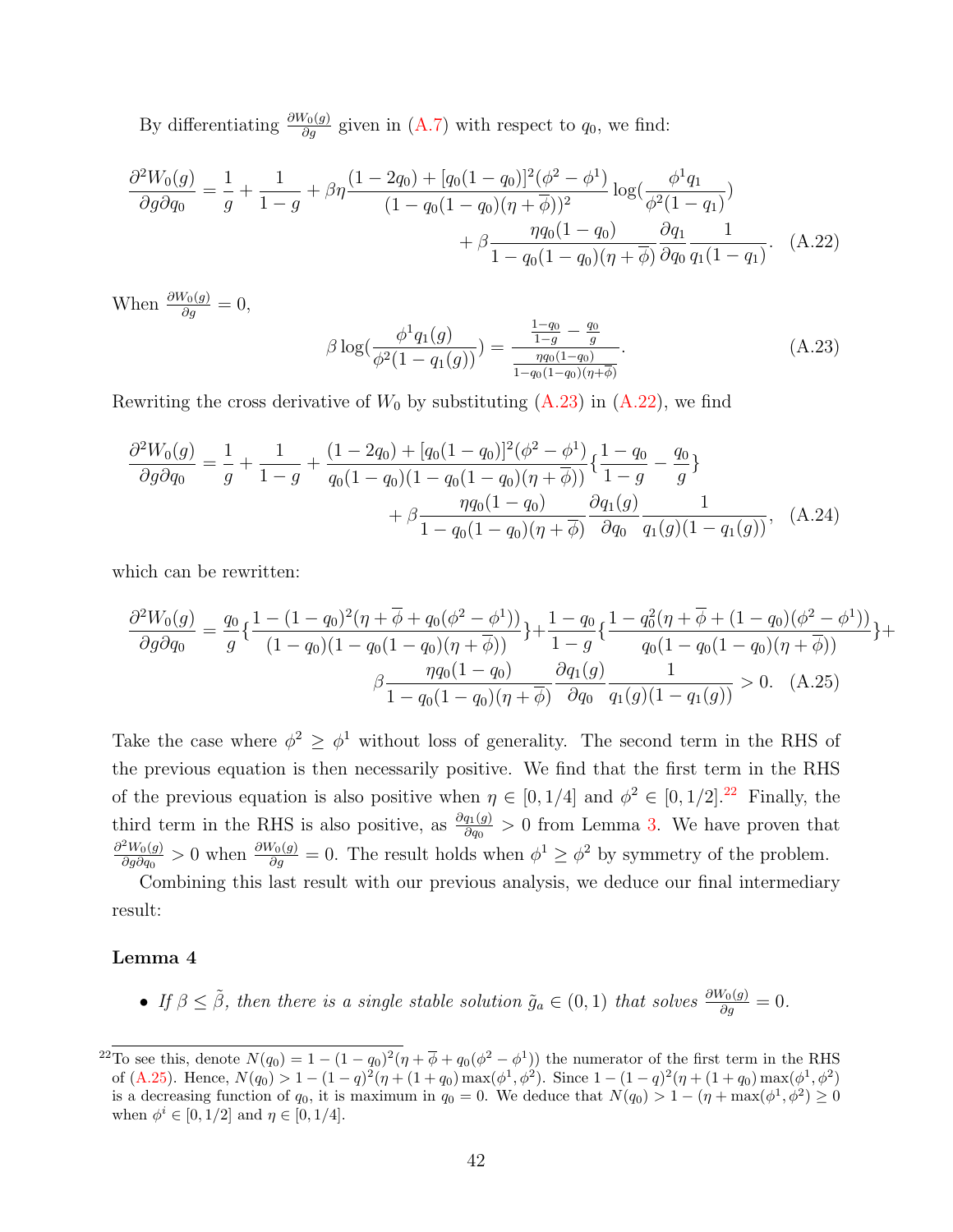By differentiating $\frac{\partial W_0(g)}{\partial g}$ given in (A.7) with respect to $q_0$, we find:

$$\frac{\partial^2 W_0(g)}{\partial g \partial q_0} = \frac{1}{g} + \frac{1}{1-g} + \beta\eta \frac{(1-2q_0) + [q_0(1-q_0)]^2(\phi^2 - \phi^1)}{(1 - q_0(1-q_0)(\eta + \overline{\phi}))^2} \log(\frac{\phi^1 q_1}{\phi^2(1-q_1)}) + \beta \frac{\eta q_0(1-q_0)}{1-q_0(1-q_0)(\eta+\overline{\phi})} \frac{\partial q_1}{\partial q_0} \frac{1}{q_1(1-q_1)}. \quad \text{(A.22)}$$

When $\frac{\partial W_0(g)}{\partial g} = 0$,

$$\beta \log(\frac{\phi^1 q_1(g)}{\phi^2(1-q_1(g))}) = \frac{\frac{1-q_0}{1-g} - \frac{q_0}{g}}{\frac{\eta q_0(1-q_0)}{1-q_0(1-q_0)(\eta+\overline{\phi})}}. \quad \text{(A.23)}$$

Rewriting the cross derivative of $W_0$ by substituting (A.23) in (A.22), we find

$$\frac{\partial^2 W_0(g)}{\partial g \partial q_0} = \frac{1}{g} + \frac{1}{1-g} + \frac{(1-2q_0) + [q_0(1-q_0)]^2(\phi^2-\phi^1)}{q_0(1-q_0)(1-q_0(1-q_0)(\eta+\overline{\phi}))}\{\frac{1-q_0}{1-g} - \frac{q_0}{g}\} + \beta \frac{\eta q_0(1-q_0)}{1-q_0(1-q_0)(\eta+\overline{\phi})} \frac{\partial q_1(g)}{\partial q_0} \frac{1}{q_1(g)(1-q_1(g))}, \quad \text{(A.24)}$$

which can be rewritten:

$$\frac{\partial^2 W_0(g)}{\partial g \partial q_0} = \frac{q_0}{g}\{\frac{1-(1-q_0)^2(\eta + \overline{\phi} + q_0(\phi^2-\phi^1))}{(1-q_0)(1-q_0(1-q_0)(\eta+\overline{\phi}))}\} + \frac{1-q_0}{1-g}\{\frac{1-q_0^2(\eta+\overline{\phi}+(1-q_0)(\phi^2-\phi^1))}{q_0(1-q_0(1-q_0)(\eta+\overline{\phi}))}\} + \beta \frac{\eta q_0(1-q_0)}{1-q_0(1-q_0)(\eta+\overline{\phi})} \frac{\partial q_1(g)}{\partial q_0} \frac{1}{q_1(g)(1-q_1(g))} > 0. \quad \text{(A.25)}$$

Take the case where $\phi^2 \geq \phi^1$ without loss of generality. The second term in the RHS of the previous equation is then necessarily positive. We find that the first term in the RHS of the previous equation is also positive when $\eta \in [0, 1/4]$ and $\phi^2 \in [0, 1/2]$.[22] Finally, the third term in the RHS is also positive, as $\frac{\partial q_1(g)}{\partial q_0} > 0$ from Lemma 3. We have proven that $\frac{\partial^2 W_0(g)}{\partial g \partial q_0} > 0$ when $\frac{\partial W_0(g)}{\partial g} = 0$. The result holds when $\phi^1 \geq \phi^2$ by symmetry of the problem.

Combining this last result with our previous analysis, we deduce our final intermediary result:

**Lemma 4**

- *If $\beta \leq \tilde{\beta}$, then there is a single stable solution $\tilde{g}_a \in (0,1)$ that solves $\frac{\partial W_0(g)}{\partial g} = 0$.*

[22] To see this, denote $N(q_0) = 1 - (1-q_0)^2(\eta + \overline{\phi} + q_0(\phi^2 - \phi^1))$ the numerator of the first term in the RHS of (A.25). Hence, $N(q_0) > 1 - (1-q)^2(\eta + (1+q_0)\max(\phi^1, \phi^2)$. Since $1-(1-q)^2(\eta + (1+q_0)\max(\phi^1,\phi^2)$ is a decreasing function of $q_0$, it is maximum in $q_0 = 0$. We deduce that $N(q_0) > 1 - (\eta + \max(\phi^1, \phi^2) \geq 0$ when $\phi^i \in [0, 1/2]$ and $\eta \in [0, 1/4]$.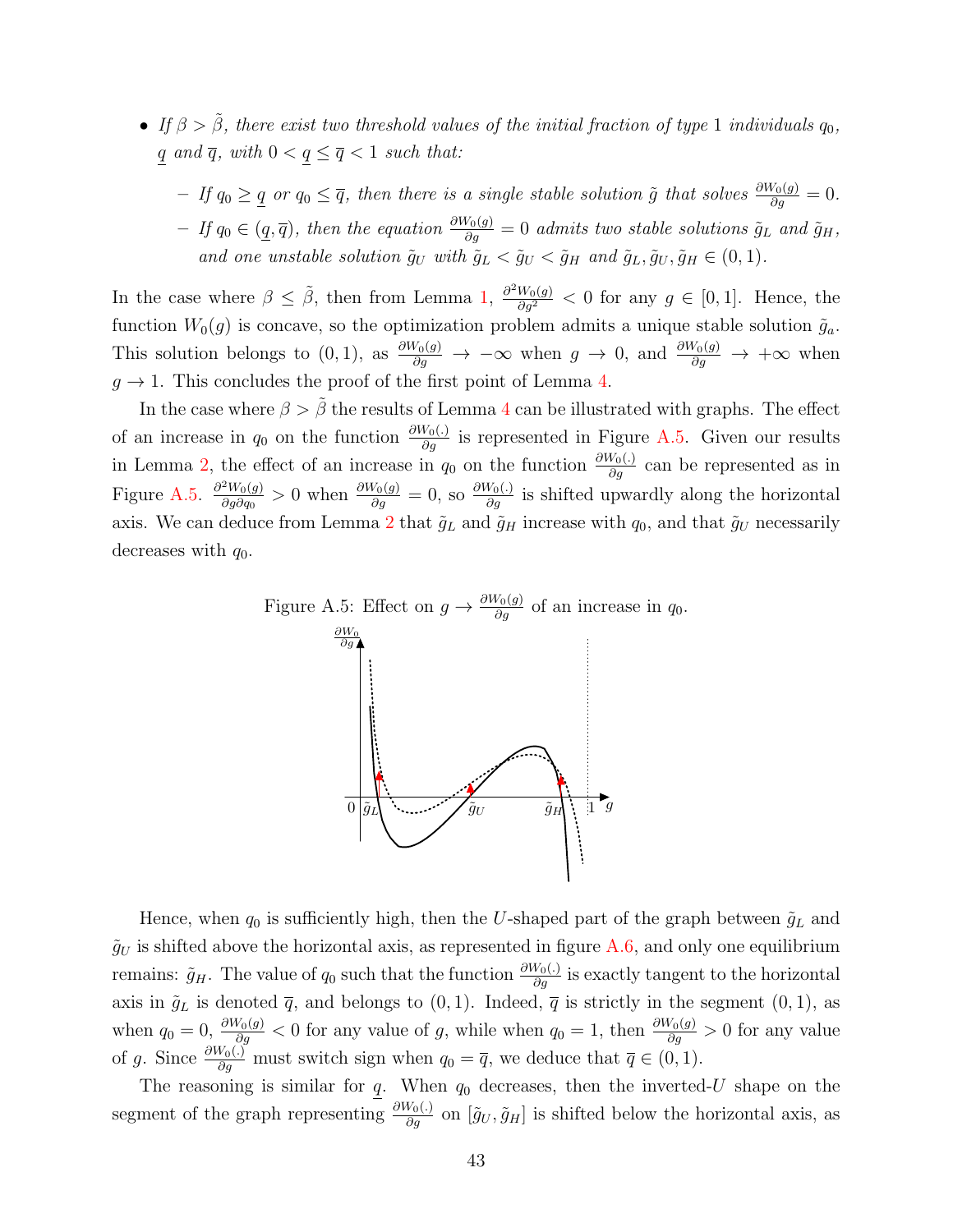- *If $\beta > \tilde{\beta}$, there exist two threshold values of the initial fraction of type 1 individuals $q_0$, $\underline{q}$ and $\overline{q}$, with $0 < \underline{q} \leq \overline{q} < 1$ such that:*
  - *If $q_0 \geq \underline{q}$ or $q_0 \leq \overline{q}$, then there is a single stable solution $\tilde{g}$ that solves $\frac{\partial W_0(g)}{\partial g} = 0$.*
  - *If $q_0 \in (\underline{q}, \overline{q})$, then the equation $\frac{\partial W_0(g)}{\partial g} = 0$ admits two stable solutions $\tilde{g}_L$ and $\tilde{g}_H$, and one unstable solution $\tilde{g}_U$ with $\tilde{g}_L < \tilde{g}_U < \tilde{g}_H$ and $\tilde{g}_L, \tilde{g}_U, \tilde{g}_H \in (0, 1)$.*

In the case where $\beta \leq \tilde{\beta}$, then from Lemma 1, $\frac{\partial^2 W_0(g)}{\partial g^2} < 0$ for any $g \in [0, 1]$. Hence, the function $W_0(g)$ is concave, so the optimization problem admits a unique stable solution $\tilde{g}_a$. This solution belongs to $(0, 1)$, as $\frac{\partial W_0(g)}{\partial g} \to -\infty$ when $g \to 0$, and $\frac{\partial W_0(g)}{\partial g} \to +\infty$ when $g \to 1$. This concludes the proof of the first point of Lemma 4.

In the case where $\beta > \tilde{\beta}$ the results of Lemma 4 can be illustrated with graphs. The effect of an increase in $q_0$ on the function $\frac{\partial W_0(.)}{\partial g}$ is represented in Figure A.5. Given our results in Lemma 2, the effect of an increase in $q_0$ on the function $\frac{\partial W_0(.)}{\partial g}$ can be represented as in Figure A.5. $\frac{\partial^2 W_0(g)}{\partial g \partial q_0} > 0$ when $\frac{\partial W_0(g)}{\partial g} = 0$, so $\frac{\partial W_0(.)}{\partial g}$ is shifted upwardly along the horizontal axis. We can deduce from Lemma 2 that $\tilde{g}_L$ and $\tilde{g}_H$ increase with $q_0$, and that $\tilde{g}_U$ necessarily decreases with $q_0$.

Figure A.5: Effect on $g \to \frac{\partial W_0(g)}{\partial g}$ of an increase in $q_0$.

$\frac{\partial W_0}{\partial g}$

0 $\tilde{g}_L$ $\tilde{g}_U$ $\tilde{g}_H$ 1 $g$

Hence, when $q_0$ is sufficiently high, then the $U$-shaped part of the graph between $\tilde{g}_L$ and $\tilde{g}_U$ is shifted above the horizontal axis, as represented in figure A.6, and only one equilibrium remains: $\tilde{g}_H$. The value of $q_0$ such that the function $\frac{\partial W_0(.)}{\partial g}$ is exactly tangent to the horizontal axis in $\tilde{g}_L$ is denoted $\overline{q}$, and belongs to $(0, 1)$. Indeed, $\overline{q}$ is strictly in the segment $(0, 1)$, as when $q_0 = 0$, $\frac{\partial W_0(g)}{\partial g} < 0$ for any value of $g$, while when $q_0 = 1$, then $\frac{\partial W_0(g)}{\partial g} > 0$ for any value of $g$. Since $\frac{\partial W_0(.)}{\partial g}$ must switch sign when $q_0 = \overline{q}$, we deduce that $\overline{q} \in (0, 1)$.

The reasoning is similar for $\underline{q}$. When $q_0$ decreases, then the inverted-$U$ shape on the segment of the graph representing $\frac{\partial W_0(.)}{\partial g}$ on $[\tilde{g}_U, \tilde{g}_H]$ is shifted below the horizontal axis, as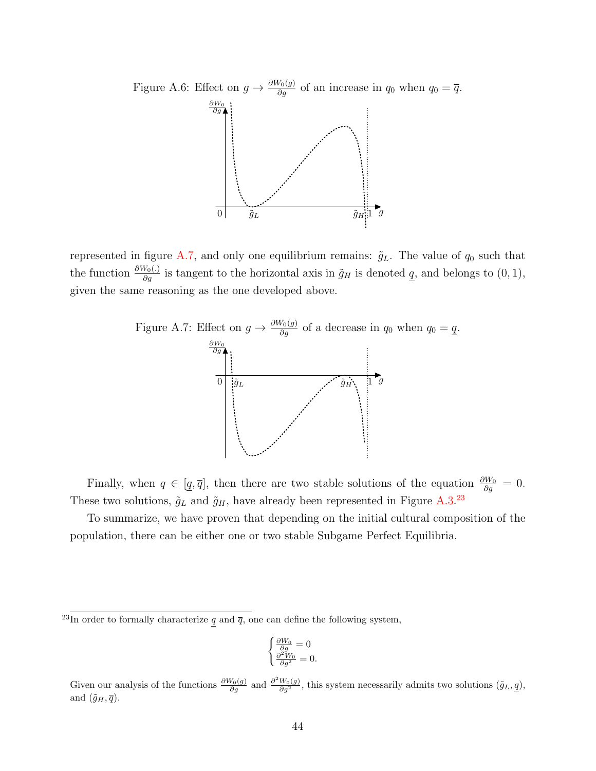Figure A.6: Effect on $g \to \frac{\partial W_0(g)}{\partial g}$ of an increase in $q_0$ when $q_0 = \overline{q}$.

$\frac{\partial W_0}{\partial g}$

0

$\tilde{g}_L$

$\tilde{g}_H$ 1 $g$

represented in figure A.7, and only one equilibrium remains: $\tilde{g}_L$. The value of $q_0$ such that the function $\frac{\partial W_0(.)}{\partial g}$ is tangent to the horizontal axis in $\tilde{g}_H$ is denoted $\underline{q}$, and belongs to $(0, 1)$, given the same reasoning as the one developed above.

Figure A.7: Effect on $g \to \frac{\partial W_0(g)}{\partial g}$ of a decrease in $q_0$ when $q_0 = \underline{q}$.

$\frac{\partial W_0}{\partial g}$

0 $\tilde{g}_L$

$\tilde{g}_H$

1 $g$

Finally, when $q \in [\underline{q}, \overline{q}]$, then there are two stable solutions of the equation $\frac{\partial W_0}{\partial g} = 0$. These two solutions, $\tilde{g}_L$ and $\tilde{g}_H$, have already been represented in Figure A.3.[23]

To summarize, we have proven that depending on the initial cultural composition of the population, there can be either one or two stable Subgame Perfect Equilibria.

[23] In order to formally characterize $\underline{q}$ and $\overline{q}$, one can define the following system,

$$\begin{cases} \frac{\partial W_0}{\partial g} = 0 \\ \frac{\partial^2 W_0}{\partial g^2} = 0. \end{cases}$$

Given our analysis of the functions $\frac{\partial W_0(g)}{\partial g}$ and $\frac{\partial^2 W_0(g)}{\partial g^2}$, this system necessarily admits two solutions $(\tilde{g}_L, \underline{q})$, and $(\tilde{g}_H, \overline{q})$.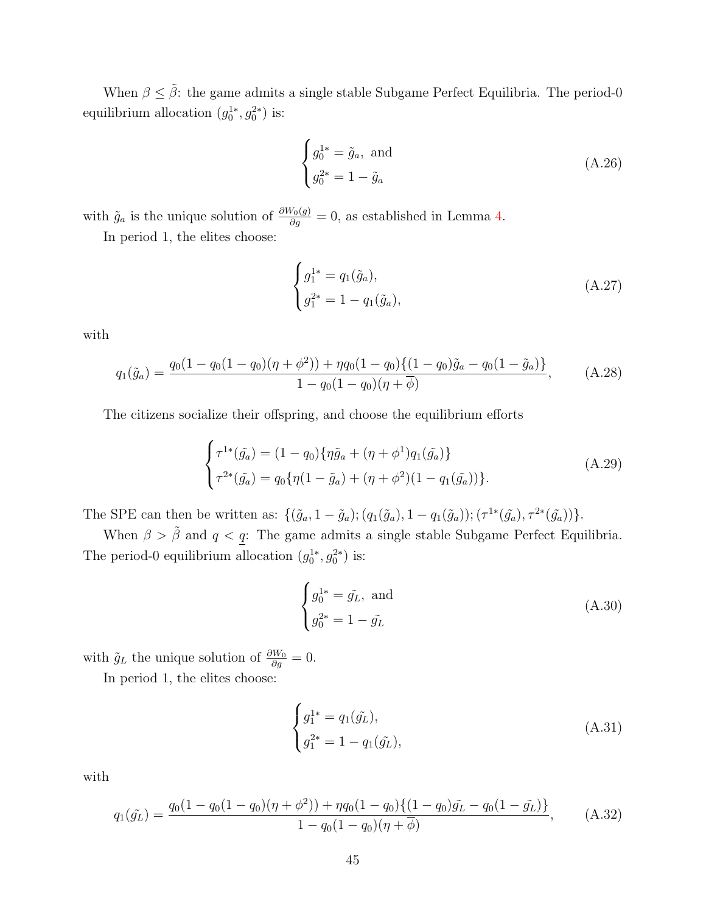When $\beta \leq \tilde{\beta}$: the game admits a single stable Subgame Perfect Equilibria. The period-0 equilibrium allocation $(g_0^{1*}, g_0^{2*})$ is:

$$\begin{cases} g_0^{1*} = \tilde{g}_a, \text{ and} \\ g_0^{2*} = 1 - \tilde{g}_a \end{cases} \tag{A.26}$$

with $\tilde{g}_a$ is the unique solution of $\frac{\partial W_0(g)}{\partial g} = 0$, as established in Lemma 4.

In period 1, the elites choose:

$$\begin{cases} g_1^{1*} = q_1(\tilde{g}_a), \\ g_1^{2*} = 1 - q_1(\tilde{g}_a), \end{cases} \tag{A.27}$$

with

$$q_1(\tilde{g}_a) = \frac{q_0(1 - q_0(1-q_0)(\eta + \phi^2)) + \eta q_0(1-q_0)\{(1-q_0)\tilde{g}_a - q_0(1-\tilde{g}_a)\}}{1 - q_0(1-q_0)(\eta + \overline{\phi})}, \tag{A.28}$$

The citizens socialize their offspring, and choose the equilibrium efforts

$$\begin{cases} \tau^{1*}(\tilde{g}_a) = (1-q_0)\{\eta\tilde{g}_a + (\eta + \phi^1)q_1(\tilde{g}_a)\} \\ \tau^{2*}(\tilde{g}_a) = q_0\{\eta(1-\tilde{g}_a) + (\eta + \phi^2)(1 - q_1(\tilde{g}_a))\}. \end{cases} \tag{A.29}$$

The SPE can then be written as: $\{(\tilde{g}_a, 1-\tilde{g}_a); (q_1(\tilde{g}_a), 1 - q_1(\tilde{g}_a)); (\tau^{1*}(\tilde{g}_a), \tau^{2*}(\tilde{g}_a))\}$.

When $\beta > \tilde{\beta}$ and $q < \underline{q}$: The game admits a single stable Subgame Perfect Equilibria. The period-0 equilibrium allocation $(g_0^{1*}, g_0^{2*})$ is:

$$\begin{cases} g_0^{1*} = \tilde{g_L}, \text{ and} \\ g_0^{2*} = 1 - \tilde{g_L} \end{cases} \tag{A.30}$$

with $\tilde{g}_L$ the unique solution of $\frac{\partial W_0}{\partial g} = 0$.

In period 1, the elites choose:

$$\begin{cases} g_1^{1*} = q_1(\tilde{g_L}), \\ g_1^{2*} = 1 - q_1(\tilde{g_L}), \end{cases} \tag{A.31}$$

with

$$q_1(\tilde{g_L}) = \frac{q_0(1 - q_0(1-q_0)(\eta + \phi^2)) + \eta q_0(1-q_0)\{(1-q_0)\tilde{g_L} - q_0(1-\tilde{g_L})\}}{1 - q_0(1-q_0)(\eta + \overline{\phi})}, \tag{A.32}$$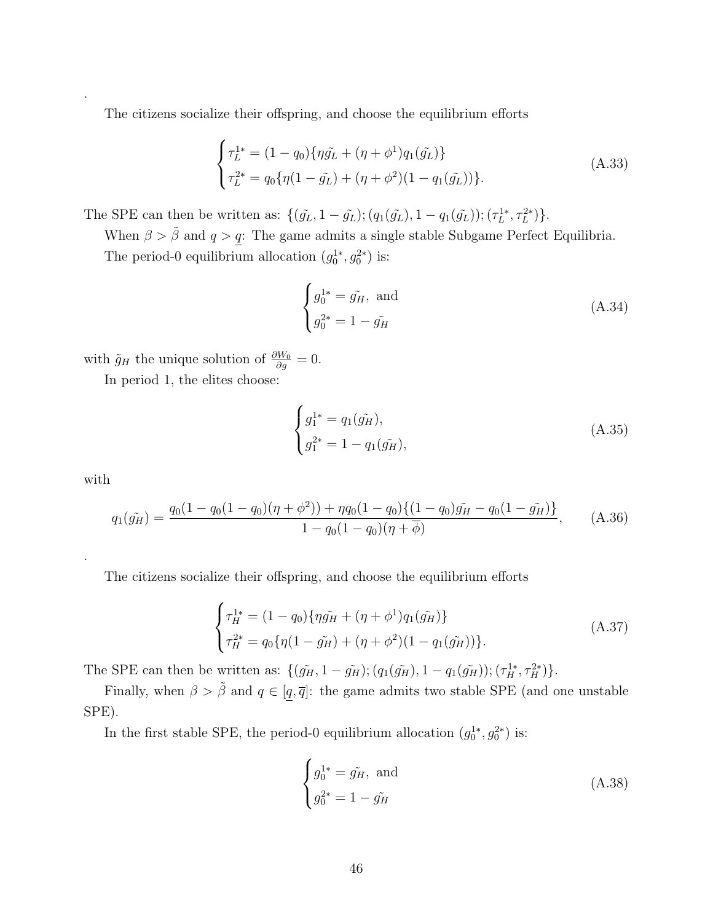.

The citizens socialize their offspring, and choose the equilibrium efforts

$$\begin{cases} \tau_L^{1*} = (1-q_0)\{\eta \tilde{g_L} + (\eta+\phi^1) q_1(\tilde{g_L})\} \\ \tau_L^{2*} = q_0\{\eta(1-\tilde{g_L}) + (\eta+\phi^2)(1-q_1(\tilde{g_L}))\}. \end{cases} \tag{A.33}$$

The SPE can then be written as: $\{(\tilde{g_L}, 1-\tilde{g_L}); (q_1(\tilde{g_L}), 1-q_1(\tilde{g_L})); (\tau_L^{1*}, \tau_L^{2*})\}$.

When $\beta > \tilde{\beta}$ and $q > \underline{q}$: The game admits a single stable Subgame Perfect Equilibria.

The period-0 equilibrium allocation $(g_0^{1*}, g_0^{2*})$ is:

$$\begin{cases} g_0^{1*} = \tilde{g_H}, \text{ and} \\ g_0^{2*} = 1 - \tilde{g_H} \end{cases} \tag{A.34}$$

with $\tilde{g}_H$ the unique solution of $\frac{\partial W_0}{\partial g} = 0$.

In period 1, the elites choose:

$$\begin{cases} g_1^{1*} = q_1(\tilde{g_H}), \\ g_1^{2*} = 1 - q_1(\tilde{g_H}), \end{cases} \tag{A.35}$$

with

$$q_1(\tilde{g_H}) = \frac{q_0(1 - q_0(1-q_0)(\eta+\phi^2)) + \eta q_0(1-q_0)\{(1-q_0)\tilde{g_H} - q_0(1-\tilde{g_H})\}}{1 - q_0(1-q_0)(\eta+\overline{\phi})}, \tag{A.36}$$

.

The citizens socialize their offspring, and choose the equilibrium efforts

$$\begin{cases} \tau_H^{1*} = (1-q_0)\{\eta \tilde{g_H} + (\eta+\phi^1) q_1(\tilde{g_H})\} \\ \tau_H^{2*} = q_0\{\eta(1-\tilde{g_H}) + (\eta+\phi^2)(1-q_1(\tilde{g_H}))\}. \end{cases} \tag{A.37}$$

The SPE can then be written as: $\{(\tilde{g_H}, 1-\tilde{g_H}); (q_1(\tilde{g_H}), 1-q_1(\tilde{g_H})); (\tau_H^{1*}, \tau_H^{2*})\}$.

Finally, when $\beta > \tilde{\beta}$ and $q \in [\underline{q}, \overline{q}]$: the game admits two stable SPE (and one unstable SPE).

In the first stable SPE, the period-0 equilibrium allocation $(g_0^{1*}, g_0^{2*})$ is:

$$\begin{cases} g_0^{1*} = \tilde{g_H}, \text{ and} \\ g_0^{2*} = 1 - \tilde{g_H} \end{cases} \tag{A.38}$$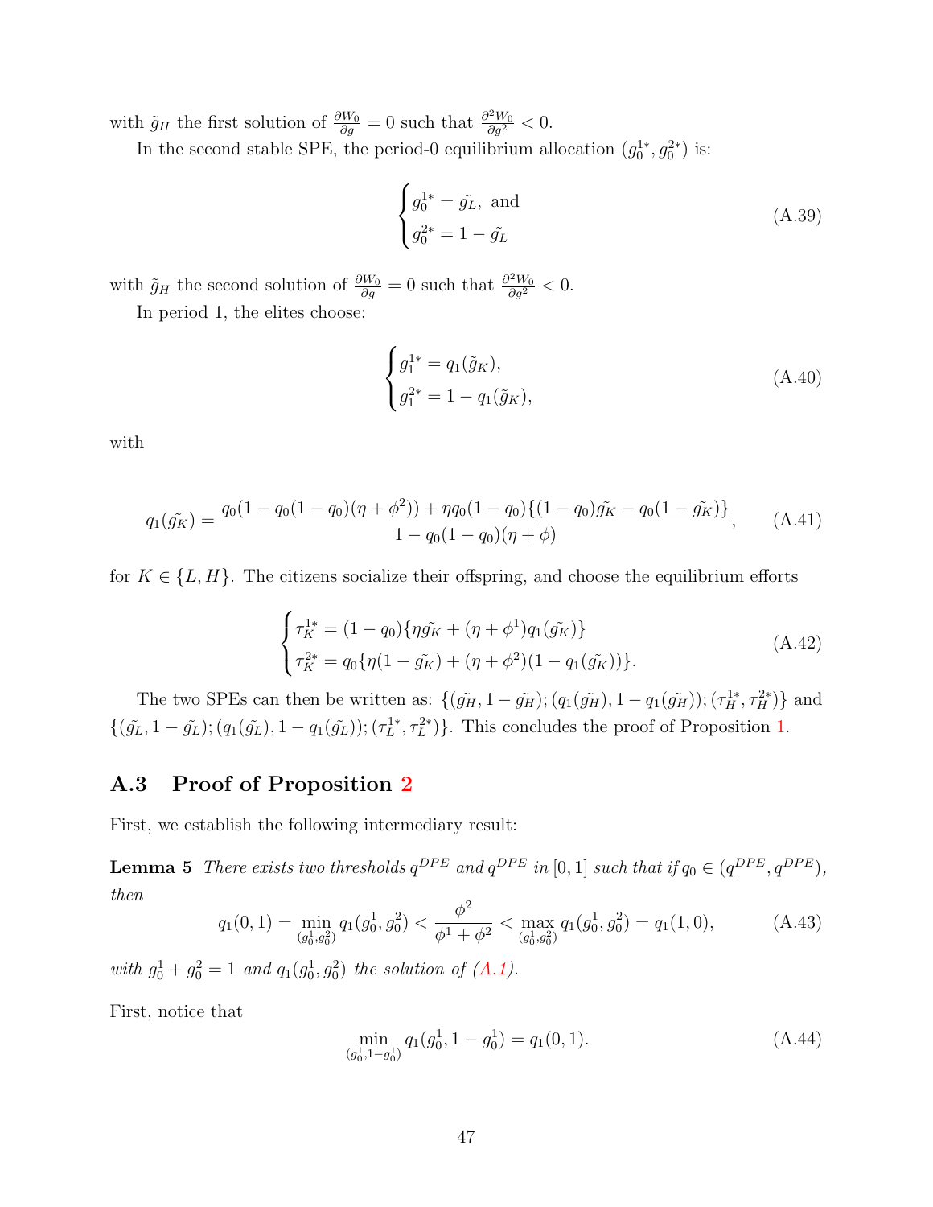with $\tilde{g}_H$ the first solution of $\frac{\partial W_0}{\partial g} = 0$ such that $\frac{\partial^2 W_0}{\partial g^2} < 0$.

In the second stable SPE, the period-0 equilibrium allocation $(g_0^{1*}, g_0^{2*})$ is:

$$\begin{cases} g_0^{1*} = \tilde{g_L}, \text{ and} \\ g_0^{2*} = 1 - \tilde{g_L} \end{cases} \tag{A.39}$$

with $\tilde{g}_H$ the second solution of $\frac{\partial W_0}{\partial g} = 0$ such that $\frac{\partial^2 W_0}{\partial g^2} < 0$.

In period 1, the elites choose:

$$\begin{cases} g_1^{1*} = q_1(\tilde{g}_K), \\ g_1^{2*} = 1 - q_1(\tilde{g}_K), \end{cases} \tag{A.40}$$

with

$$q_1(\tilde{g_K}) = \frac{q_0(1 - q_0(1-q_0)(\eta + \phi^2)) + \eta q_0(1-q_0)\{(1-q_0)\tilde{g_K} - q_0(1-\tilde{g_K})\}}{1 - q_0(1-q_0)(\eta + \overline{\phi})}, \tag{A.41}$$

for $K \in \{L, H\}$. The citizens socialize their offspring, and choose the equilibrium efforts

$$\begin{cases} \tau_K^{1*} = (1-q_0)\{\eta\tilde{g_K} + (\eta + \phi^1)q_1(\tilde{g_K})\} \\ \tau_K^{2*} = q_0\{\eta(1-\tilde{g_K}) + (\eta+\phi^2)(1-q_1(\tilde{g_K}))\}. \end{cases} \tag{A.42}$$

The two SPEs can then be written as: $\{(\tilde{g_H}, 1-\tilde{g_H}); (q_1(\tilde{g_H}), 1-q_1(\tilde{g_H})); (\tau_H^{1*}, \tau_H^{2*})\}$ and $\{(\tilde{g_L}, 1-\tilde{g_L}); (q_1(\tilde{g_L}), 1-q_1(\tilde{g_L})); (\tau_L^{1*}, \tau_L^{2*})\}$. This concludes the proof of Proposition 1.

## A.3 Proof of Proposition 2

First, we establish the following intermediary result:

**Lemma 5** *There exists two thresholds $\underline{q}^{DPE}$ and $\overline{q}^{DPE}$ in $[0,1]$ such that if $q_0 \in (\underline{q}^{DPE}, \overline{q}^{DPE})$, then*

$$q_1(0,1) = \min_{(g_0^1, g_0^2)} q_1(g_0^1, g_0^2) < \frac{\phi^2}{\phi^1 + \phi^2} < \max_{(g_0^1, g_0^2)} q_1(g_0^1, g_0^2) = q_1(1,0), \tag{A.43}$$

*with $g_0^1 + g_0^2 = 1$ and $q_1(g_0^1, g_0^2)$ the solution of (A.1).*

First, notice that

$$\min_{(g_0^1, 1-g_0^1)} q_1(g_0^1, 1-g_0^1) = q_1(0,1). \tag{A.44}$$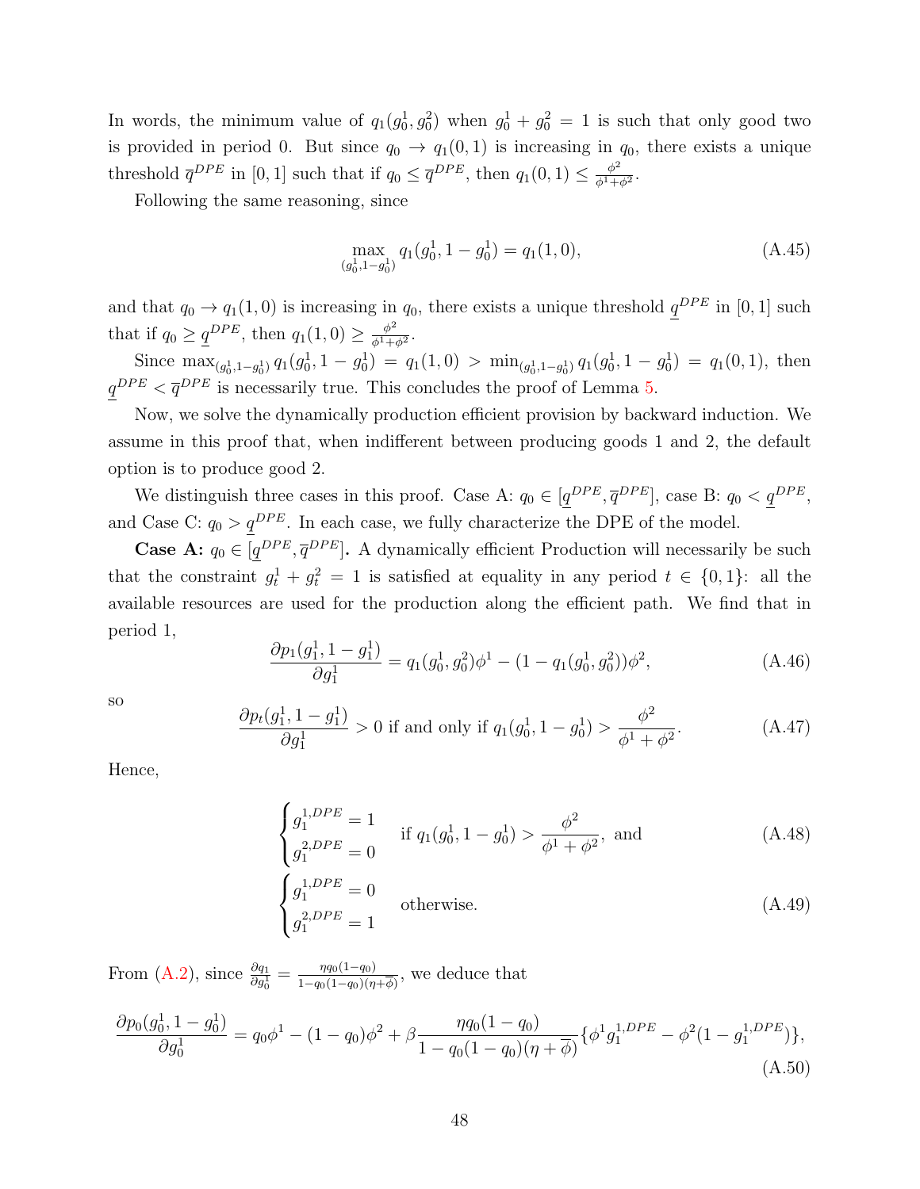In words, the minimum value of $q_1(g_0^1, g_0^2)$ when $g_0^1 + g_0^2 = 1$ is such that only good two is provided in period 0. But since $q_0 \to q_1(0,1)$ is increasing in $q_0$, there exists a unique threshold $\overline{q}^{DPE}$ in $[0,1]$ such that if $q_0 \leq \overline{q}^{DPE}$, then $q_1(0,1) \leq \frac{\phi^2}{\phi^1+\phi^2}$.

Following the same reasoning, since

$$\max_{(g_0^1, 1-g_0^1)} q_1(g_0^1, 1-g_0^1) = q_1(1,0), \tag{A.45}$$

and that $q_0 \to q_1(1,0)$ is increasing in $q_0$, there exists a unique threshold $\underline{q}^{DPE}$ in $[0,1]$ such that if $q_0 \geq \underline{q}^{DPE}$, then $q_1(1,0) \geq \frac{\phi^2}{\phi^1+\phi^2}$.

Since $\max_{(g_0^1,1-g_0^1)} q_1(g_0^1, 1-g_0^1) = q_1(1,0) > \min_{(g_0^1,1-g_0^1)} q_1(g_0^1, 1-g_0^1) = q_1(0,1)$, then $\underline{q}^{DPE} < \overline{q}^{DPE}$ is necessarily true. This concludes the proof of Lemma 5.

Now, we solve the dynamically production efficient provision by backward induction. We assume in this proof that, when indifferent between producing goods 1 and 2, the default option is to produce good 2.

We distinguish three cases in this proof. Case A: $q_0 \in [\underline{q}^{DPE}, \overline{q}^{DPE}]$, case B: $q_0 < \underline{q}^{DPE}$, and Case C: $q_0 > \underline{q}^{DPE}$. In each case, we fully characterize the DPE of the model.

**Case A:** $q_0 \in [\underline{q}^{DPE}, \overline{q}^{DPE}]$**.** A dynamically efficient Production will necessarily be such that the constraint $g_t^1 + g_t^2 = 1$ is satisfied at equality in any period $t \in \{0,1\}$: all the available resources are used for the production along the efficient path. We find that in period 1,

$$\frac{\partial p_1(g_1^1, 1-g_1^1)}{\partial g_1^1} = q_1(g_0^1, g_0^2)\phi^1 - (1 - q_1(g_0^1, g_0^2))\phi^2, \tag{A.46}$$

so

$$\frac{\partial p_t(g_1^1, 1-g_1^1)}{\partial g_1^1} > 0 \text{ if and only if } q_1(g_0^1, 1-g_0^1) > \frac{\phi^2}{\phi^1+\phi^2}. \tag{A.47}$$

Hence,

$$\begin{cases} g_1^{1,DPE} = 1 \\ g_1^{2,DPE} = 0 \end{cases} \quad \text{if } q_1(g_0^1, 1-g_0^1) > \frac{\phi^2}{\phi^1+\phi^2}, \text{ and} \tag{A.48}$$

$$\begin{cases} g_1^{1,DPE} = 0 \\ g_1^{2,DPE} = 1 \end{cases} \quad \text{otherwise.} \tag{A.49}$$

From (A.2), since $\frac{\partial q_1}{\partial g_0^1} = \frac{\eta q_0(1-q_0)}{1-q_0(1-q_0)(\eta+\overline{\phi})}$, we deduce that

$$\frac{\partial p_0(g_0^1, 1-g_0^1)}{\partial g_0^1} = q_0\phi^1 - (1-q_0)\phi^2 + \beta\frac{\eta q_0(1-q_0)}{1-q_0(1-q_0)(\eta+\overline{\phi})}\{\phi^1 g_1^{1,DPE} - \phi^2(1-g_1^{1,DPE})\}, \tag{A.50}$$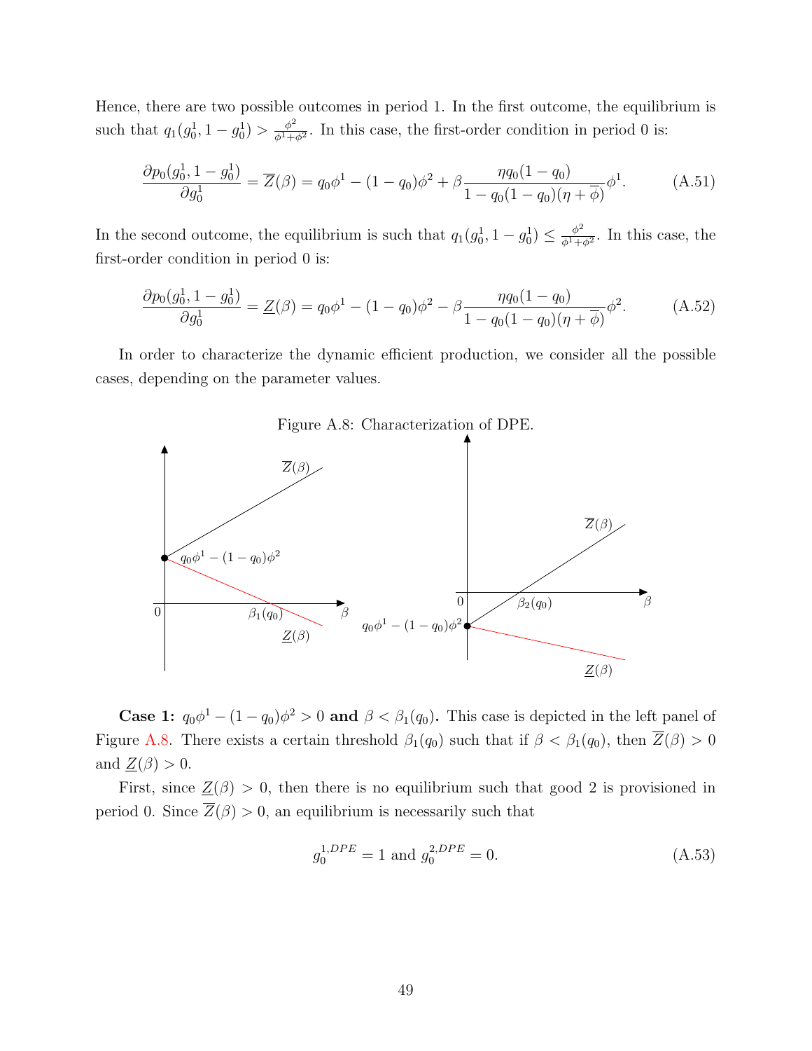Hence, there are two possible outcomes in period 1. In the first outcome, the equilibrium is such that $q_1(g_0^1, 1-g_0^1) > \frac{\phi^2}{\phi^1+\phi^2}$. In this case, the first-order condition in period 0 is:

$$\frac{\partial p_0(g_0^1, 1-g_0^1)}{\partial g_0^1} = \overline{Z}(\beta) = q_0\phi^1 - (1-q_0)\phi^2 + \beta \frac{\eta q_0(1-q_0)}{1-q_0(1-q_0)(\eta+\overline{\phi})}\phi^1. \tag{A.51}$$

In the second outcome, the equilibrium is such that $q_1(g_0^1, 1-g_0^1) \leq \frac{\phi^2}{\phi^1+\phi^2}$. In this case, the first-order condition in period 0 is:

$$\frac{\partial p_0(g_0^1, 1-g_0^1)}{\partial g_0^1} = \underline{Z}(\beta) = q_0\phi^1 - (1-q_0)\phi^2 - \beta \frac{\eta q_0(1-q_0)}{1-q_0(1-q_0)(\eta+\overline{\phi})}\phi^2. \tag{A.52}$$

In order to characterize the dynamic efficient production, we consider all the possible cases, depending on the parameter values.

Figure A.8: Characterization of DPE.

$\overline{Z}(\beta)$

$q_0\phi^1 - (1-q_0)\phi^2$

0

$\beta_1(q_0)$

$\beta$

$\underline{Z}(\beta)$

$\overline{Z}(\beta)$

0

$\beta_2(q_0)$

$\beta$

$q_0\phi^1 - (1-q_0)\phi^2$

$\underline{Z}(\beta)$

**Case 1:** $q_0\phi^1 - (1-q_0)\phi^2 > 0$ **and** $\beta < \beta_1(q_0)$**.** This case is depicted in the left panel of Figure A.8. There exists a certain threshold $\beta_1(q_0)$ such that if $\beta < \beta_1(q_0)$, then $\overline{Z}(\beta) > 0$ and $\underline{Z}(\beta) > 0$.

First, since $\underline{Z}(\beta) > 0$, then there is no equilibrium such that good 2 is provisioned in period 0. Since $\overline{Z}(\beta) > 0$, an equilibrium is necessarily such that

$$g_0^{1,DPE} = 1 \text{ and } g_0^{2,DPE} = 0. \tag{A.53}$$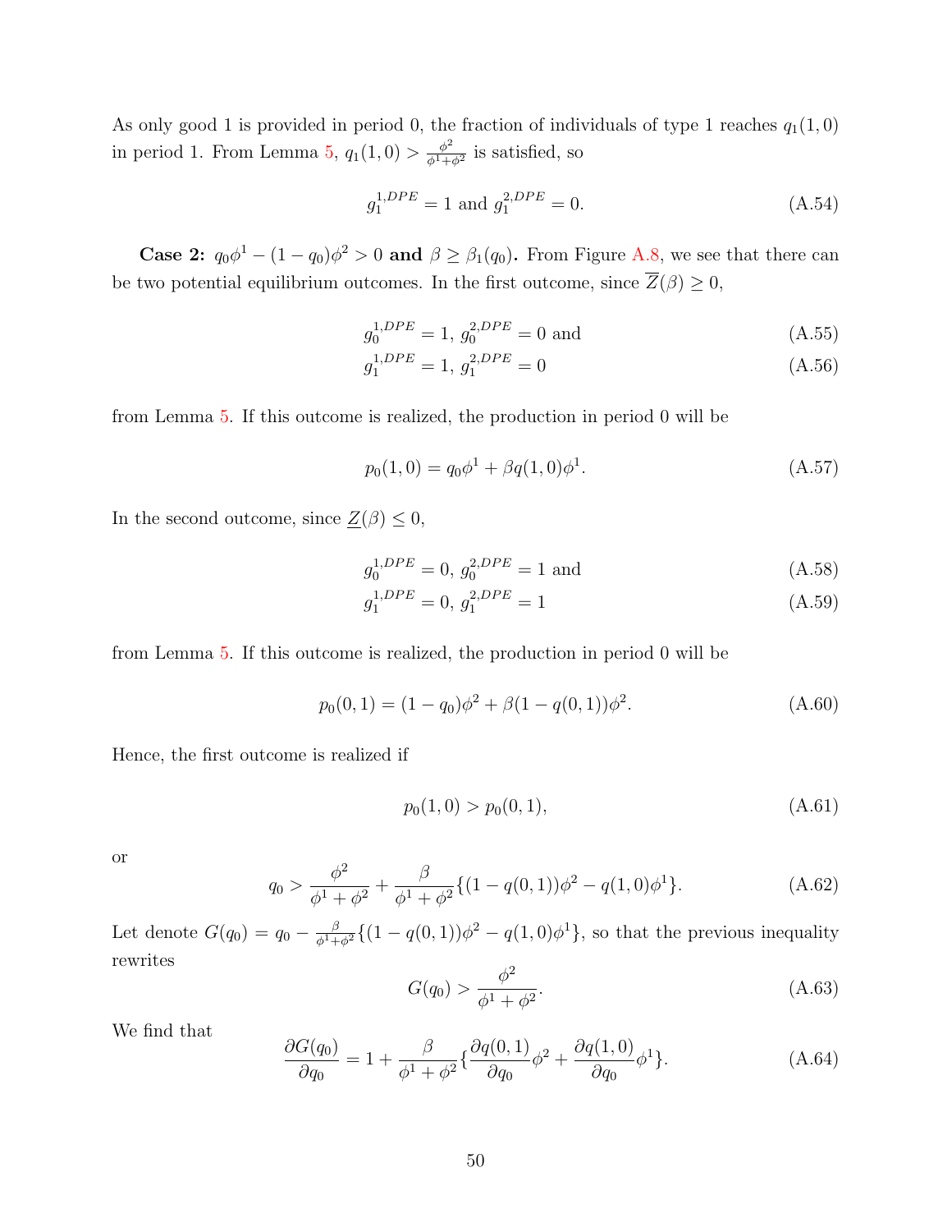As only good 1 is provided in period 0, the fraction of individuals of type 1 reaches $q_1(1,0)$ in period 1. From Lemma 5, $q_1(1,0) > \frac{\phi^2}{\phi^1+\phi^2}$ is satisfied, so

$$g_1^{1,DPE} = 1 \text{ and } g_1^{2,DPE} = 0. \tag{A.54}$$

**Case 2: $q_0\phi^1 - (1-q_0)\phi^2 > 0$ and $\beta \geq \beta_1(q_0)$.** From Figure A.8, we see that there can be two potential equilibrium outcomes. In the first outcome, since $\overline{Z}(\beta) \geq 0$,

$$g_0^{1,DPE} = 1,\ g_0^{2,DPE} = 0 \text{ and} \tag{A.55}$$

$$g_1^{1,DPE} = 1,\ g_1^{2,DPE} = 0 \tag{A.56}$$

from Lemma 5. If this outcome is realized, the production in period 0 will be

$$p_0(1,0) = q_0\phi^1 + \beta q(1,0)\phi^1. \tag{A.57}$$

In the second outcome, since $\underline{Z}(\beta) \leq 0$,

$$g_0^{1,DPE} = 0,\ g_0^{2,DPE} = 1 \text{ and} \tag{A.58}$$

$$g_1^{1,DPE} = 0,\ g_1^{2,DPE} = 1 \tag{A.59}$$

from Lemma 5. If this outcome is realized, the production in period 0 will be

$$p_0(0,1) = (1-q_0)\phi^2 + \beta(1-q(0,1))\phi^2. \tag{A.60}$$

Hence, the first outcome is realized if

$$p_0(1,0) > p_0(0,1), \tag{A.61}$$

or

$$q_0 > \frac{\phi^2}{\phi^1+\phi^2} + \frac{\beta}{\phi^1+\phi^2}\{(1-q(0,1))\phi^2 - q(1,0)\phi^1\}. \tag{A.62}$$

Let denote $G(q_0) = q_0 - \frac{\beta}{\phi^1+\phi^2}\{(1-q(0,1))\phi^2 - q(1,0)\phi^1\}$, so that the previous inequality rewrites

$$G(q_0) > \frac{\phi^2}{\phi^1+\phi^2}. \tag{A.63}$$

We find that

$$\frac{\partial G(q_0)}{\partial q_0} = 1 + \frac{\beta}{\phi^1+\phi^2}\{\frac{\partial q(0,1)}{\partial q_0}\phi^2 + \frac{\partial q(1,0)}{\partial q_0}\phi^1\}. \tag{A.64}$$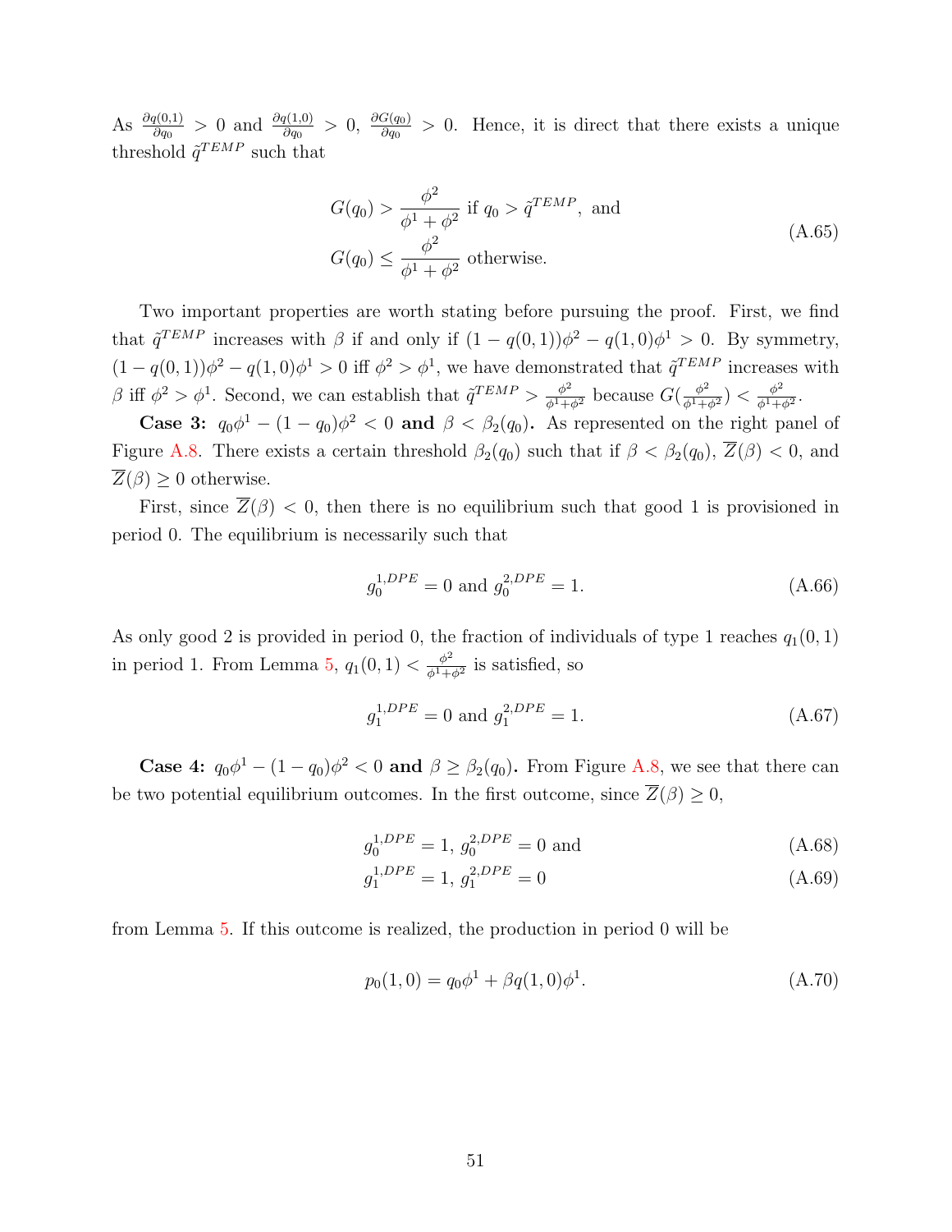As $\frac{\partial q(0,1)}{\partial q_0} > 0$ and $\frac{\partial q(1,0)}{\partial q_0} > 0$, $\frac{\partial G(q_0)}{\partial q_0} > 0$. Hence, it is direct that there exists a unique threshold $\tilde{q}^{TEMP}$ such that

$$
\begin{aligned}
&G(q_0) > \frac{\phi^2}{\phi^1 + \phi^2} \text{ if } q_0 > \tilde{q}^{TEMP}, \text{ and} \\
&G(q_0) \leq \frac{\phi^2}{\phi^1 + \phi^2} \text{ otherwise.}
\end{aligned}
\tag{A.65}
$$

Two important properties are worth stating before pursuing the proof. First, we find that $\tilde{q}^{TEMP}$ increases with $\beta$ if and only if $(1 - q(0,1))\phi^2 - q(1,0)\phi^1 > 0$. By symmetry, $(1 - q(0,1))\phi^2 - q(1,0)\phi^1 > 0$ iff $\phi^2 > \phi^1$, we have demonstrated that $\tilde{q}^{TEMP}$ increases with $\beta$ iff $\phi^2 > \phi^1$. Second, we can establish that $\tilde{q}^{TEMP} > \frac{\phi^2}{\phi^1+\phi^2}$ because $G(\frac{\phi^2}{\phi^1+\phi^2}) < \frac{\phi^2}{\phi^1+\phi^2}$.

**Case 3:** $q_0\phi^1 - (1 - q_0)\phi^2 < 0$ **and** $\beta < \beta_2(q_0)$**.** As represented on the right panel of Figure A.8. There exists a certain threshold $\beta_2(q_0)$ such that if $\beta < \beta_2(q_0)$, $\overline{Z}(\beta) < 0$, and $\overline{Z}(\beta) \geq 0$ otherwise.

First, since $\overline{Z}(\beta) < 0$, then there is no equilibrium such that good 1 is provisioned in period 0. The equilibrium is necessarily such that

$$
g_0^{1,DPE} = 0 \text{ and } g_0^{2,DPE} = 1. \tag{A.66}
$$

As only good 2 is provided in period 0, the fraction of individuals of type 1 reaches $q_1(0,1)$ in period 1. From Lemma 5, $q_1(0,1) < \frac{\phi^2}{\phi^1+\phi^2}$ is satisfied, so

$$
g_1^{1,DPE} = 0 \text{ and } g_1^{2,DPE} = 1. \tag{A.67}
$$

**Case 4:** $q_0\phi^1 - (1 - q_0)\phi^2 < 0$ **and** $\beta \geq \beta_2(q_0)$**.** From Figure A.8, we see that there can be two potential equilibrium outcomes. In the first outcome, since $\overline{Z}(\beta) \geq 0$,

$$
g_0^{1,DPE} = 1,\ g_0^{2,DPE} = 0 \text{ and} \tag{A.68}
$$

$$
g_1^{1,DPE} = 1,\ g_1^{2,DPE} = 0 \tag{A.69}
$$

from Lemma 5. If this outcome is realized, the production in period 0 will be

$$
p_0(1,0) = q_0\phi^1 + \beta q(1,0)\phi^1. \tag{A.70}
$$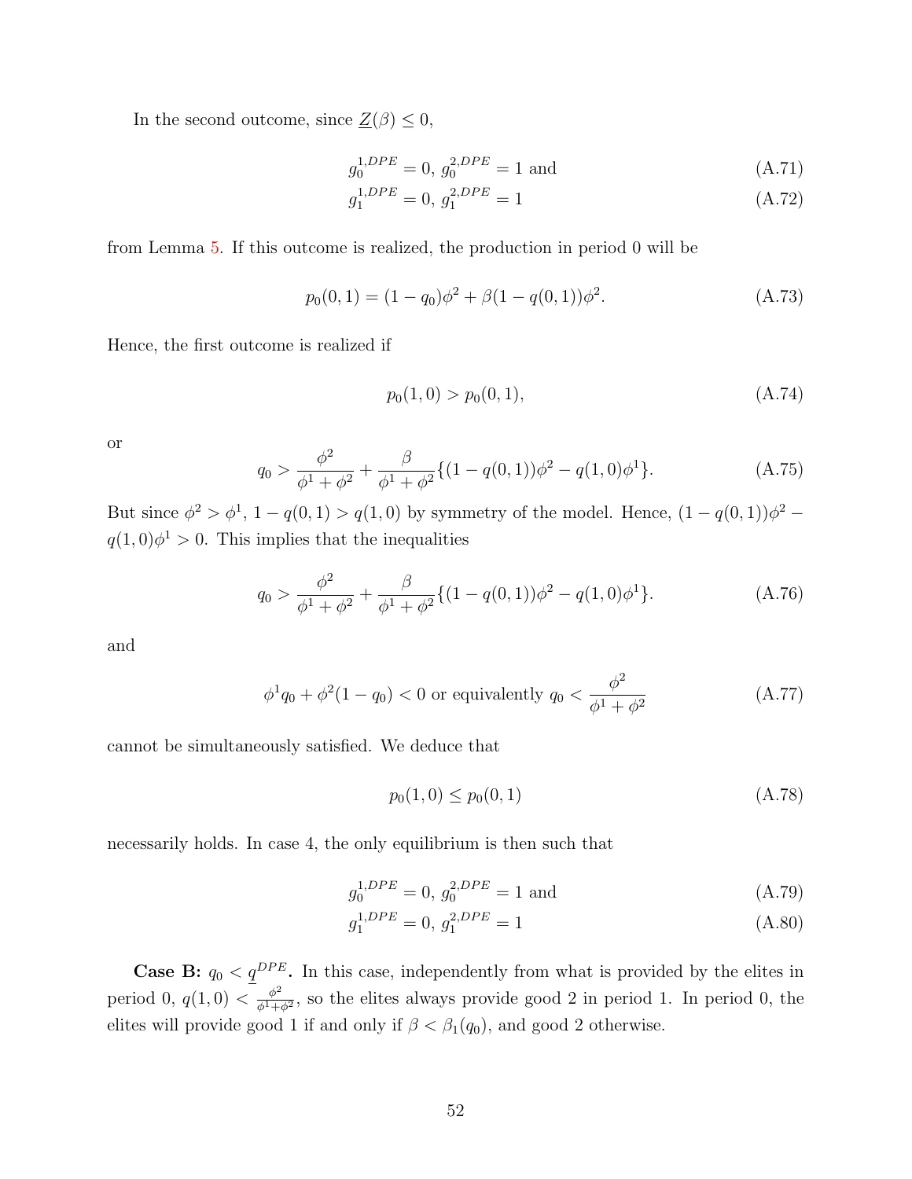In the second outcome, since $\underline{Z}(\beta) \leq 0$,

$$g_0^{1,DPE} = 0,\ g_0^{2,DPE} = 1 \text{ and} \tag{A.71}$$

$$g_1^{1,DPE} = 0,\ g_1^{2,DPE} = 1 \tag{A.72}$$

from Lemma 5. If this outcome is realized, the production in period 0 will be

$$p_0(0,1) = (1-q_0)\phi^2 + \beta(1-q(0,1))\phi^2. \tag{A.73}$$

Hence, the first outcome is realized if

$$p_0(1,0) > p_0(0,1), \tag{A.74}$$

or

$$q_0 > \frac{\phi^2}{\phi^1+\phi^2} + \frac{\beta}{\phi^1+\phi^2}\{(1-q(0,1))\phi^2 - q(1,0)\phi^1\}. \tag{A.75}$$

But since $\phi^2 > \phi^1$, $1-q(0,1) > q(1,0)$ by symmetry of the model. Hence, $(1-q(0,1))\phi^2 - q(1,0)\phi^1 > 0$. This implies that the inequalities

$$q_0 > \frac{\phi^2}{\phi^1+\phi^2} + \frac{\beta}{\phi^1+\phi^2}\{(1-q(0,1))\phi^2 - q(1,0)\phi^1\}. \tag{A.76}$$

and

$$\phi^1 q_0 + \phi^2(1-q_0) < 0 \text{ or equivalently } q_0 < \frac{\phi^2}{\phi^1+\phi^2} \tag{A.77}$$

cannot be simultaneously satisfied. We deduce that

$$p_0(1,0) \leq p_0(0,1) \tag{A.78}$$

necessarily holds. In case 4, the only equilibrium is then such that

$$g_0^{1,DPE} = 0,\ g_0^{2,DPE} = 1 \text{ and} \tag{A.79}$$

$$g_1^{1,DPE} = 0,\ g_1^{2,DPE} = 1 \tag{A.80}$$

**Case B: $q_0 < \underline{q}^{DPE}$.** In this case, independently from what is provided by the elites in period 0, $q(1,0) < \frac{\phi^2}{\phi^1+\phi^2}$, so the elites always provide good 2 in period 1. In period 0, the elites will provide good 1 if and only if $\beta < \beta_1(q_0)$, and good 2 otherwise.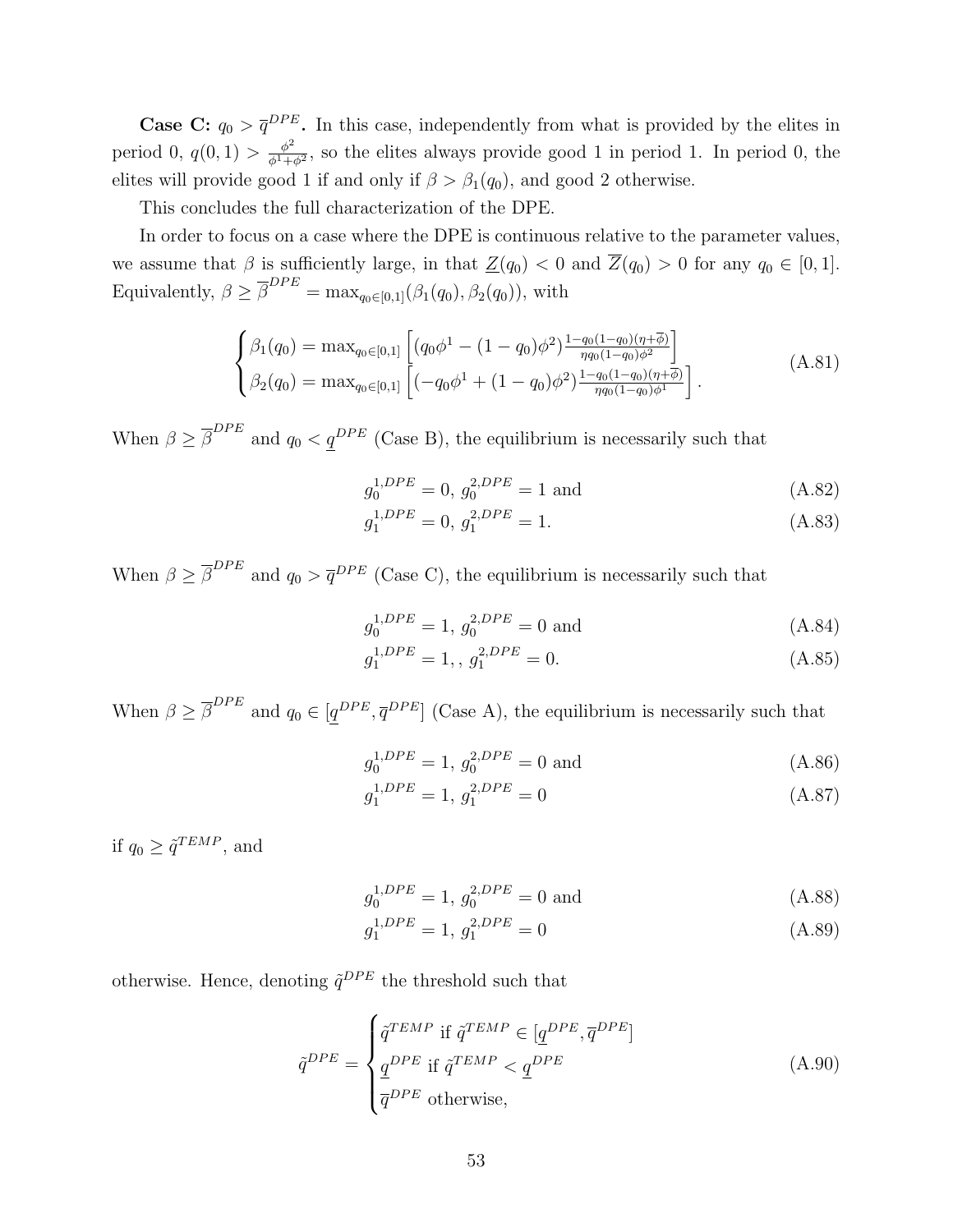**Case C:** $q_0 > \overline{q}^{DPE}$**.** In this case, independently from what is provided by the elites in period 0, $q(0,1) > \frac{\phi^2}{\phi^1+\phi^2}$, so the elites always provide good 1 in period 1. In period 0, the elites will provide good 1 if and only if $\beta > \beta_1(q_0)$, and good 2 otherwise.

This concludes the full characterization of the DPE.

In order to focus on a case where the DPE is continuous relative to the parameter values, we assume that $\beta$ is sufficiently large, in that $\underline{Z}(q_0) < 0$ and $\overline{Z}(q_0) > 0$ for any $q_0 \in [0,1]$. Equivalently, $\beta \geq \overline{\beta}^{DPE} = \max_{q_0 \in [0,1]}(\beta_1(q_0), \beta_2(q_0))$, with

$$\begin{cases} \beta_1(q_0) = \max_{q_0 \in [0,1]} \left[ (q_0\phi^1 - (1-q_0)\phi^2) \frac{1-q_0(1-q_0)(\eta+\overline{\phi})}{\eta q_0(1-q_0)\phi^2} \right] \\ \beta_2(q_0) = \max_{q_0 \in [0,1]} \left[ (-q_0\phi^1 + (1-q_0)\phi^2) \frac{1-q_0(1-q_0)(\eta+\overline{\phi})}{\eta q_0(1-q_0)\phi^1} \right]. \end{cases} \tag{A.81}$$

When $\beta \geq \overline{\beta}^{DPE}$ and $q_0 < \underline{q}^{DPE}$ (Case B), the equilibrium is necessarily such that

$$g_0^{1,DPE} = 0,\ g_0^{2,DPE} = 1 \text{ and} \tag{A.82}$$

$$g_1^{1,DPE} = 0,\ g_1^{2,DPE} = 1. \tag{A.83}$$

When $\beta \geq \overline{\beta}^{DPE}$ and $q_0 > \overline{q}^{DPE}$ (Case C), the equilibrium is necessarily such that

$$g_0^{1,DPE} = 1,\ g_0^{2,DPE} = 0 \text{ and} \tag{A.84}$$

$$g_1^{1,DPE} = 1,,\ g_1^{2,DPE} = 0. \tag{A.85}$$

When $\beta \geq \overline{\beta}^{DPE}$ and $q_0 \in [\underline{q}^{DPE}, \overline{q}^{DPE}]$ (Case A), the equilibrium is necessarily such that

$$g_0^{1,DPE} = 1,\ g_0^{2,DPE} = 0 \text{ and} \tag{A.86}$$

$$g_1^{1,DPE} = 1,\ g_1^{2,DPE} = 0 \tag{A.87}$$

if $q_0 \geq \tilde{q}^{TEMP}$, and

$$g_0^{1,DPE} = 1,\ g_0^{2,DPE} = 0 \text{ and} \tag{A.88}$$

$$g_1^{1,DPE} = 1,\ g_1^{2,DPE} = 0 \tag{A.89}$$

otherwise. Hence, denoting $\tilde{q}^{DPE}$ the threshold such that

$$\tilde{q}^{DPE} = \begin{cases} \tilde{q}^{TEMP} \text{ if } \tilde{q}^{TEMP} \in [\underline{q}^{DPE}, \overline{q}^{DPE}] \\ \underline{q}^{DPE} \text{ if } \tilde{q}^{TEMP} < \underline{q}^{DPE} \\ \overline{q}^{DPE} \text{ otherwise,} \end{cases} \tag{A.90}$$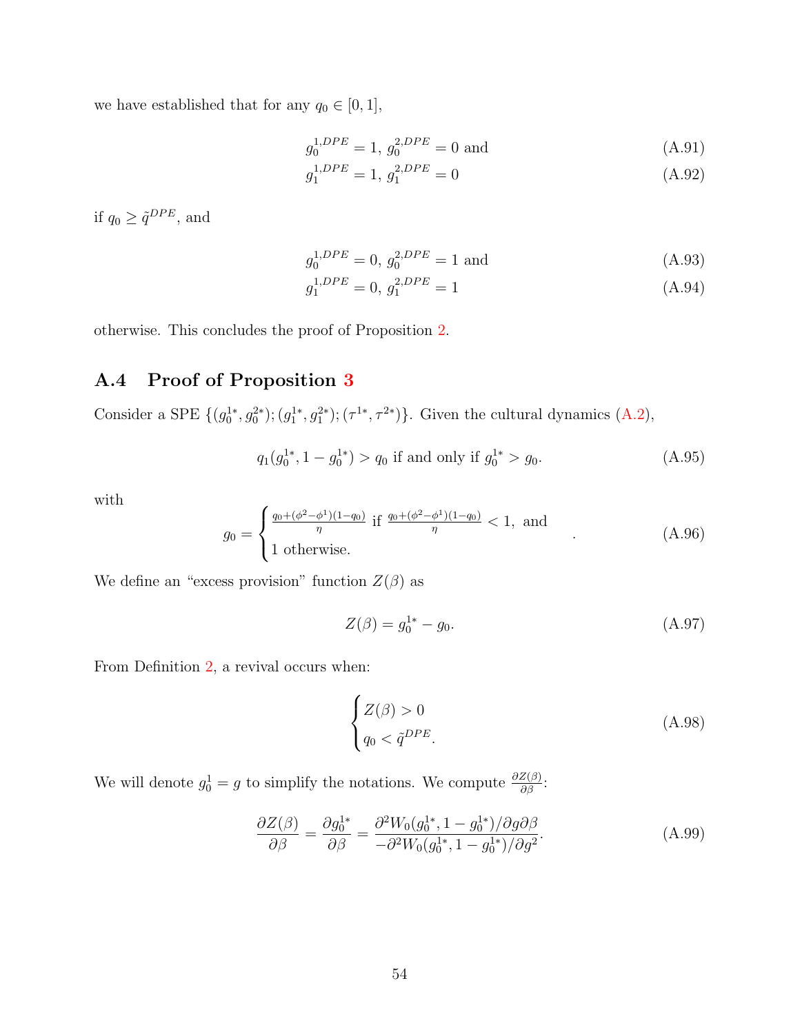we have established that for any $q_0 \in [0,1]$,

$$g_0^{1,DPE} = 1,\ g_0^{2,DPE} = 0 \text{ and} \tag{A.91}$$

$$g_1^{1,DPE} = 1,\ g_1^{2,DPE} = 0 \tag{A.92}$$

if $q_0 \geq \tilde{q}^{DPE}$, and

$$g_0^{1,DPE} = 0,\ g_0^{2,DPE} = 1 \text{ and} \tag{A.93}$$

$$g_1^{1,DPE} = 0,\ g_1^{2,DPE} = 1 \tag{A.94}$$

otherwise. This concludes the proof of Proposition 2.

## A.4 Proof of Proposition 3

Consider a SPE $\{(g_0^{1*}, g_0^{2*}); (g_1^{1*}, g_1^{2*}); (\tau^{1*}, \tau^{2*})\}$. Given the cultural dynamics (A.2),

$$q_1(g_0^{1*}, 1 - g_0^{1*}) > q_0 \text{ if and only if } g_0^{1*} > g_0. \tag{A.95}$$

with

$$g_0 = \begin{cases} \frac{q_0 + (\phi^2 - \phi^1)(1-q_0)}{\eta} \text{ if } \frac{q_0 + (\phi^2 - \phi^1)(1-q_0)}{\eta} < 1, \text{ and} \\ 1 \text{ otherwise.} \end{cases} . \tag{A.96}$$

We define an "excess provision" function $Z(\beta)$ as

$$Z(\beta) = g_0^{1*} - g_0. \tag{A.97}$$

From Definition 2, a revival occurs when:

$$\begin{cases} Z(\beta) > 0 \\ q_0 < \tilde{q}^{DPE}. \end{cases} \tag{A.98}$$

We will denote $g_0^1 = g$ to simplify the notations. We compute $\frac{\partial Z(\beta)}{\partial \beta}$:

$$\frac{\partial Z(\beta)}{\partial \beta} = \frac{\partial g_0^{1*}}{\partial \beta} = \frac{\partial^2 W_0(g_0^{1*}, 1 - g_0^{1*})/\partial g \partial \beta}{-\partial^2 W_0(g_0^{1*}, 1 - g_0^{1*})/\partial g^2}. \tag{A.99}$$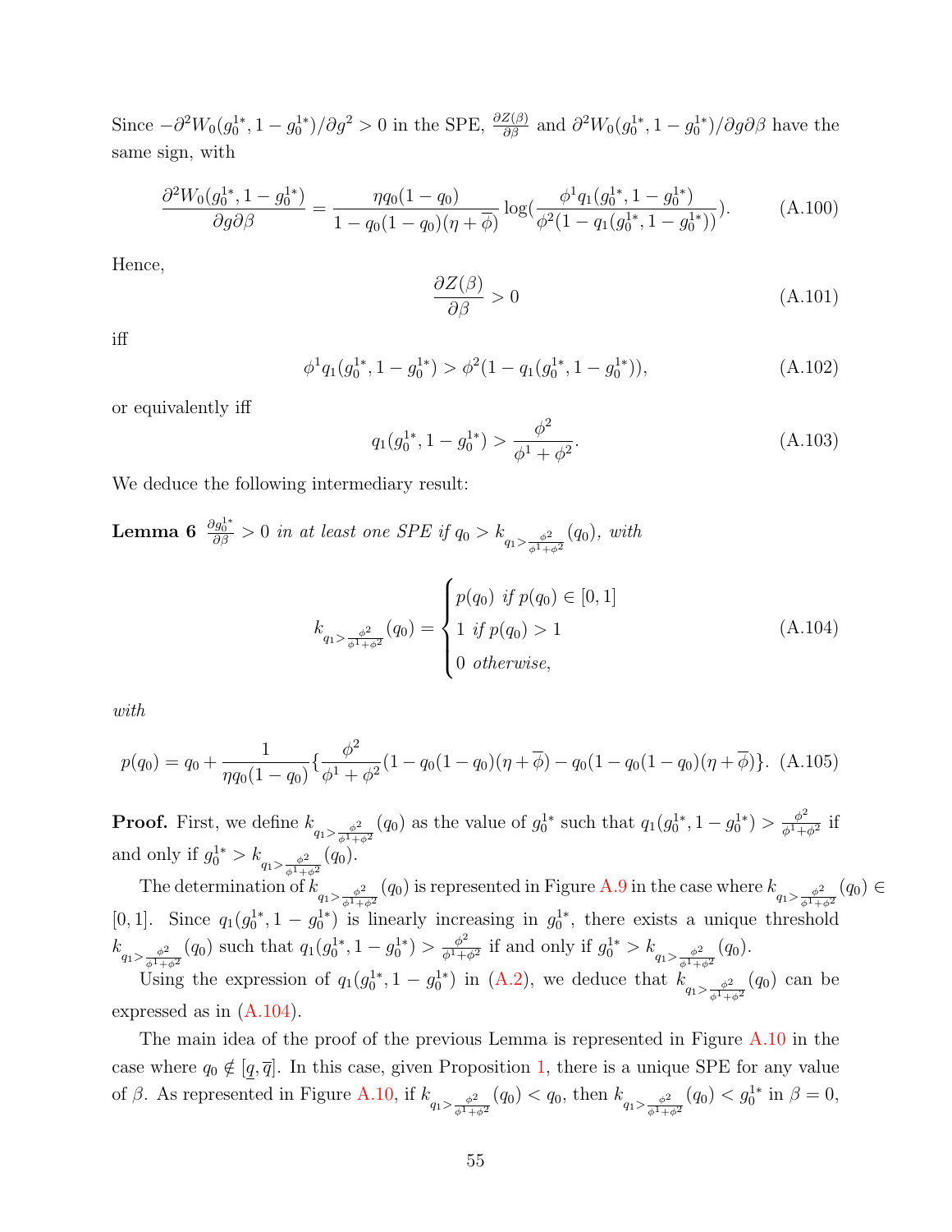Since $-\partial^2 W_0(g_0^{1*}, 1-g_0^{1*})/\partial g^2 > 0$ in the SPE, $\frac{\partial Z(\beta)}{\partial \beta}$ and $\partial^2 W_0(g_0^{1*}, 1-g_0^{1*})/\partial g \partial \beta$ have the same sign, with

$$\frac{\partial^2 W_0(g_0^{1*}, 1-g_0^{1*})}{\partial g \partial \beta} = \frac{\eta q_0(1-q_0)}{1-q_0(1-q_0)(\eta+\overline{\phi})} \log\left(\frac{\phi^1 q_1(g_0^{1*}, 1-g_0^{1*})}{\phi^2(1-q_1(g_0^{1*}, 1-g_0^{1*}))}\right). \tag{A.100}$$

Hence,

$$\frac{\partial Z(\beta)}{\partial \beta} > 0 \tag{A.101}$$

iff

$$\phi^1 q_1(g_0^{1*}, 1-g_0^{1*}) > \phi^2(1-q_1(g_0^{1*}, 1-g_0^{1*})), \tag{A.102}$$

or equivalently iff

$$q_1(g_0^{1*}, 1-g_0^{1*}) > \frac{\phi^2}{\phi^1+\phi^2}. \tag{A.103}$$

We deduce the following intermediary result:

**Lemma 6** *$\frac{\partial g_0^{1*}}{\partial \beta} > 0$ in at least one SPE if $q_0 > k_{q_1 > \frac{\phi^2}{\phi^1+\phi^2}}(q_0)$, with*

$$k_{q_1 > \frac{\phi^2}{\phi^1+\phi^2}}(q_0) = \begin{cases} p(q_0) \ \textit{if}\ p(q_0) \in [0,1] \\ 1 \ \textit{if}\ p(q_0) > 1 \\ 0 \ \textit{otherwise}, \end{cases} \tag{A.104}$$

*with*

$$p(q_0) = q_0 + \frac{1}{\eta q_0(1-q_0)}\left\{\frac{\phi^2}{\phi^1+\phi^2}(1-q_0(1-q_0)(\eta+\overline{\phi}) - q_0(1-q_0(1-q_0)(\eta+\overline{\phi})\right\}. \tag{A.105}$$

**Proof.** First, we define $k_{q_1 > \frac{\phi^2}{\phi^1+\phi^2}}(q_0)$ as the value of $g_0^{1*}$ such that $q_1(g_0^{1*}, 1-g_0^{1*}) > \frac{\phi^2}{\phi^1+\phi^2}$ if and only if $g_0^{1*} > k_{q_1 > \frac{\phi^2}{\phi^1+\phi^2}}(q_0)$.

The determination of $k_{q_1 > \frac{\phi^2}{\phi^1+\phi^2}}(q_0)$ is represented in Figure A.9 in the case where $k_{q_1 > \frac{\phi^2}{\phi^1+\phi^2}}(q_0) \in [0,1]$. Since $q_1(g_0^{1*}, 1-g_0^{1*})$ is linearly increasing in $g_0^{1*}$, there exists a unique threshold $k_{q_1 > \frac{\phi^2}{\phi^1+\phi^2}}(q_0)$ such that $q_1(g_0^{1*}, 1-g_0^{1*}) > \frac{\phi^2}{\phi^1+\phi^2}$ if and only if $g_0^{1*} > k_{q_1 > \frac{\phi^2}{\phi^1+\phi^2}}(q_0)$.

Using the expression of $q_1(g_0^{1*}, 1-g_0^{1*})$ in (A.2), we deduce that $k_{q_1 > \frac{\phi^2}{\phi^1+\phi^2}}(q_0)$ can be expressed as in (A.104).

The main idea of the proof of the previous Lemma is represented in Figure A.10 in the case where $q_0 \notin [\underline{q}, \overline{q}]$. In this case, given Proposition 1, there is a unique SPE for any value of $\beta$. As represented in Figure A.10, if $k_{q_1 > \frac{\phi^2}{\phi^1+\phi^2}}(q_0) < q_0$, then $k_{q_1 > \frac{\phi^2}{\phi^1+\phi^2}}(q_0) < g_0^{1*}$ in $\beta = 0$,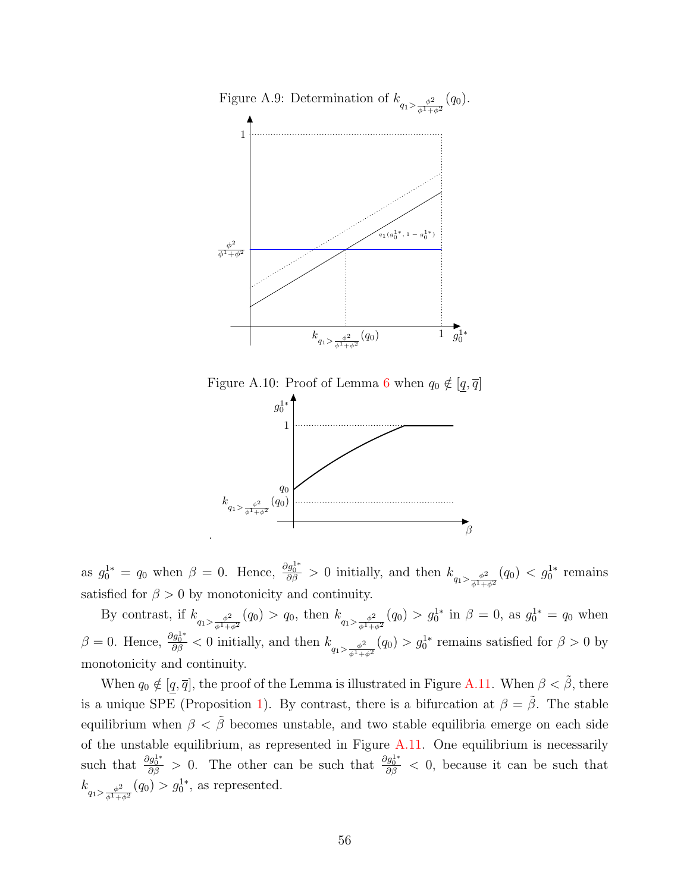Figure A.9: Determination of $k_{q_1 > \frac{\phi^2}{\phi^1+\phi^2}}(q_0)$.

1

$\frac{\phi^2}{\phi^1+\phi^2}$

$q_1(g_0^{1*}, 1 - g_0^{1*})$

$k_{q_1 > \frac{\phi^2}{\phi^1+\phi^2}}(q_0)$

1 $g_0^{1*}$

Figure A.10: Proof of Lemma 6 when $q_0 \notin [\underline{q}, \overline{q}]$

$g_0^{1*}$

1

$q_0$

$k_{q_1 > \frac{\phi^2}{\phi^1+\phi^2}}(q_0)$

$\beta$

.

as $g_0^{1*} = q_0$ when $\beta = 0$. Hence, $\frac{\partial g_0^{1*}}{\partial \beta} > 0$ initially, and then $k_{q_1 > \frac{\phi^2}{\phi^1+\phi^2}}(q_0) < g_0^{1*}$ remains satisfied for $\beta > 0$ by monotonicity and continuity.

By contrast, if $k_{q_1 > \frac{\phi^2}{\phi^1+\phi^2}}(q_0) > q_0$, then $k_{q_1 > \frac{\phi^2}{\phi^1+\phi^2}}(q_0) > g_0^{1*}$ in $\beta = 0$, as $g_0^{1*} = q_0$ when $\beta = 0$. Hence, $\frac{\partial g_0^{1*}}{\partial \beta} < 0$ initially, and then $k_{q_1 > \frac{\phi^2}{\phi^1+\phi^2}}(q_0) > g_0^{1*}$ remains satisfied for $\beta > 0$ by monotonicity and continuity.

When $q_0 \notin [\underline{q}, \overline{q}]$, the proof of the Lemma is illustrated in Figure A.11. When $\beta < \tilde{\beta}$, there is a unique SPE (Proposition 1). By contrast, there is a bifurcation at $\beta = \tilde{\beta}$. The stable equilibrium when $\beta < \tilde{\beta}$ becomes unstable, and two stable equilibria emerge on each side of the unstable equilibrium, as represented in Figure A.11. One equilibrium is necessarily such that $\frac{\partial g_0^{1*}}{\partial \beta} > 0$. The other can be such that $\frac{\partial g_0^{1*}}{\partial \beta} < 0$, because it can be such that $k_{q_1 > \frac{\phi^2}{\phi^1+\phi^2}}(q_0) > g_0^{1*}$, as represented.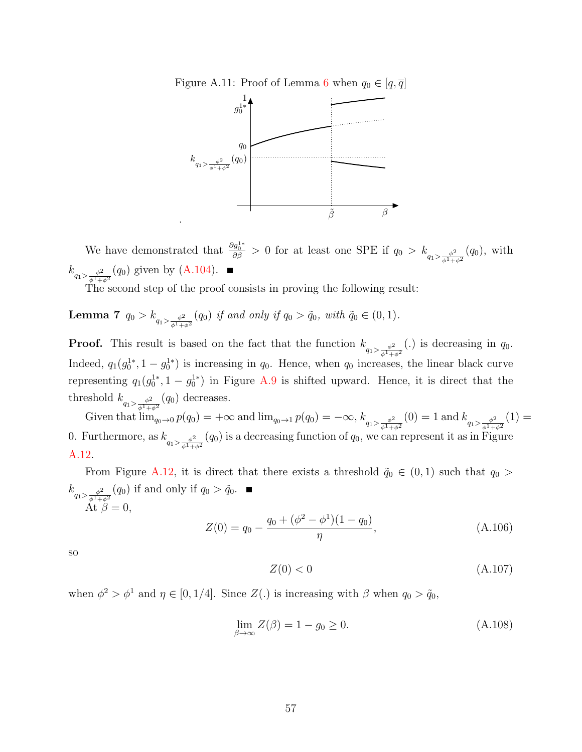Figure A.11: Proof of Lemma 6 when $q_0 \in [\underline{q}, \overline{q}]$

1

$g_0^{1*}$

$q_0$

$k_{q_1 > \frac{\phi^2}{\phi^1+\phi^2}}(q_0)$

$\tilde{\beta}$

$\beta$

.

We have demonstrated that $\frac{\partial g_0^{1*}}{\partial \beta} > 0$ for at least one SPE if $q_0 > k_{q_1 > \frac{\phi^2}{\phi^1+\phi^2}}(q_0)$, with $k_{q_1 > \frac{\phi^2}{\phi^1+\phi^2}}(q_0)$ given by (A.104). ■

The second step of the proof consists in proving the following result:

**Lemma 7** *$q_0 > k_{q_1 > \frac{\phi^2}{\phi^1+\phi^2}}(q_0)$ if and only if $q_0 > \tilde{q}_0$, with $\tilde{q}_0 \in (0, 1)$.*

**Proof.** This result is based on the fact that the function $k_{q_1 > \frac{\phi^2}{\phi^1+\phi^2}}(.)$ is decreasing in $q_0$. Indeed, $q_1(g_0^{1*}, 1 - g_0^{1*})$ is increasing in $q_0$. Hence, when $q_0$ increases, the linear black curve representing $q_1(g_0^{1*}, 1 - g_0^{1*})$ in Figure A.9 is shifted upward. Hence, it is direct that the threshold $k_{q_1 > \frac{\phi^2}{\phi^1+\phi^2}}(q_0)$ decreases.

Given that $\lim_{q_0 \to 0} p(q_0) = +\infty$ and $\lim_{q_0 \to 1} p(q_0) = -\infty$, $k_{q_1 > \frac{\phi^2}{\phi^1+\phi^2}}(0) = 1$ and $k_{q_1 > \frac{\phi^2}{\phi^1+\phi^2}}(1) = 0$. Furthermore, as $k_{q_1 > \frac{\phi^2}{\phi^1+\phi^2}}(q_0)$ is a decreasing function of $q_0$, we can represent it as in Figure A.12.

From Figure A.12, it is direct that there exists a threshold $\tilde{q}_0 \in (0, 1)$ such that $q_0 > k_{q_1 > \frac{\phi^2}{\phi^1+\phi^2}}(q_0)$ if and only if $q_0 > \tilde{q}_0$. ■

At $\beta = 0$,

$$Z(0) = q_0 - \frac{q_0 + (\phi^2 - \phi^1)(1 - q_0)}{\eta}, \tag{A.106}$$

so

$$Z(0) < 0 \tag{A.107}$$

when $\phi^2 > \phi^1$ and $\eta \in [0, 1/4]$. Since $Z(.)$ is increasing with $\beta$ when $q_0 > \tilde{q}_0$,

$$\lim_{\beta \to \infty} Z(\beta) = 1 - g_0 \geq 0. \tag{A.108}$$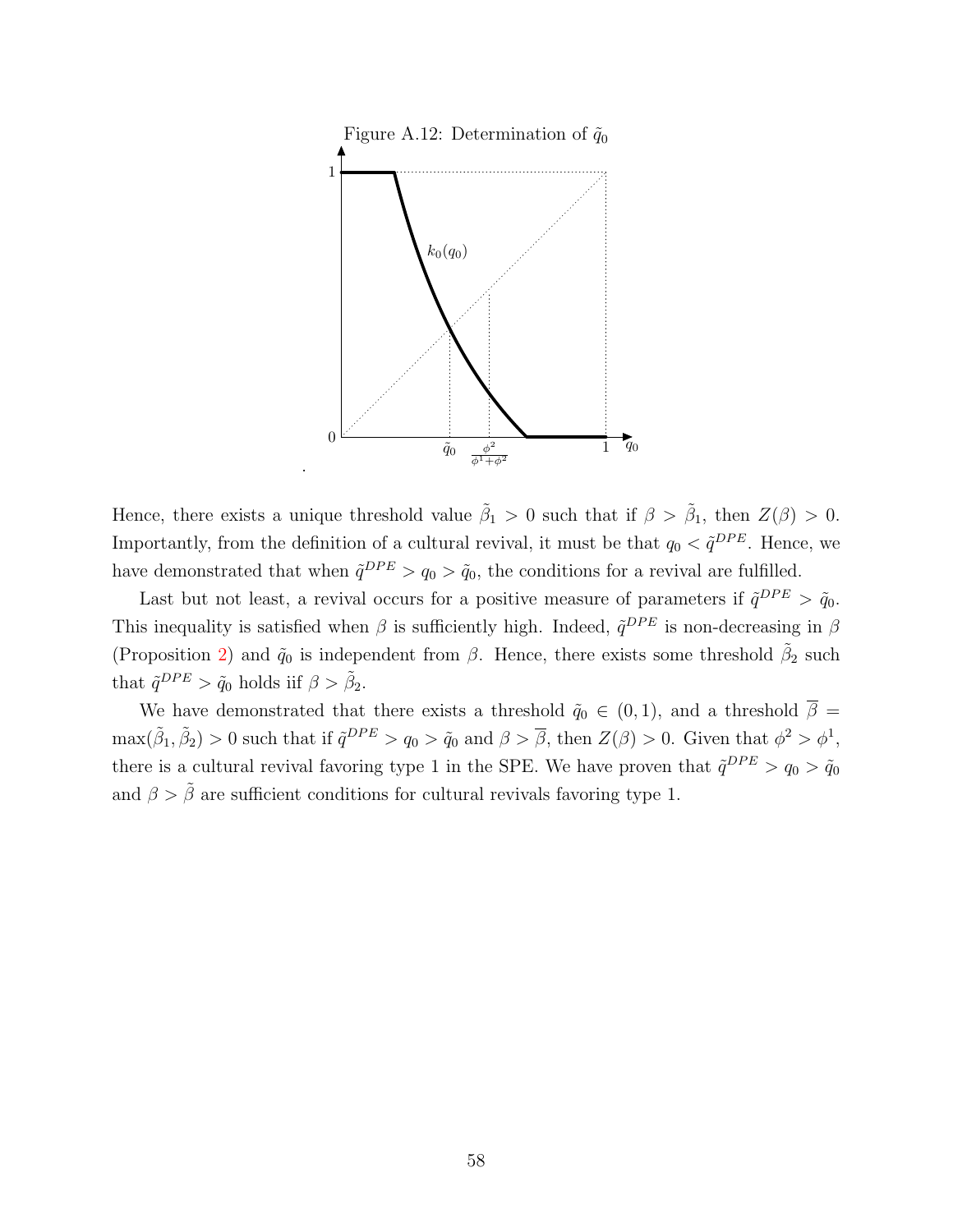Figure A.12: Determination of $\tilde{q}_0$

1

$k_0(q_0)$

0

$\tilde{q}_0$ $\frac{\phi^2}{\phi^1+\phi^2}$ 1 $q_0$

Hence, there exists a unique threshold value $\tilde{\beta}_1 > 0$ such that if $\beta > \tilde{\beta}_1$, then $Z(\beta) > 0$. Importantly, from the definition of a cultural revival, it must be that $q_0 < \tilde{q}^{DPE}$. Hence, we have demonstrated that when $\tilde{q}^{DPE} > q_0 > \tilde{q}_0$, the conditions for a revival are fulfilled.

Last but not least, a revival occurs for a positive measure of parameters if $\tilde{q}^{DPE} > \tilde{q}_0$. This inequality is satisfied when $\beta$ is sufficiently high. Indeed, $\tilde{q}^{DPE}$ is non-decreasing in $\beta$ (Proposition 2) and $\tilde{q}_0$ is independent from $\beta$. Hence, there exists some threshold $\tilde{\beta}_2$ such that $\tilde{q}^{DPE} > \tilde{q}_0$ holds iif $\beta > \tilde{\beta}_2$.

We have demonstrated that there exists a threshold $\tilde{q}_0 \in (0, 1)$, and a threshold $\overline{\beta} = \max(\tilde{\beta}_1, \tilde{\beta}_2) > 0$ such that if $\tilde{q}^{DPE} > q_0 > \tilde{q}_0$ and $\beta > \overline{\beta}$, then $Z(\beta) > 0$. Given that $\phi^2 > \phi^1$, there is a cultural revival favoring type 1 in the SPE. We have proven that $\tilde{q}^{DPE} > q_0 > \tilde{q}_0$ and $\beta > \tilde{\beta}$ are sufficient conditions for cultural revivals favoring type 1.